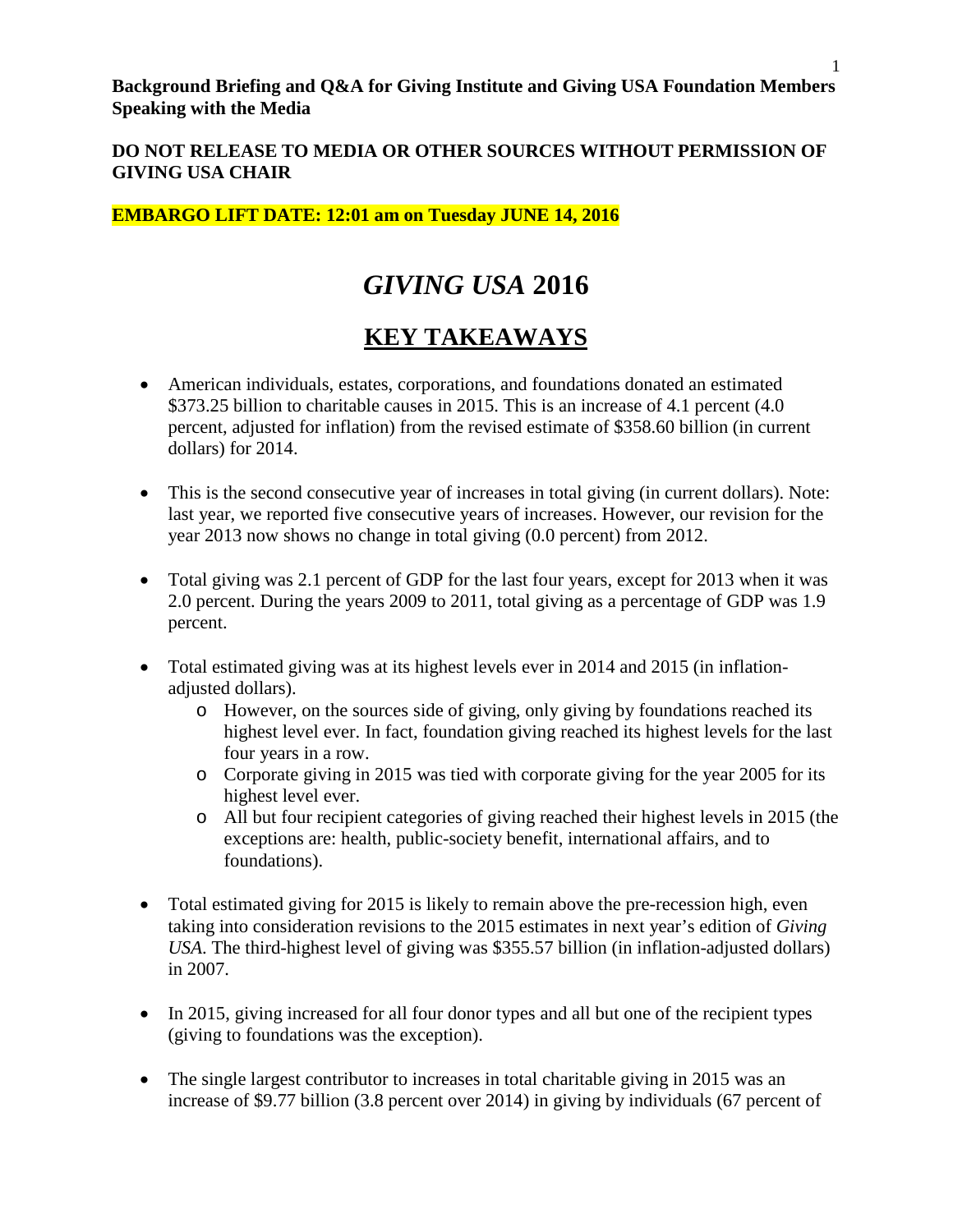**Background Briefing and Q&A for Giving Institute and Giving USA Foundation Members Speaking with the Media**

**DO NOT RELEASE TO MEDIA OR OTHER SOURCES WITHOUT PERMISSION OF GIVING USA CHAIR**

**EMBARGO LIFT DATE: 12:01 am on Tuesday JUNE 14, 2016**

# *GIVING USA* 2016

## KEY TAKEAWAYS

- American individuals, estates, corporations, and foundations donated an estimated $373.25 billion to charitable causes in 2015. This is an increase of 4.1 percent (4.0 percent, adjusted for inflation) from the revised estimate of $358.60 billion (in current dollars) for 2014.

- This is the second consecutive year of increases in total giving (in current dollars). Note: last year, we reported five consecutive years of increases. However, our revision for the year 2013 now shows no change in total giving (0.0 percent) from 2012.

- Total giving was 2.1 percent of GDP for the last four years, except for 2013 when it was 2.0 percent. During the years 2009 to 2011, total giving as a percentage of GDP was 1.9 percent.

- Total estimated giving was at its highest levels ever in 2014 and 2015 (in inflation-adjusted dollars).
  - However, on the sources side of giving, only giving by foundations reached its highest level ever. In fact, foundation giving reached its highest levels for the last four years in a row.
  - Corporate giving in 2015 was tied with corporate giving for the year 2005 for its highest level ever.
  - All but four recipient categories of giving reached their highest levels in 2015 (the exceptions are: health, public-society benefit, international affairs, and to foundations).

- Total estimated giving for 2015 is likely to remain above the pre-recession high, even taking into consideration revisions to the 2015 estimates in next year's edition of *Giving USA*. The third-highest level of giving was $355.57 billion (in inflation-adjusted dollars) in 2007.

- In 2015, giving increased for all four donor types and all but one of the recipient types (giving to foundations was the exception).

- The single largest contributor to increases in total charitable giving in 2015 was an increase of $9.77 billion (3.8 percent over 2014) in giving by individuals (67 percent of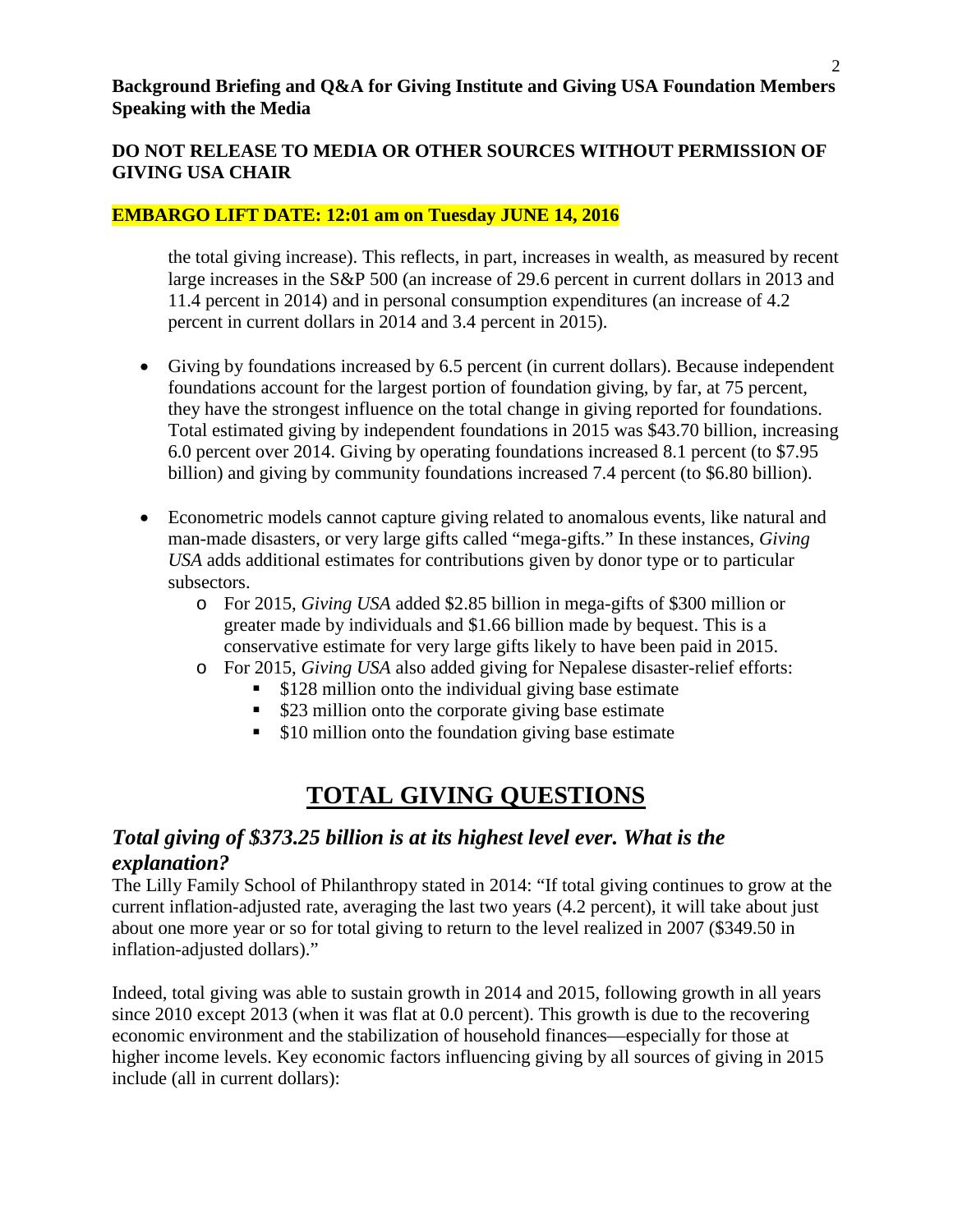the total giving increase). This reflects, in part, increases in wealth, as measured by recent large increases in the S&P 500 (an increase of 29.6 percent in current dollars in 2013 and 11.4 percent in 2014) and in personal consumption expenditures (an increase of 4.2 percent in current dollars in 2014 and 3.4 percent in 2015).

- Giving by foundations increased by 6.5 percent (in current dollars). Because independent foundations account for the largest portion of foundation giving, by far, at 75 percent, they have the strongest influence on the total change in giving reported for foundations. Total estimated giving by independent foundations in 2015 was $43.70 billion, increasing 6.0 percent over 2014. Giving by operating foundations increased 8.1 percent (to $7.95 billion) and giving by community foundations increased 7.4 percent (to $6.80 billion).

- Econometric models cannot capture giving related to anomalous events, like natural and man-made disasters, or very large gifts called "mega-gifts." In these instances, *Giving USA* adds additional estimates for contributions given by donor type or to particular subsectors.
  - For 2015, *Giving USA* added $2.85 billion in mega-gifts of $300 million or greater made by individuals and $1.66 billion made by bequest. This is a conservative estimate for very large gifts likely to have been paid in 2015.
  - For 2015, *Giving USA* also added giving for Nepalese disaster-relief efforts:
    - $128 million onto the individual giving base estimate
    - $23 million onto the corporate giving base estimate
    - $10 million onto the foundation giving base estimate

# TOTAL GIVING QUESTIONS

## *Total giving of $373.25 billion is at its highest level ever. What is the explanation?*

The Lilly Family School of Philanthropy stated in 2014: "If total giving continues to grow at the current inflation-adjusted rate, averaging the last two years (4.2 percent), it will take about just about one more year or so for total giving to return to the level realized in 2007 ($349.50 in inflation-adjusted dollars)."

Indeed, total giving was able to sustain growth in 2014 and 2015, following growth in all years since 2010 except 2013 (when it was flat at 0.0 percent). This growth is due to the recovering economic environment and the stabilization of household finances—especially for those at higher income levels. Key economic factors influencing giving by all sources of giving in 2015 include (all in current dollars):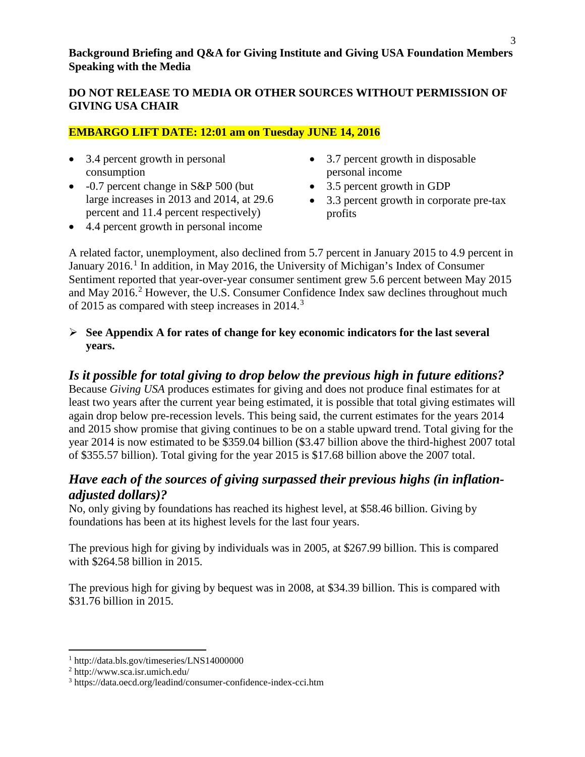**Background Briefing and Q&A for Giving Institute and Giving USA Foundation Members Speaking with the Media**

**DO NOT RELEASE TO MEDIA OR OTHER SOURCES WITHOUT PERMISSION OF GIVING USA CHAIR**

**EMBARGO LIFT DATE: 12:01 am on Tuesday JUNE 14, 2016**

- 3.4 percent growth in personal consumption
- -0.7 percent change in S&P 500 (but large increases in 2013 and 2014, at 29.6 percent and 11.4 percent respectively)
- 4.4 percent growth in personal income
- 3.7 percent growth in disposable personal income
- 3.5 percent growth in GDP
- 3.3 percent growth in corporate pre-tax profits

A related factor, unemployment, also declined from 5.7 percent in January 2015 to 4.9 percent in January 2016.[1] In addition, in May 2016, the University of Michigan's Index of Consumer Sentiment reported that year-over-year consumer sentiment grew 5.6 percent between May 2015 and May 2016.[2] However, the U.S. Consumer Confidence Index saw declines throughout much of 2015 as compared with steep increases in 2014.[3]

- **See Appendix A for rates of change for key economic indicators for the last several years.**

## *Is it possible for total giving to drop below the previous high in future editions?*

Because *Giving USA* produces estimates for giving and does not produce final estimates for at least two years after the current year being estimated, it is possible that total giving estimates will again drop below pre-recession levels. This being said, the current estimates for the years 2014 and 2015 show promise that giving continues to be on a stable upward trend. Total giving for the year 2014 is now estimated to be $359.04 billion ($3.47 billion above the third-highest 2007 total of $355.57 billion). Total giving for the year 2015 is $17.68 billion above the 2007 total.

## *Have each of the sources of giving surpassed their previous highs (in inflation-adjusted dollars)?*

No, only giving by foundations has reached its highest level, at $58.46 billion. Giving by foundations has been at its highest levels for the last four years.

The previous high for giving by individuals was in 2005, at $267.99 billion. This is compared with $264.58 billion in 2015.

The previous high for giving by bequest was in 2008, at $34.39 billion. This is compared with $31.76 billion in 2015.

---

[1] http://data.bls.gov/timeseries/LNS14000000

[2] http://www.sca.isr.umich.edu/

[3] https://data.oecd.org/leadind/consumer-confidence-index-cci.htm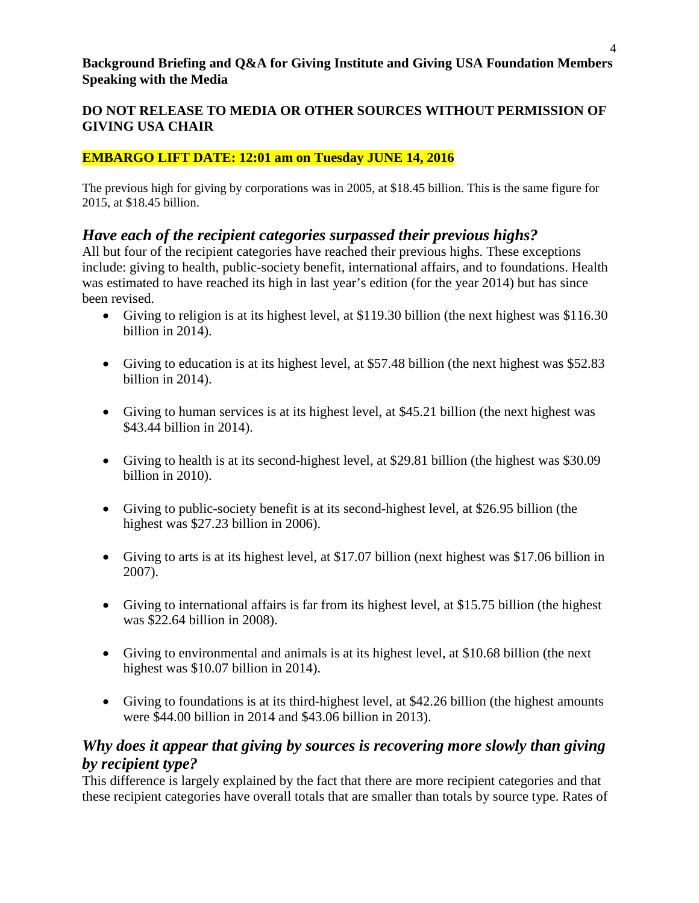**Background Briefing and Q&A for Giving Institute and Giving USA Foundation Members Speaking with the Media**

**DO NOT RELEASE TO MEDIA OR OTHER SOURCES WITHOUT PERMISSION OF GIVING USA CHAIR**

**EMBARGO LIFT DATE: 12:01 am on Tuesday JUNE 14, 2016**

The previous high for giving by corporations was in 2005, at $18.45 billion. This is the same figure for 2015, at $18.45 billion.

## *Have each of the recipient categories surpassed their previous highs?*

All but four of the recipient categories have reached their previous highs. These exceptions include: giving to health, public-society benefit, international affairs, and to foundations. Health was estimated to have reached its high in last year's edition (for the year 2014) but has since been revised.

- Giving to religion is at its highest level, at $119.30 billion (the next highest was $116.30 billion in 2014).
- Giving to education is at its highest level, at $57.48 billion (the next highest was $52.83 billion in 2014).
- Giving to human services is at its highest level, at $45.21 billion (the next highest was $43.44 billion in 2014).
- Giving to health is at its second-highest level, at $29.81 billion (the highest was $30.09 billion in 2010).
- Giving to public-society benefit is at its second-highest level, at $26.95 billion (the highest was $27.23 billion in 2006).
- Giving to arts is at its highest level, at $17.07 billion (next highest was $17.06 billion in 2007).
- Giving to international affairs is far from its highest level, at $15.75 billion (the highest was $22.64 billion in 2008).
- Giving to environmental and animals is at its highest level, at $10.68 billion (the next highest was $10.07 billion in 2014).
- Giving to foundations is at its third-highest level, at $42.26 billion (the highest amounts were $44.00 billion in 2014 and $43.06 billion in 2013).

## *Why does it appear that giving by sources is recovering more slowly than giving by recipient type?*

This difference is largely explained by the fact that there are more recipient categories and that these recipient categories have overall totals that are smaller than totals by source type. Rates of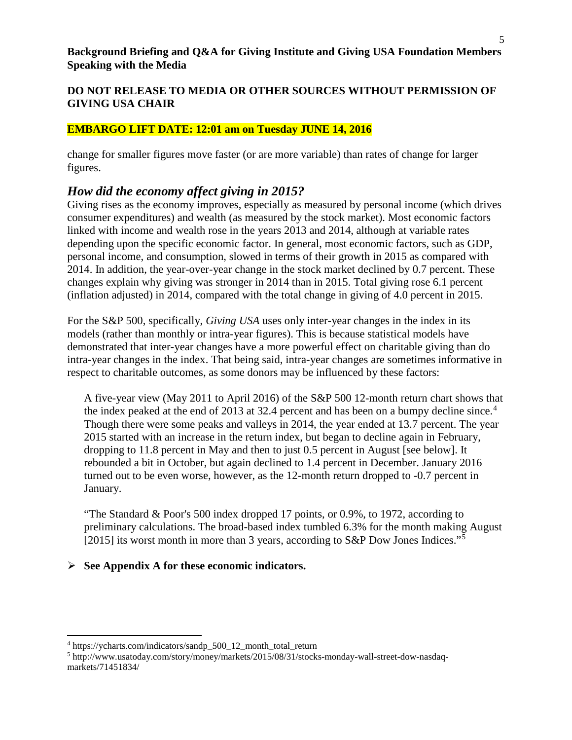change for smaller figures move faster (or are more variable) than rates of change for larger figures.

## *How did the economy affect giving in 2015?*

Giving rises as the economy improves, especially as measured by personal income (which drives consumer expenditures) and wealth (as measured by the stock market). Most economic factors linked with income and wealth rose in the years 2013 and 2014, although at variable rates depending upon the specific economic factor. In general, most economic factors, such as GDP, personal income, and consumption, slowed in terms of their growth in 2015 as compared with 2014. In addition, the year-over-year change in the stock market declined by 0.7 percent. These changes explain why giving was stronger in 2014 than in 2015. Total giving rose 6.1 percent (inflation adjusted) in 2014, compared with the total change in giving of 4.0 percent in 2015.

For the S&P 500, specifically, *Giving USA* uses only inter-year changes in the index in its models (rather than monthly or intra-year figures). This is because statistical models have demonstrated that inter-year changes have a more powerful effect on charitable giving than do intra-year changes in the index. That being said, intra-year changes are sometimes informative in respect to charitable outcomes, as some donors may be influenced by these factors:

> A five-year view (May 2011 to April 2016) of the S&P 500 12-month return chart shows that the index peaked at the end of 2013 at 32.4 percent and has been on a bumpy decline since.[4] Though there were some peaks and valleys in 2014, the year ended at 13.7 percent. The year 2015 started with an increase in the return index, but began to decline again in February, dropping to 11.8 percent in May and then to just 0.5 percent in August [see below]. It rebounded a bit in October, but again declined to 1.4 percent in December. January 2016 turned out to be even worse, however, as the 12-month return dropped to -0.7 percent in January.
>
> "The Standard & Poor's 500 index dropped 17 points, or 0.9%, to 1972, according to preliminary calculations. The broad-based index tumbled 6.3% for the month making August [2015] its worst month in more than 3 years, according to S&P Dow Jones Indices."[5]

- **See Appendix A for these economic indicators.**

---

[4] https://ycharts.com/indicators/sandp_500_12_month_total_return

[5] http://www.usatoday.com/story/money/markets/2015/08/31/stocks-monday-wall-street-dow-nasdaq-markets/71451834/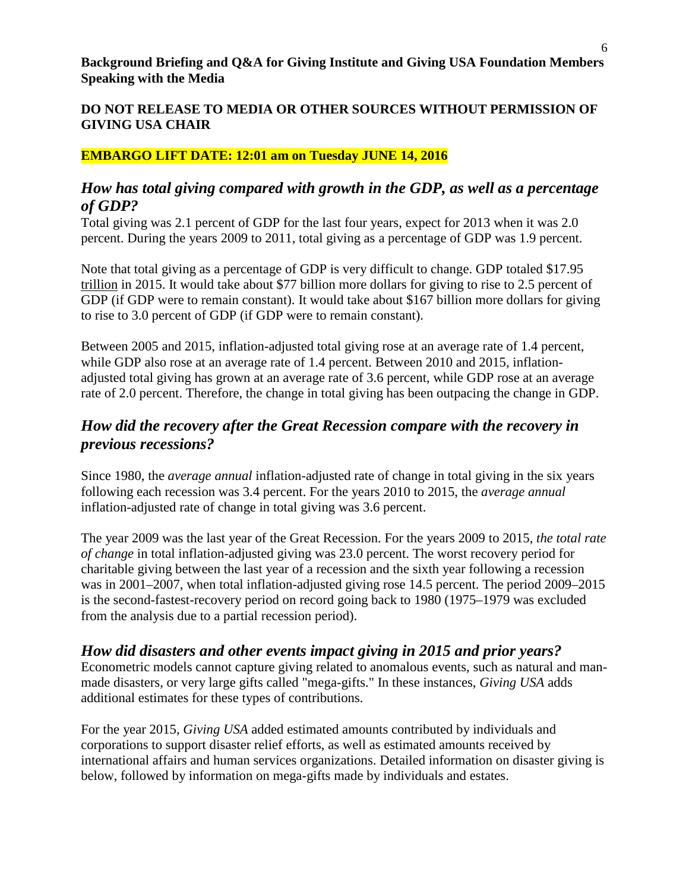**Background Briefing and Q&A for Giving Institute and Giving USA Foundation Members Speaking with the Media**

**DO NOT RELEASE TO MEDIA OR OTHER SOURCES WITHOUT PERMISSION OF GIVING USA CHAIR**

**EMBARGO LIFT DATE: 12:01 am on Tuesday JUNE 14, 2016**

## *How has total giving compared with growth in the GDP, as well as a percentage of GDP?*

Total giving was 2.1 percent of GDP for the last four years, expect for 2013 when it was 2.0 percent. During the years 2009 to 2011, total giving as a percentage of GDP was 1.9 percent.

Note that total giving as a percentage of GDP is very difficult to change. GDP totaled $17.95 trillion in 2015. It would take about $77 billion more dollars for giving to rise to 2.5 percent of GDP (if GDP were to remain constant). It would take about $167 billion more dollars for giving to rise to 3.0 percent of GDP (if GDP were to remain constant).

Between 2005 and 2015, inflation-adjusted total giving rose at an average rate of 1.4 percent, while GDP also rose at an average rate of 1.4 percent. Between 2010 and 2015, inflation-adjusted total giving has grown at an average rate of 3.6 percent, while GDP rose at an average rate of 2.0 percent. Therefore, the change in total giving has been outpacing the change in GDP.

## *How did the recovery after the Great Recession compare with the recovery in previous recessions?*

Since 1980, the *average annual* inflation-adjusted rate of change in total giving in the six years following each recession was 3.4 percent. For the years 2010 to 2015, the *average annual* inflation-adjusted rate of change in total giving was 3.6 percent.

The year 2009 was the last year of the Great Recession. For the years 2009 to 2015, *the total rate of change* in total inflation-adjusted giving was 23.0 percent. The worst recovery period for charitable giving between the last year of a recession and the sixth year following a recession was in 2001–2007, when total inflation-adjusted giving rose 14.5 percent. The period 2009–2015 is the second-fastest-recovery period on record going back to 1980 (1975–1979 was excluded from the analysis due to a partial recession period).

## *How did disasters and other events impact giving in 2015 and prior years?*

Econometric models cannot capture giving related to anomalous events, such as natural and man-made disasters, or very large gifts called "mega-gifts." In these instances, *Giving USA* adds additional estimates for these types of contributions.

For the year 2015, *Giving USA* added estimated amounts contributed by individuals and corporations to support disaster relief efforts, as well as estimated amounts received by international affairs and human services organizations. Detailed information on disaster giving is below, followed by information on mega-gifts made by individuals and estates.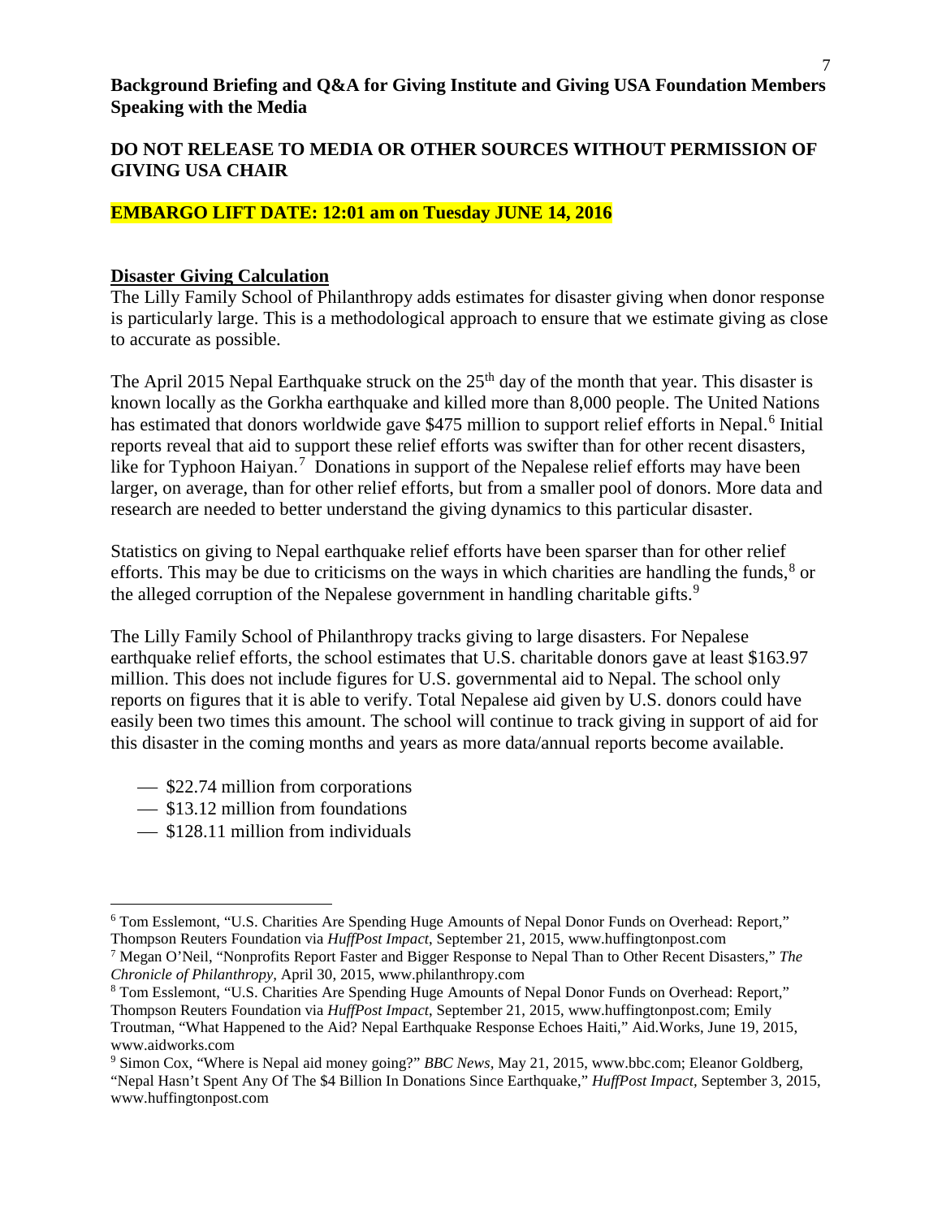**Background Briefing and Q&A for Giving Institute and Giving USA Foundation Members Speaking with the Media**

**DO NOT RELEASE TO MEDIA OR OTHER SOURCES WITHOUT PERMISSION OF GIVING USA CHAIR**

**EMBARGO LIFT DATE: 12:01 am on Tuesday JUNE 14, 2016**

**Disaster Giving Calculation**

The Lilly Family School of Philanthropy adds estimates for disaster giving when donor response is particularly large. This is a methodological approach to ensure that we estimate giving as close to accurate as possible.

The April 2015 Nepal Earthquake struck on the 25th day of the month that year. This disaster is known locally as the Gorkha earthquake and killed more than 8,000 people. The United Nations has estimated that donors worldwide gave $475 million to support relief efforts in Nepal.[6] Initial reports reveal that aid to support these relief efforts was swifter than for other recent disasters, like for Typhoon Haiyan.[7] Donations in support of the Nepalese relief efforts may have been larger, on average, than for other relief efforts, but from a smaller pool of donors. More data and research are needed to better understand the giving dynamics to this particular disaster.

Statistics on giving to Nepal earthquake relief efforts have been sparser than for other relief efforts. This may be due to criticisms on the ways in which charities are handling the funds,[8] or the alleged corruption of the Nepalese government in handling charitable gifts.[9]

The Lilly Family School of Philanthropy tracks giving to large disasters. For Nepalese earthquake relief efforts, the school estimates that U.S. charitable donors gave at least $163.97 million. This does not include figures for U.S. governmental aid to Nepal. The school only reports on figures that it is able to verify. Total Nepalese aid given by U.S. donors could have easily been two times this amount. The school will continue to track giving in support of aid for this disaster in the coming months and years as more data/annual reports become available.

- $22.74 million from corporations
- $13.12 million from foundations
- $128.11 million from individuals

---

[6] Tom Esslemont, "U.S. Charities Are Spending Huge Amounts of Nepal Donor Funds on Overhead: Report," Thompson Reuters Foundation via *HuffPost Impact*, September 21, 2015, www.huffingtonpost.com

[7] Megan O'Neil, "Nonprofits Report Faster and Bigger Response to Nepal Than to Other Recent Disasters," *The Chronicle of Philanthropy*, April 30, 2015, www.philanthropy.com

[8] Tom Esslemont, "U.S. Charities Are Spending Huge Amounts of Nepal Donor Funds on Overhead: Report," Thompson Reuters Foundation via *HuffPost Impact*, September 21, 2015, www.huffingtonpost.com; Emily Troutman, "What Happened to the Aid? Nepal Earthquake Response Echoes Haiti," Aid.Works, June 19, 2015, www.aidworks.com

[9] Simon Cox, "Where is Nepal aid money going?" *BBC News*, May 21, 2015, www.bbc.com; Eleanor Goldberg, "Nepal Hasn't Spent Any Of The $4 Billion In Donations Since Earthquake," *HuffPost Impact*, September 3, 2015, www.huffingtonpost.com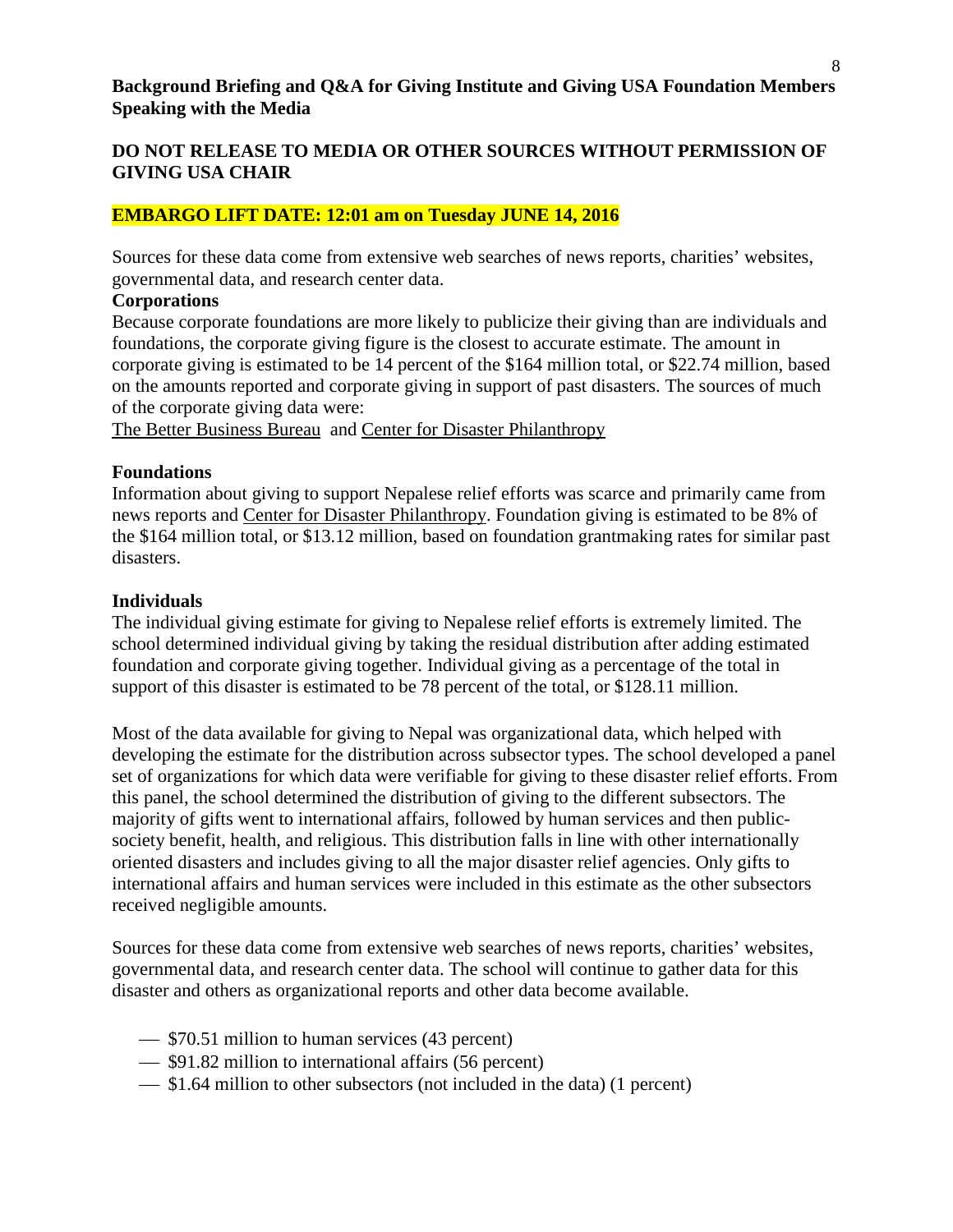**Background Briefing and Q&A for Giving Institute and Giving USA Foundation Members Speaking with the Media**

**DO NOT RELEASE TO MEDIA OR OTHER SOURCES WITHOUT PERMISSION OF GIVING USA CHAIR**

**EMBARGO LIFT DATE: 12:01 am on Tuesday JUNE 14, 2016**

Sources for these data come from extensive web searches of news reports, charities' websites, governmental data, and research center data.

**Corporations**

Because corporate foundations are more likely to publicize their giving than are individuals and foundations, the corporate giving figure is the closest to accurate estimate. The amount in corporate giving is estimated to be 14 percent of the $164 million total, or $22.74 million, based on the amounts reported and corporate giving in support of past disasters. The sources of much of the corporate giving data were:

The Better Business Bureau and Center for Disaster Philanthropy

**Foundations**

Information about giving to support Nepalese relief efforts was scarce and primarily came from news reports and Center for Disaster Philanthropy. Foundation giving is estimated to be 8% of the $164 million total, or $13.12 million, based on foundation grantmaking rates for similar past disasters.

**Individuals**

The individual giving estimate for giving to Nepalese relief efforts is extremely limited. The school determined individual giving by taking the residual distribution after adding estimated foundation and corporate giving together. Individual giving as a percentage of the total in support of this disaster is estimated to be 78 percent of the total, or $128.11 million.

Most of the data available for giving to Nepal was organizational data, which helped with developing the estimate for the distribution across subsector types. The school developed a panel set of organizations for which data were verifiable for giving to these disaster relief efforts. From this panel, the school determined the distribution of giving to the different subsectors. The majority of gifts went to international affairs, followed by human services and then public-society benefit, health, and religious. This distribution falls in line with other internationally oriented disasters and includes giving to all the major disaster relief agencies. Only gifts to international affairs and human services were included in this estimate as the other subsectors received negligible amounts.

Sources for these data come from extensive web searches of news reports, charities' websites, governmental data, and research center data. The school will continue to gather data for this disaster and others as organizational reports and other data become available.

- $70.51 million to human services (43 percent)
- $91.82 million to international affairs (56 percent)
- $1.64 million to other subsectors (not included in the data) (1 percent)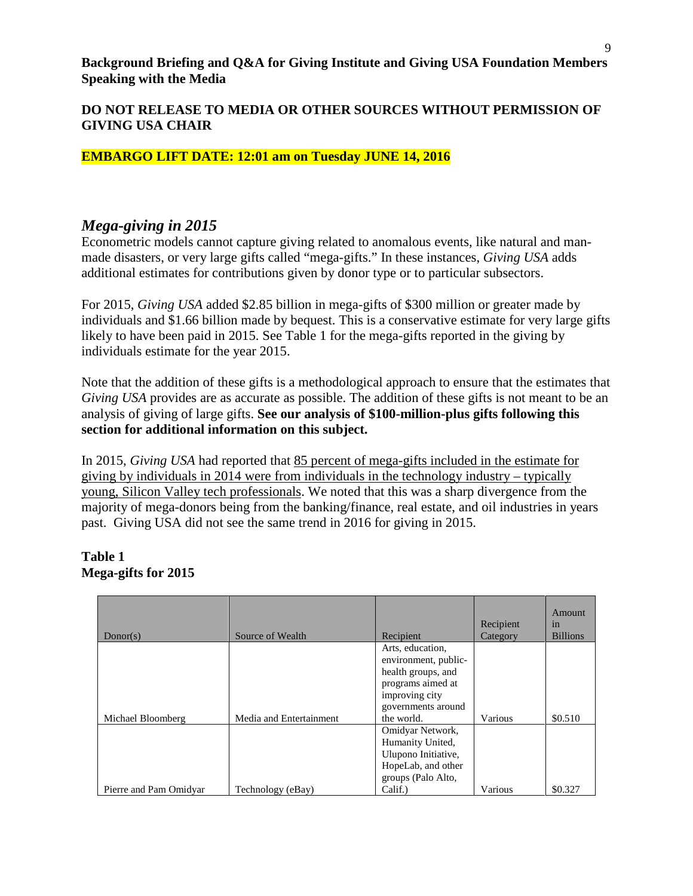**Background Briefing and Q&A for Giving Institute and Giving USA Foundation Members Speaking with the Media**

**DO NOT RELEASE TO MEDIA OR OTHER SOURCES WITHOUT PERMISSION OF GIVING USA CHAIR**

**EMBARGO LIFT DATE: 12:01 am on Tuesday JUNE 14, 2016**

## *Mega-giving in 2015*

Econometric models cannot capture giving related to anomalous events, like natural and man-made disasters, or very large gifts called "mega-gifts." In these instances, *Giving USA* adds additional estimates for contributions given by donor type or to particular subsectors.

For 2015, *Giving USA* added $2.85 billion in mega-gifts of $300 million or greater made by individuals and $1.66 billion made by bequest. This is a conservative estimate for very large gifts likely to have been paid in 2015. See Table 1 for the mega-gifts reported in the giving by individuals estimate for the year 2015.

Note that the addition of these gifts is a methodological approach to ensure that the estimates that *Giving USA* provides are as accurate as possible. The addition of these gifts is not meant to be an analysis of giving of large gifts. **See our analysis of $100-million-plus gifts following this section for additional information on this subject.**

In 2015, *Giving USA* had reported that 85 percent of mega-gifts included in the estimate for giving by individuals in 2014 were from individuals in the technology industry – typically young, Silicon Valley tech professionals. We noted that this was a sharp divergence from the majority of mega-donors being from the banking/finance, real estate, and oil industries in years past. Giving USA did not see the same trend in 2016 for giving in 2015.

**Table 1**
**Mega-gifts for 2015**

| Donor(s) | Source of Wealth | Recipient | Recipient Category | Amount in Billions |
|---|---|---|---|---|
| Michael Bloomberg | Media and Entertainment | Arts, education, environment, public-health groups, and programs aimed at improving city governments around the world. | Various | $0.510 |
| Pierre and Pam Omidyar | Technology (eBay) | Omidyar Network, Humanity United, Ulupono Initiative, HopeLab, and other groups (Palo Alto, Calif.) | Various | $0.327 |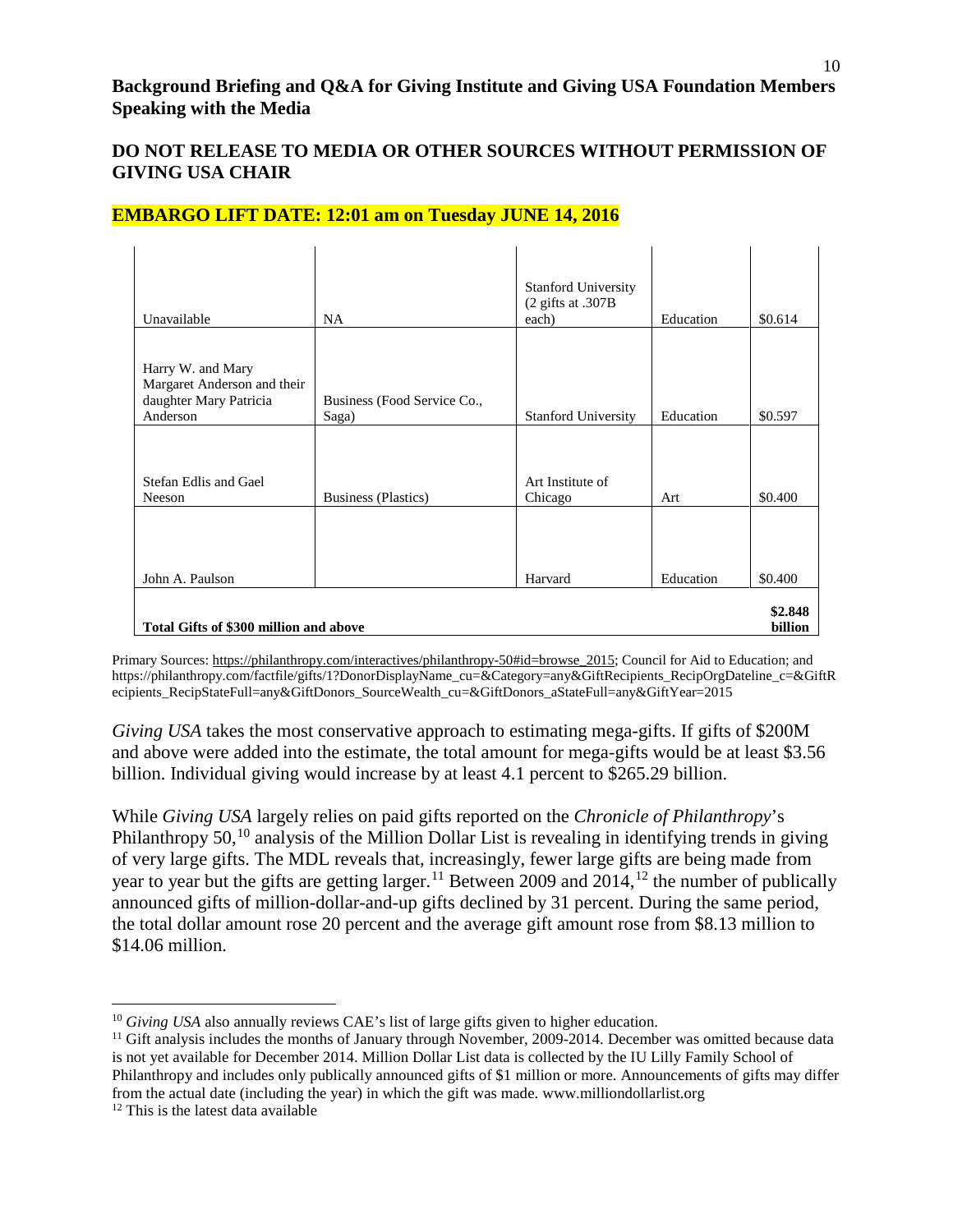**Background Briefing and Q&A for Giving Institute and Giving USA Foundation Members Speaking with the Media**

**DO NOT RELEASE TO MEDIA OR OTHER SOURCES WITHOUT PERMISSION OF GIVING USA CHAIR**

**EMBARGO LIFT DATE: 12:01 am on Tuesday JUNE 14, 2016**

| | | | | |
|---|---|---|---|---|
| Unavailable | NA | Stanford University (2 gifts at .307B each) | Education | $0.614 |
| Harry W. and Mary Margaret Anderson and their daughter Mary Patricia Anderson | Business (Food Service Co., Saga) | Stanford University | Education | $0.597 |
| Stefan Edlis and Gael Neeson | Business (Plastics) | Art Institute of Chicago | Art | $0.400 |
| John A. Paulson | | Harvard | Education | $0.400 |
| **Total Gifts of $300 million and above** | | | | **$2.848 billion** |

Primary Sources: https://philanthropy.com/interactives/philanthropy-50#id=browse_2015; Council for Aid to Education; and https://philanthropy.com/factfile/gifts/1?DonorDisplayName_cu=&Category=any&GiftRecipients_RecipOrgDateline_c=&GiftRecipients_RecipStateFull=any&GiftDonors_SourceWealth_cu=&GiftDonors_aStateFull=any&GiftYear=2015

*Giving USA* takes the most conservative approach to estimating mega-gifts. If gifts of $200M and above were added into the estimate, the total amount for mega-gifts would be at least $3.56 billion. Individual giving would increase by at least 4.1 percent to $265.29 billion.

While *Giving USA* largely relies on paid gifts reported on the *Chronicle of Philanthropy*'s Philanthropy 50,[10] analysis of the Million Dollar List is revealing in identifying trends in giving of very large gifts. The MDL reveals that, increasingly, fewer large gifts are being made from year to year but the gifts are getting larger.[11] Between 2009 and 2014,[12] the number of publically announced gifts of million-dollar-and-up gifts declined by 31 percent. During the same period, the total dollar amount rose 20 percent and the average gift amount rose from $8.13 million to $14.06 million.

---

[10] *Giving USA* also annually reviews CAE's list of large gifts given to higher education.

[11] Gift analysis includes the months of January through November, 2009-2014. December was omitted because data is not yet available for December 2014. Million Dollar List data is collected by the IU Lilly Family School of Philanthropy and includes only publically announced gifts of $1 million or more. Announcements of gifts may differ from the actual date (including the year) in which the gift was made. www.milliondollarlist.org

[12] This is the latest data available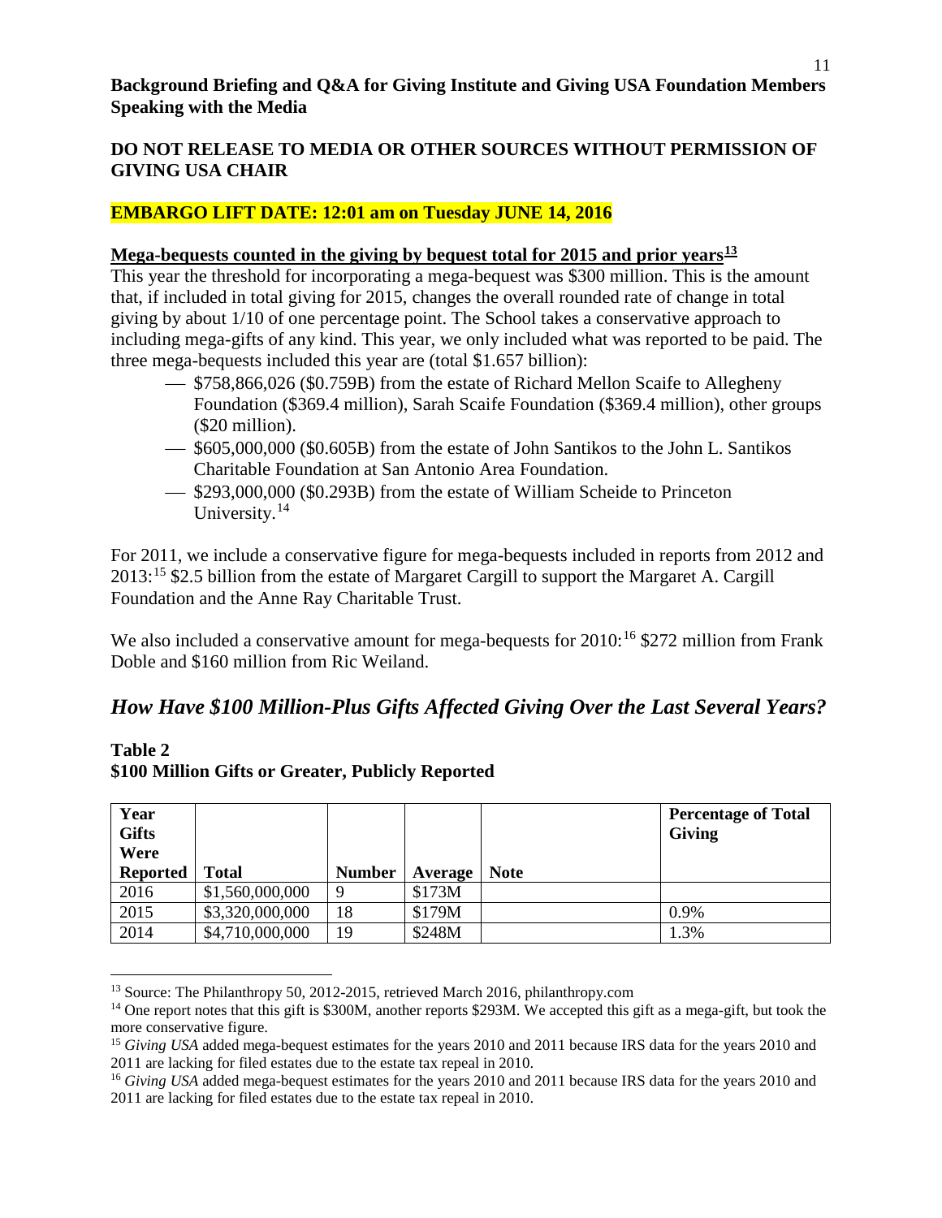**Background Briefing and Q&A for Giving Institute and Giving USA Foundation Members Speaking with the Media**

**DO NOT RELEASE TO MEDIA OR OTHER SOURCES WITHOUT PERMISSION OF GIVING USA CHAIR**

**EMBARGO LIFT DATE: 12:01 am on Tuesday JUNE 14, 2016**

**Mega-bequests counted in the giving by bequest total for 2015 and prior years[13]**

This year the threshold for incorporating a mega-bequest was $300 million. This is the amount that, if included in total giving for 2015, changes the overall rounded rate of change in total giving by about 1/10 of one percentage point. The School takes a conservative approach to including mega-gifts of any kind. This year, we only included what was reported to be paid. The three mega-bequests included this year are (total $1.657 billion):

- $758,866,026 ($0.759B) from the estate of Richard Mellon Scaife to Allegheny Foundation ($369.4 million), Sarah Scaife Foundation ($369.4 million), other groups ($20 million).
- $605,000,000 ($0.605B) from the estate of John Santikos to the John L. Santikos Charitable Foundation at San Antonio Area Foundation.
- $293,000,000 ($0.293B) from the estate of William Scheide to Princeton University.[14]

For 2011, we include a conservative figure for mega-bequests included in reports from 2012 and 2013:[15] $2.5 billion from the estate of Margaret Cargill to support the Margaret A. Cargill Foundation and the Anne Ray Charitable Trust.

We also included a conservative amount for mega-bequests for 2010:[16] $272 million from Frank Doble and $160 million from Ric Weiland.

## *How Have $100 Million-Plus Gifts Affected Giving Over the Last Several Years?*

**Table 2**
**$100 Million Gifts or Greater, Publicly Reported**

| Year Gifts Were Reported | Total | Number | Average | Note | Percentage of Total Giving |
|---|---|---|---|---|---|
| 2016 | $1,560,000,000 | 9 | $173M | | |
| 2015 | $3,320,000,000 | 18 | $179M | | 0.9% |
| 2014 | $4,710,000,000 | 19 | $248M | | 1.3% |

[13] Source: The Philanthropy 50, 2012-2015, retrieved March 2016, philanthropy.com

[14] One report notes that this gift is $300M, another reports $293M. We accepted this gift as a mega-gift, but took the more conservative figure.

[15] *Giving USA* added mega-bequest estimates for the years 2010 and 2011 because IRS data for the years 2010 and 2011 are lacking for filed estates due to the estate tax repeal in 2010.

[16] *Giving USA* added mega-bequest estimates for the years 2010 and 2011 because IRS data for the years 2010 and 2011 are lacking for filed estates due to the estate tax repeal in 2010.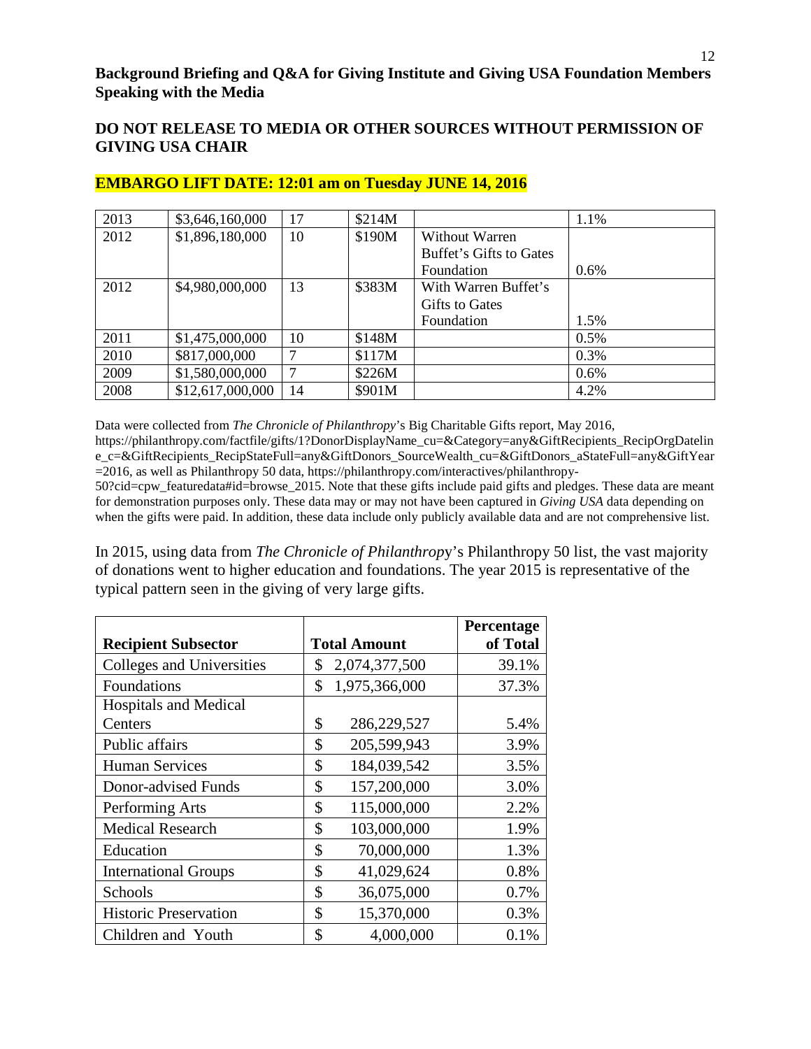**Background Briefing and Q&A for Giving Institute and Giving USA Foundation Members Speaking with the Media**

**DO NOT RELEASE TO MEDIA OR OTHER SOURCES WITHOUT PERMISSION OF GIVING USA CHAIR**

**EMBARGO LIFT DATE: 12:01 am on Tuesday JUNE 14, 2016**

| | | | | | |
|---|---|---|---|---|---|
| 2013 | $3,646,160,000 | 17 | $214M | | 1.1% |
| 2012 | $1,896,180,000 | 10 | $190M | Without Warren Buffet's Gifts to Gates Foundation | 0.6% |
| 2012 | $4,980,000,000 | 13 | $383M | With Warren Buffet's Gifts to Gates Foundation | 1.5% |
| 2011 | $1,475,000,000 | 10 | $148M | | 0.5% |
| 2010 | $817,000,000 | 7 | $117M | | 0.3% |
| 2009 | $1,580,000,000 | 7 | $226M | | 0.6% |
| 2008 | $12,617,000,000 | 14 | $901M | | 4.2% |

Data were collected from *The Chronicle of Philanthropy*'s Big Charitable Gifts report, May 2016, https://philanthropy.com/factfile/gifts/1?DonorDisplayName_cu=&Category=any&GiftRecipients_RecipOrgDateline_c=&GiftRecipients_RecipStateFull=any&GiftDonors_SourceWealth_cu=&GiftDonors_aStateFull=any&GiftYear=2016, as well as Philanthropy 50 data, https://philanthropy.com/interactives/philanthropy-50?cid=cpw_featuredata#id=browse_2015. Note that these gifts include paid gifts and pledges. These data are meant for demonstration purposes only. These data may or may not have been captured in *Giving USA* data depending on when the gifts were paid. In addition, these data include only publicly available data and are not comprehensive list.

In 2015, using data from *The Chronicle of Philanthropy*'s Philanthropy 50 list, the vast majority of donations went to higher education and foundations. The year 2015 is representative of the typical pattern seen in the giving of very large gifts.

| Recipient Subsector | Total Amount | Percentage of Total |
|---|---|---|
| Colleges and Universities | $ 2,074,377,500 | 39.1% |
| Foundations | $ 1,975,366,000 | 37.3% |
| Hospitals and Medical Centers | $ 286,229,527 | 5.4% |
| Public affairs | $ 205,599,943 | 3.9% |
| Human Services | $ 184,039,542 | 3.5% |
| Donor-advised Funds | $ 157,200,000 | 3.0% |
| Performing Arts | $ 115,000,000 | 2.2% |
| Medical Research | $ 103,000,000 | 1.9% |
| Education | $ 70,000,000 | 1.3% |
| International Groups | $ 41,029,624 | 0.8% |
| Schools | $ 36,075,000 | 0.7% |
| Historic Preservation | $ 15,370,000 | 0.3% |
| Children and Youth | $ 4,000,000 | 0.1% |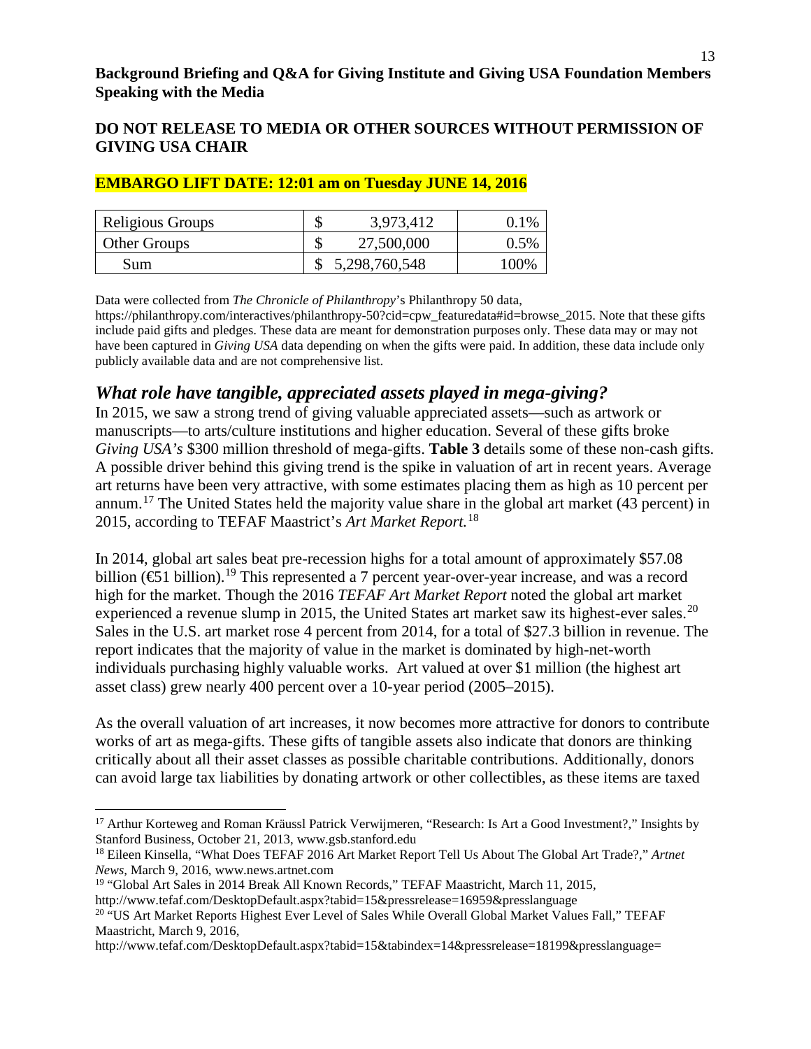**Background Briefing and Q&A for Giving Institute and Giving USA Foundation Members Speaking with the Media**

**DO NOT RELEASE TO MEDIA OR OTHER SOURCES WITHOUT PERMISSION OF GIVING USA CHAIR**

**EMBARGO LIFT DATE: 12:01 am on Tuesday JUNE 14, 2016**

| | | |
|---|---|---|
| Religious Groups | $ 3,973,412 | 0.1% |
| Other Groups | $ 27,500,000 | 0.5% |
| Sum | $ 5,298,760,548 | 100% |

Data were collected from *The Chronicle of Philanthropy*'s Philanthropy 50 data, https://philanthropy.com/interactives/philanthropy-50?cid=cpw_featuredata#id=browse_2015. Note that these gifts include paid gifts and pledges. These data are meant for demonstration purposes only. These data may or may not have been captured in *Giving USA* data depending on when the gifts were paid. In addition, these data include only publicly available data and are not comprehensive list.

## *What role have tangible, appreciated assets played in mega-giving?*

In 2015, we saw a strong trend of giving valuable appreciated assets—such as artwork or manuscripts—to arts/culture institutions and higher education. Several of these gifts broke *Giving USA's* $300 million threshold of mega-gifts. **Table 3** details some of these non-cash gifts. A possible driver behind this giving trend is the spike in valuation of art in recent years. Average art returns have been very attractive, with some estimates placing them as high as 10 percent per annum.[17] The United States held the majority value share in the global art market (43 percent) in 2015, according to TEFAF Maastrict's *Art Market Report.*[18]

In 2014, global art sales beat pre-recession highs for a total amount of approximately $57.08 billion (€51 billion).[19] This represented a 7 percent year-over-year increase, and was a record high for the market. Though the 2016 *TEFAF Art Market Report* noted the global art market experienced a revenue slump in 2015, the United States art market saw its highest-ever sales.[20] Sales in the U.S. art market rose 4 percent from 2014, for a total of $27.3 billion in revenue. The report indicates that the majority of value in the market is dominated by high-net-worth individuals purchasing highly valuable works. Art valued at over $1 million (the highest art asset class) grew nearly 400 percent over a 10-year period (2005–2015).

As the overall valuation of art increases, it now becomes more attractive for donors to contribute works of art as mega-gifts. These gifts of tangible assets also indicate that donors are thinking critically about all their asset classes as possible charitable contributions. Additionally, donors can avoid large tax liabilities by donating artwork or other collectibles, as these items are taxed

---

[17] Arthur Korteweg and Roman Kräussl Patrick Verwijmeren, "Research: Is Art a Good Investment?," Insights by Stanford Business, October 21, 2013, www.gsb.stanford.edu

[18] Eileen Kinsella, "What Does TEFAF 2016 Art Market Report Tell Us About The Global Art Trade?," *Artnet News*, March 9, 2016, www.news.artnet.com

[19] "Global Art Sales in 2014 Break All Known Records," TEFAF Maastricht, March 11, 2015, http://www.tefaf.com/DesktopDefault.aspx?tabid=15&pressrelease=16959&presslanguage

[20] "US Art Market Reports Highest Ever Level of Sales While Overall Global Market Values Fall," TEFAF Maastricht, March 9, 2016, http://www.tefaf.com/DesktopDefault.aspx?tabid=15&tabindex=14&pressrelease=18199&presslanguage=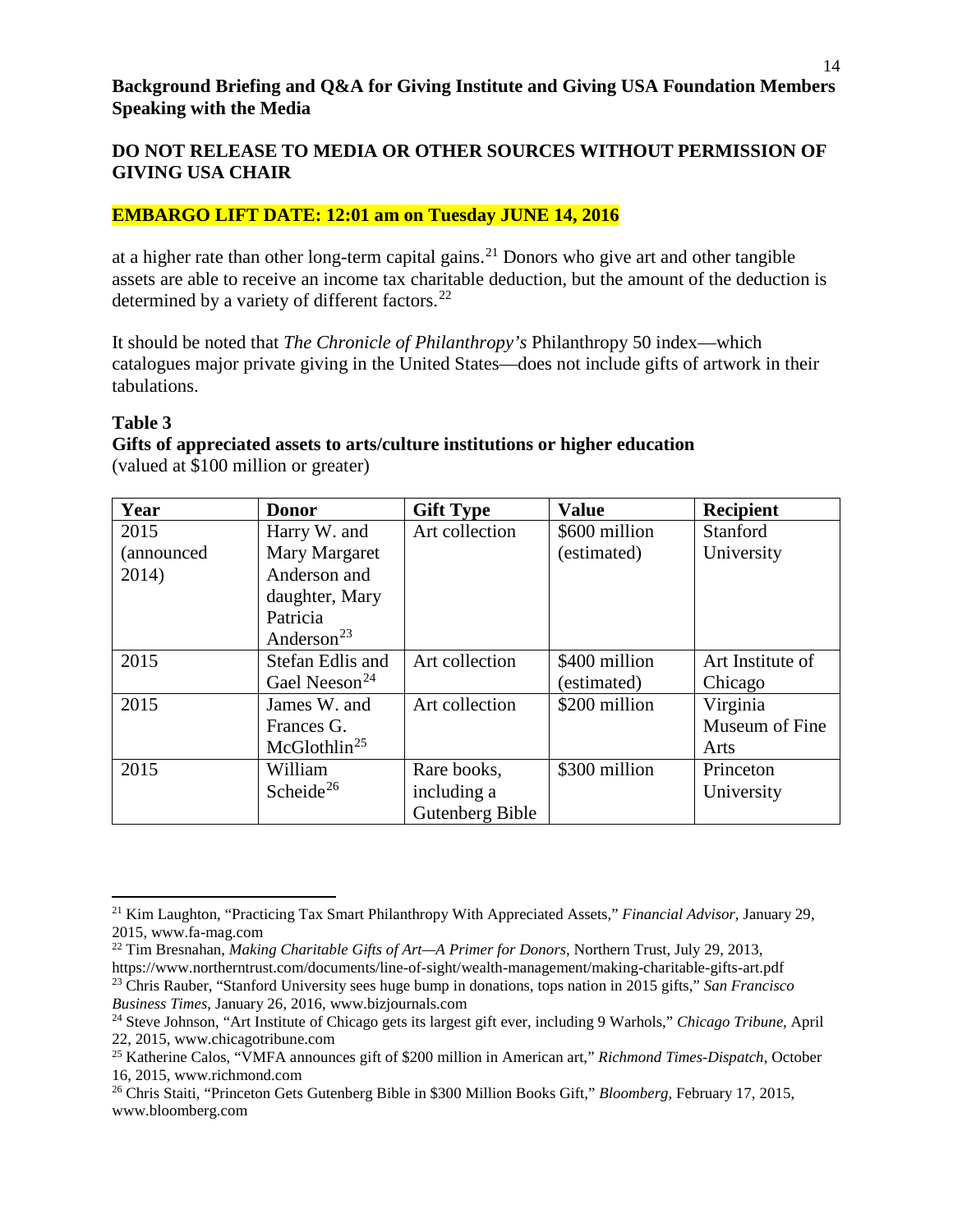at a higher rate than other long-term capital gains.[21] Donors who give art and other tangible assets are able to receive an income tax charitable deduction, but the amount of the deduction is determined by a variety of different factors.[22]

It should be noted that *The Chronicle of Philanthropy's* Philanthropy 50 index—which catalogues major private giving in the United States—does not include gifts of artwork in their tabulations.

**Table 3**
**Gifts of appreciated assets to arts/culture institutions or higher education**
(valued at $100 million or greater)

| Year | Donor | Gift Type | Value | Recipient |
|---|---|---|---|---|
| 2015 (announced 2014) | Harry W. and Mary Margaret Anderson and daughter, Mary Patricia Anderson[23] | Art collection | $600 million (estimated) | Stanford University |
| 2015 | Stefan Edlis and Gael Neeson[24] | Art collection | $400 million (estimated) | Art Institute of Chicago |
| 2015 | James W. and Frances G. McGlothlin[25] | Art collection | $200 million | Virginia Museum of Fine Arts |
| 2015 | William Scheide[26] | Rare books, including a Gutenberg Bible | $300 million | Princeton University |

[21] Kim Laughton, "Practicing Tax Smart Philanthropy With Appreciated Assets," *Financial Advisor,* January 29, 2015, www.fa-mag.com

[22] Tim Bresnahan, *Making Charitable Gifts of Art—A Primer for Donors,* Northern Trust, July 29, 2013, https://www.northerntrust.com/documents/line-of-sight/wealth-management/making-charitable-gifts-art.pdf

[23] Chris Rauber, "Stanford University sees huge bump in donations, tops nation in 2015 gifts," *San Francisco Business Times*, January 26, 2016, www.bizjournals.com

[24] Steve Johnson, "Art Institute of Chicago gets its largest gift ever, including 9 Warhols," *Chicago Tribune,* April 22, 2015, www.chicagotribune.com

[25] Katherine Calos, "VMFA announces gift of $200 million in American art," *Richmond Times-Dispatch,* October 16, 2015, www.richmond.com

[26] Chris Staiti, "Princeton Gets Gutenberg Bible in $300 Million Books Gift," *Bloomberg,* February 17, 2015, www.bloomberg.com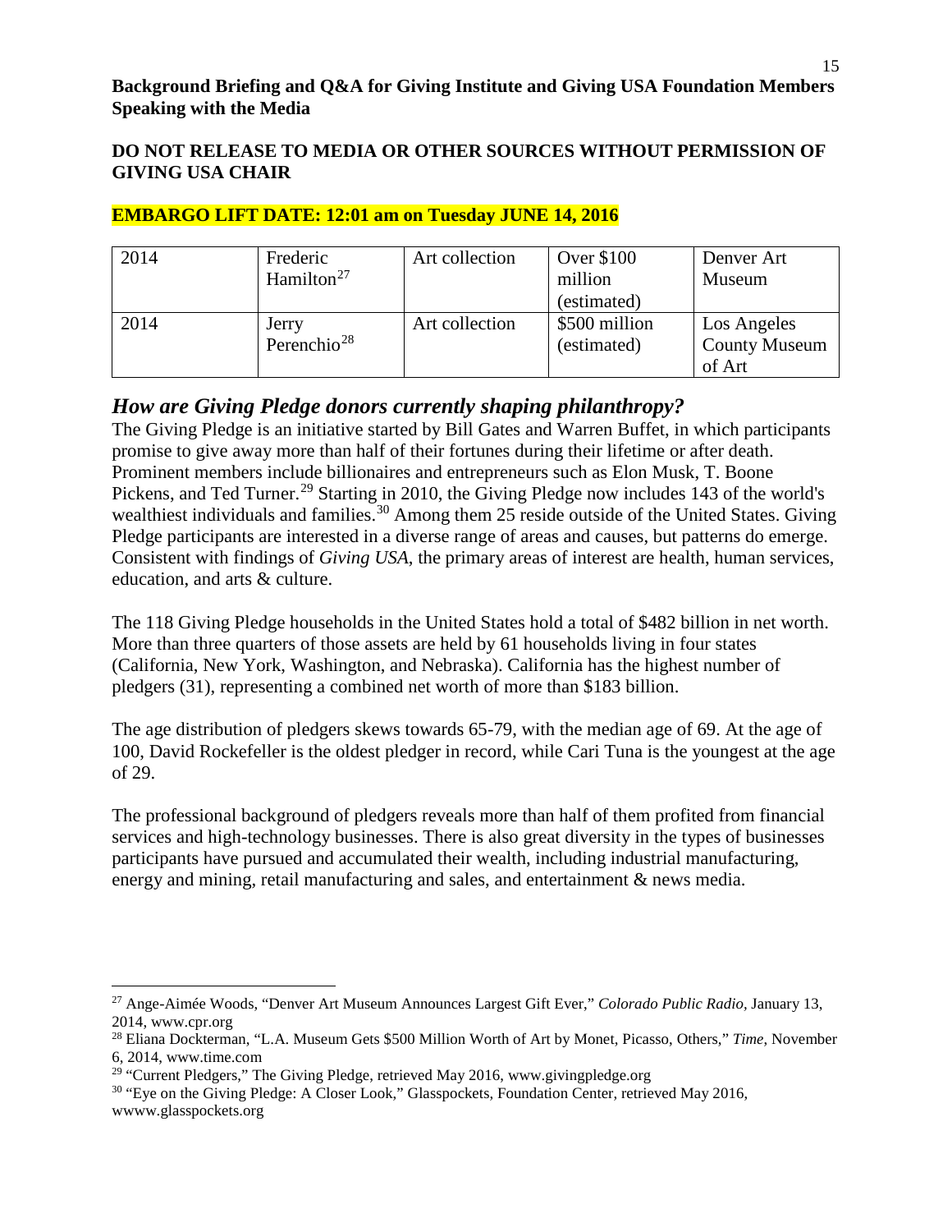**Background Briefing and Q&A for Giving Institute and Giving USA Foundation Members Speaking with the Media**

**DO NOT RELEASE TO MEDIA OR OTHER SOURCES WITHOUT PERMISSION OF GIVING USA CHAIR**

**EMBARGO LIFT DATE: 12:01 am on Tuesday JUNE 14, 2016**

| | | | | |
|---|---|---|---|---|
| 2014 | Frederic Hamilton[27] | Art collection | Over $100 million (estimated) | Denver Art Museum |
| 2014 | Jerry Perenchio[28] | Art collection | $500 million (estimated) | Los Angeles County Museum of Art |

## *How are Giving Pledge donors currently shaping philanthropy?*

The Giving Pledge is an initiative started by Bill Gates and Warren Buffet, in which participants promise to give away more than half of their fortunes during their lifetime or after death. Prominent members include billionaires and entrepreneurs such as Elon Musk, T. Boone Pickens, and Ted Turner.[29] Starting in 2010, the Giving Pledge now includes 143 of the world's wealthiest individuals and families.[30] Among them 25 reside outside of the United States. Giving Pledge participants are interested in a diverse range of areas and causes, but patterns do emerge. Consistent with findings of *Giving USA*, the primary areas of interest are health, human services, education, and arts & culture.

The 118 Giving Pledge households in the United States hold a total of $482 billion in net worth. More than three quarters of those assets are held by 61 households living in four states (California, New York, Washington, and Nebraska). California has the highest number of pledgers (31), representing a combined net worth of more than $183 billion.

The age distribution of pledgers skews towards 65-79, with the median age of 69. At the age of 100, David Rockefeller is the oldest pledger in record, while Cari Tuna is the youngest at the age of 29.

The professional background of pledgers reveals more than half of them profited from financial services and high-technology businesses. There is also great diversity in the types of businesses participants have pursued and accumulated their wealth, including industrial manufacturing, energy and mining, retail manufacturing and sales, and entertainment & news media.

---

[27] Ange-Aimée Woods, "Denver Art Museum Announces Largest Gift Ever," *Colorado Public Radio*, January 13, 2014, www.cpr.org

[28] Eliana Dockterman, "L.A. Museum Gets $500 Million Worth of Art by Monet, Picasso, Others," *Time*, November 6, 2014, www.time.com

[29] "Current Pledgers," The Giving Pledge, retrieved May 2016, www.givingpledge.org

[30] "Eye on the Giving Pledge: A Closer Look," Glasspockets, Foundation Center, retrieved May 2016, wwww.glasspockets.org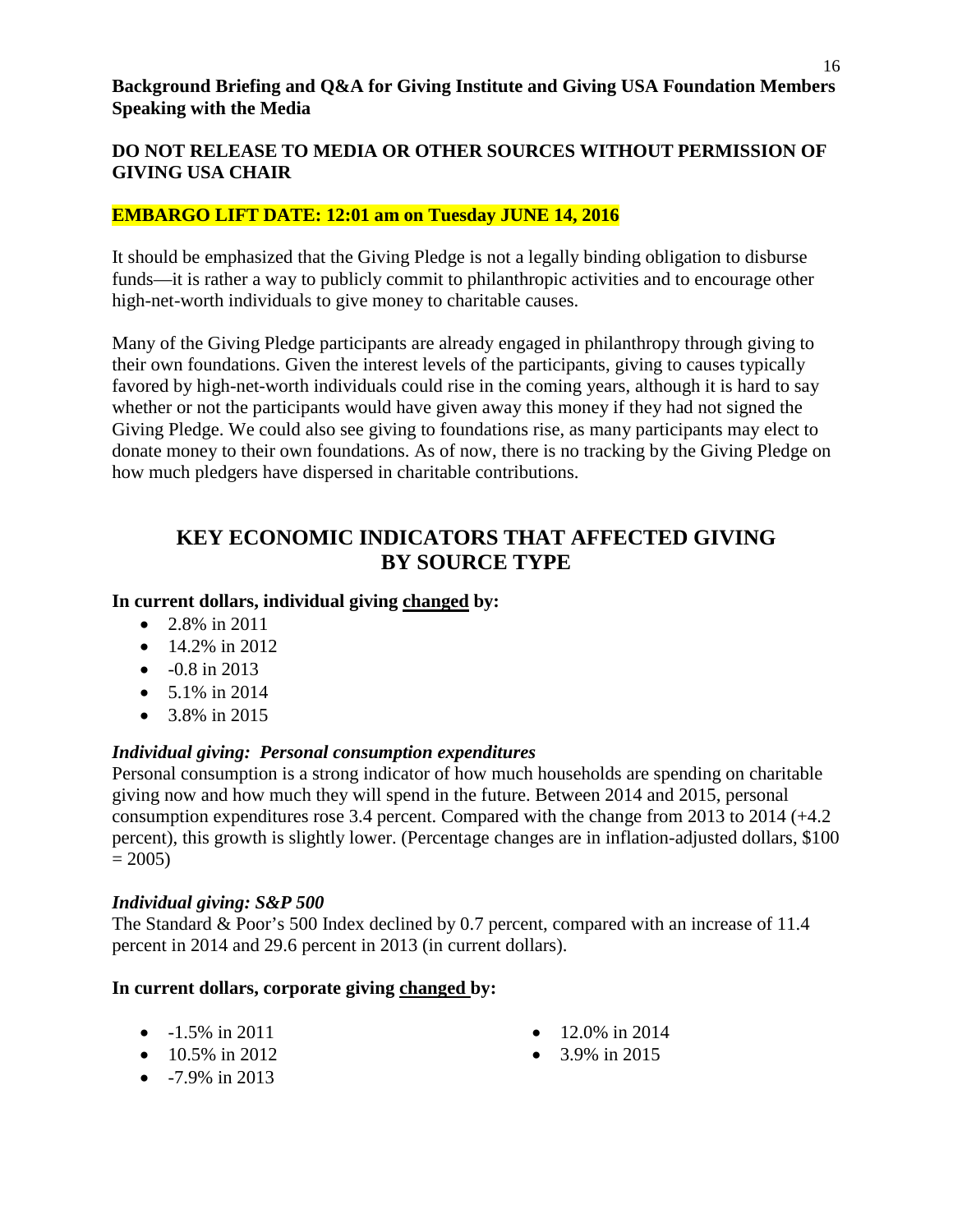**Background Briefing and Q&A for Giving Institute and Giving USA Foundation Members Speaking with the Media**

**DO NOT RELEASE TO MEDIA OR OTHER SOURCES WITHOUT PERMISSION OF GIVING USA CHAIR**

**EMBARGO LIFT DATE: 12:01 am on Tuesday JUNE 14, 2016**

It should be emphasized that the Giving Pledge is not a legally binding obligation to disburse funds—it is rather a way to publicly commit to philanthropic activities and to encourage other high-net-worth individuals to give money to charitable causes.

Many of the Giving Pledge participants are already engaged in philanthropy through giving to their own foundations. Given the interest levels of the participants, giving to causes typically favored by high-net-worth individuals could rise in the coming years, although it is hard to say whether or not the participants would have given away this money if they had not signed the Giving Pledge. We could also see giving to foundations rise, as many participants may elect to donate money to their own foundations. As of now, there is no tracking by the Giving Pledge on how much pledgers have dispersed in charitable contributions.

## KEY ECONOMIC INDICATORS THAT AFFECTED GIVING BY SOURCE TYPE

**In current dollars, individual giving changed by:**

- 2.8% in 2011
- 14.2% in 2012
- -0.8 in 2013
- 5.1% in 2014
- 3.8% in 2015

***Individual giving: Personal consumption expenditures***

Personal consumption is a strong indicator of how much households are spending on charitable giving now and how much they will spend in the future. Between 2014 and 2015, personal consumption expenditures rose 3.4 percent. Compared with the change from 2013 to 2014 (+4.2 percent), this growth is slightly lower. (Percentage changes are in inflation-adjusted dollars, $100 = 2005)

***Individual giving: S&P 500***

The Standard & Poor's 500 Index declined by 0.7 percent, compared with an increase of 11.4 percent in 2014 and 29.6 percent in 2013 (in current dollars).

**In current dollars, corporate giving changed by:**

- -1.5% in 2011
- 10.5% in 2012
- -7.9% in 2013
- 12.0% in 2014
- 3.9% in 2015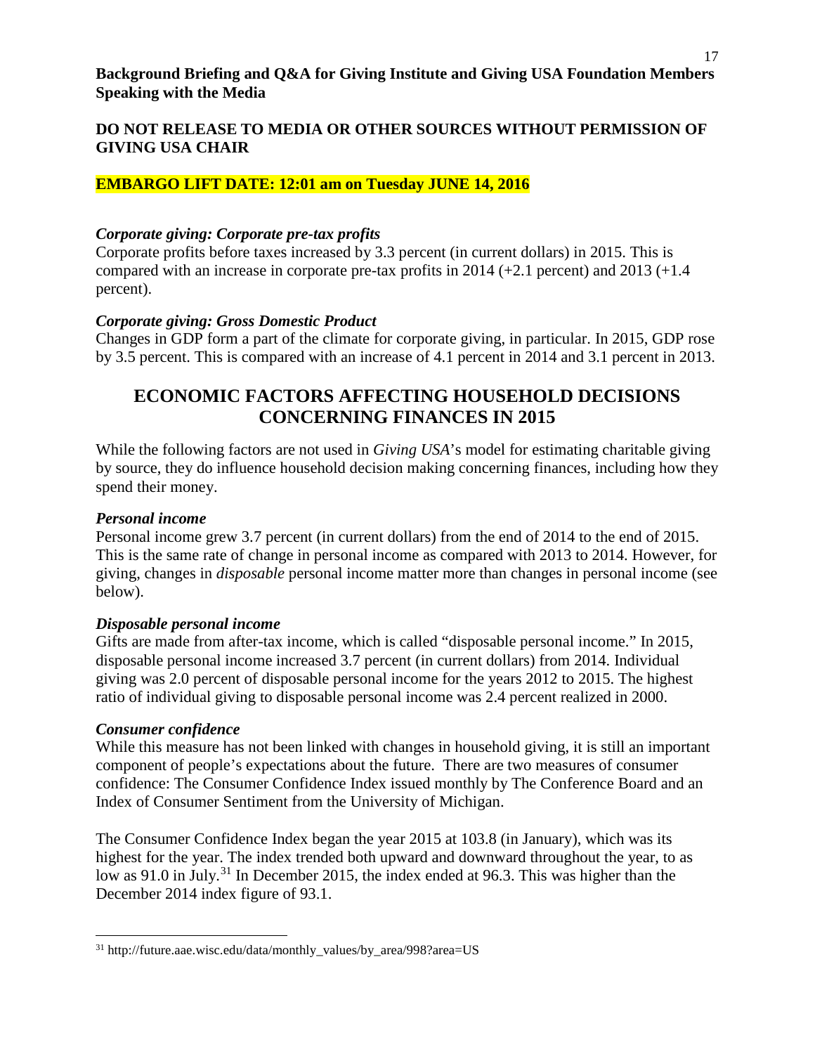**Background Briefing and Q&A for Giving Institute and Giving USA Foundation Members Speaking with the Media**

**DO NOT RELEASE TO MEDIA OR OTHER SOURCES WITHOUT PERMISSION OF GIVING USA CHAIR**

**EMBARGO LIFT DATE: 12:01 am on Tuesday JUNE 14, 2016**

***Corporate giving: Corporate pre-tax profits***

Corporate profits before taxes increased by 3.3 percent (in current dollars) in 2015. This is compared with an increase in corporate pre-tax profits in 2014 (+2.1 percent) and 2013 (+1.4 percent).

***Corporate giving: Gross Domestic Product***

Changes in GDP form a part of the climate for corporate giving, in particular. In 2015, GDP rose by 3.5 percent. This is compared with an increase of 4.1 percent in 2014 and 3.1 percent in 2013.

## ECONOMIC FACTORS AFFECTING HOUSEHOLD DECISIONS CONCERNING FINANCES IN 2015

While the following factors are not used in *Giving USA*'s model for estimating charitable giving by source, they do influence household decision making concerning finances, including how they spend their money.

***Personal income***

Personal income grew 3.7 percent (in current dollars) from the end of 2014 to the end of 2015. This is the same rate of change in personal income as compared with 2013 to 2014. However, for giving, changes in *disposable* personal income matter more than changes in personal income (see below).

***Disposable personal income***

Gifts are made from after-tax income, which is called "disposable personal income." In 2015, disposable personal income increased 3.7 percent (in current dollars) from 2014. Individual giving was 2.0 percent of disposable personal income for the years 2012 to 2015. The highest ratio of individual giving to disposable personal income was 2.4 percent realized in 2000.

***Consumer confidence***

While this measure has not been linked with changes in household giving, it is still an important component of people's expectations about the future. There are two measures of consumer confidence: The Consumer Confidence Index issued monthly by The Conference Board and an Index of Consumer Sentiment from the University of Michigan.

The Consumer Confidence Index began the year 2015 at 103.8 (in January), which was its highest for the year. The index trended both upward and downward throughout the year, to as low as 91.0 in July.[31] In December 2015, the index ended at 96.3. This was higher than the December 2014 index figure of 93.1.

---

[31] http://future.aae.wisc.edu/data/monthly_values/by_area/998?area=US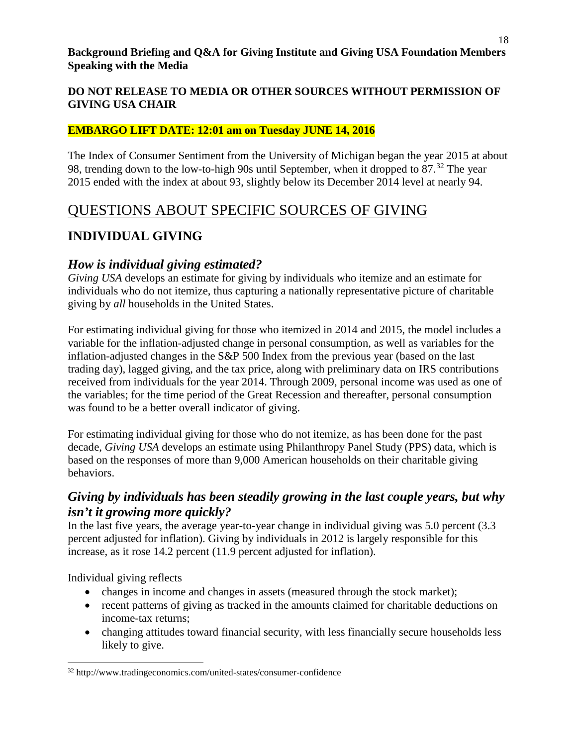**Background Briefing and Q&A for Giving Institute and Giving USA Foundation Members Speaking with the Media**

**DO NOT RELEASE TO MEDIA OR OTHER SOURCES WITHOUT PERMISSION OF GIVING USA CHAIR**

**EMBARGO LIFT DATE: 12:01 am on Tuesday JUNE 14, 2016**

The Index of Consumer Sentiment from the University of Michigan began the year 2015 at about 98, trending down to the low-to-high 90s until September, when it dropped to 87.[32] The year 2015 ended with the index at about 93, slightly below its December 2014 level at nearly 94.

# QUESTIONS ABOUT SPECIFIC SOURCES OF GIVING

## INDIVIDUAL GIVING

### *How is individual giving estimated?*

*Giving USA* develops an estimate for giving by individuals who itemize and an estimate for individuals who do not itemize, thus capturing a nationally representative picture of charitable giving by *all* households in the United States.

For estimating individual giving for those who itemized in 2014 and 2015, the model includes a variable for the inflation-adjusted change in personal consumption, as well as variables for the inflation-adjusted changes in the S&P 500 Index from the previous year (based on the last trading day), lagged giving, and the tax price, along with preliminary data on IRS contributions received from individuals for the year 2014. Through 2009, personal income was used as one of the variables; for the time period of the Great Recession and thereafter, personal consumption was found to be a better overall indicator of giving.

For estimating individual giving for those who do not itemize, as has been done for the past decade, *Giving USA* develops an estimate using Philanthropy Panel Study (PPS) data, which is based on the responses of more than 9,000 American households on their charitable giving behaviors.

### *Giving by individuals has been steadily growing in the last couple years, but why isn't it growing more quickly?*

In the last five years, the average year-to-year change in individual giving was 5.0 percent (3.3 percent adjusted for inflation). Giving by individuals in 2012 is largely responsible for this increase, as it rose 14.2 percent (11.9 percent adjusted for inflation).

Individual giving reflects

- changes in income and changes in assets (measured through the stock market);
- recent patterns of giving as tracked in the amounts claimed for charitable deductions on income-tax returns;
- changing attitudes toward financial security, with less financially secure households less likely to give.

[32] http://www.tradingeconomics.com/united-states/consumer-confidence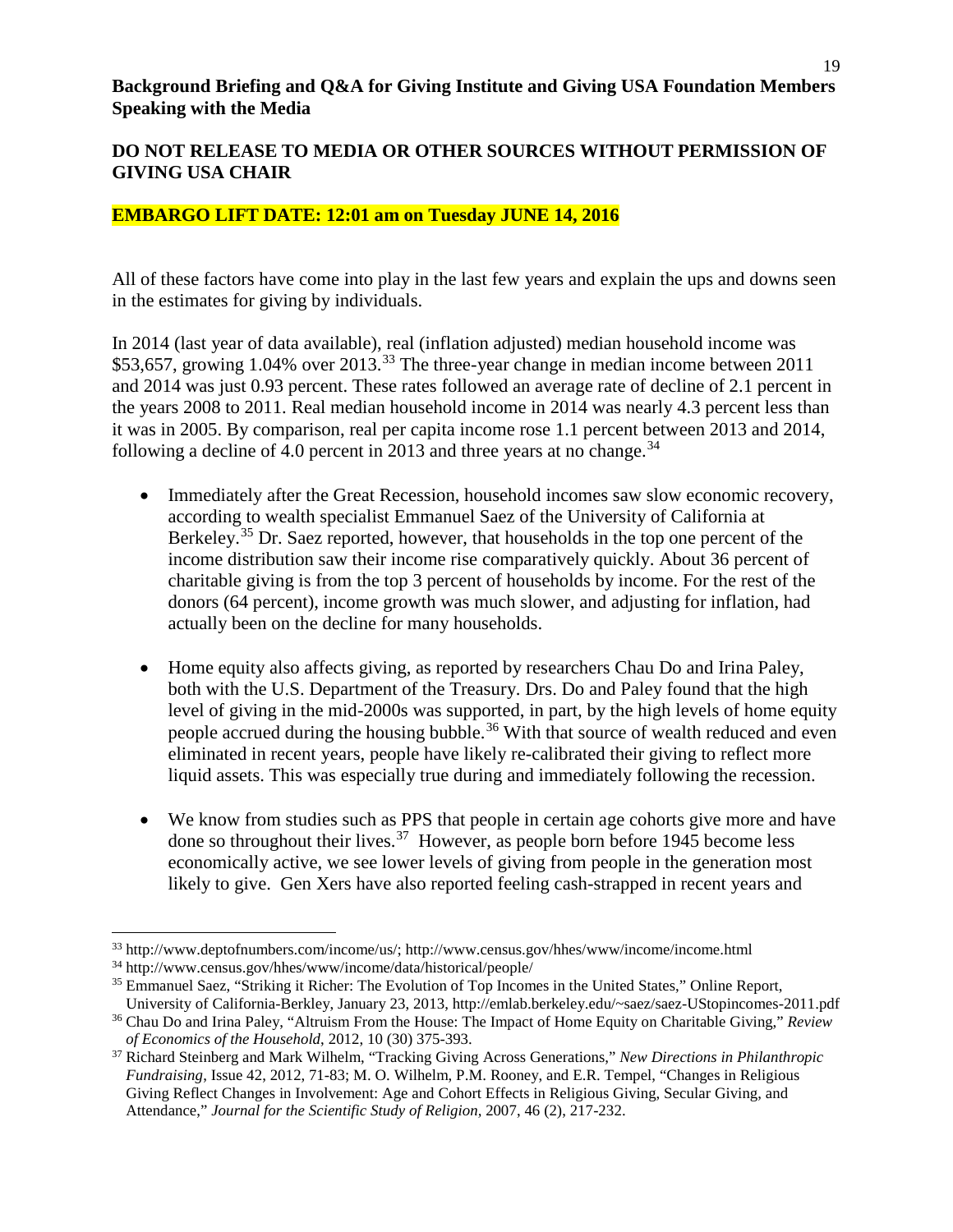**Background Briefing and Q&A for Giving Institute and Giving USA Foundation Members Speaking with the Media**

**DO NOT RELEASE TO MEDIA OR OTHER SOURCES WITHOUT PERMISSION OF GIVING USA CHAIR**

**EMBARGO LIFT DATE: 12:01 am on Tuesday JUNE 14, 2016**

All of these factors have come into play in the last few years and explain the ups and downs seen in the estimates for giving by individuals.

In 2014 (last year of data available), real (inflation adjusted) median household income was $53,657, growing 1.04% over 2013.[33] The three-year change in median income between 2011 and 2014 was just 0.93 percent. These rates followed an average rate of decline of 2.1 percent in the years 2008 to 2011. Real median household income in 2014 was nearly 4.3 percent less than it was in 2005. By comparison, real per capita income rose 1.1 percent between 2013 and 2014, following a decline of 4.0 percent in 2013 and three years at no change.[34]

- Immediately after the Great Recession, household incomes saw slow economic recovery, according to wealth specialist Emmanuel Saez of the University of California at Berkeley.[35] Dr. Saez reported, however, that households in the top one percent of the income distribution saw their income rise comparatively quickly. About 36 percent of charitable giving is from the top 3 percent of households by income. For the rest of the donors (64 percent), income growth was much slower, and adjusting for inflation, had actually been on the decline for many households.

- Home equity also affects giving, as reported by researchers Chau Do and Irina Paley, both with the U.S. Department of the Treasury. Drs. Do and Paley found that the high level of giving in the mid-2000s was supported, in part, by the high levels of home equity people accrued during the housing bubble.[36] With that source of wealth reduced and even eliminated in recent years, people have likely re-calibrated their giving to reflect more liquid assets. This was especially true during and immediately following the recession.

- We know from studies such as PPS that people in certain age cohorts give more and have done so throughout their lives.[37] However, as people born before 1945 become less economically active, we see lower levels of giving from people in the generation most likely to give. Gen Xers have also reported feeling cash-strapped in recent years and

---

[33] http://www.deptofnumbers.com/income/us/; http://www.census.gov/hhes/www/income/income.html

[34] http://www.census.gov/hhes/www/income/data/historical/people/

[35] Emmanuel Saez, "Striking it Richer: The Evolution of Top Incomes in the United States," Online Report, University of California-Berkley, January 23, 2013, http://emlab.berkeley.edu/~saez/saez-UStopincomes-2011.pdf

[36] Chau Do and Irina Paley, "Altruism From the House: The Impact of Home Equity on Charitable Giving," *Review of Economics of the Household*, 2012, 10 (30) 375-393.

[37] Richard Steinberg and Mark Wilhelm, "Tracking Giving Across Generations," *New Directions in Philanthropic Fundraising*, Issue 42, 2012, 71-83; M. O. Wilhelm, P.M. Rooney, and E.R. Tempel, "Changes in Religious Giving Reflect Changes in Involvement: Age and Cohort Effects in Religious Giving, Secular Giving, and Attendance," *Journal for the Scientific Study of Religion*, 2007, 46 (2), 217-232.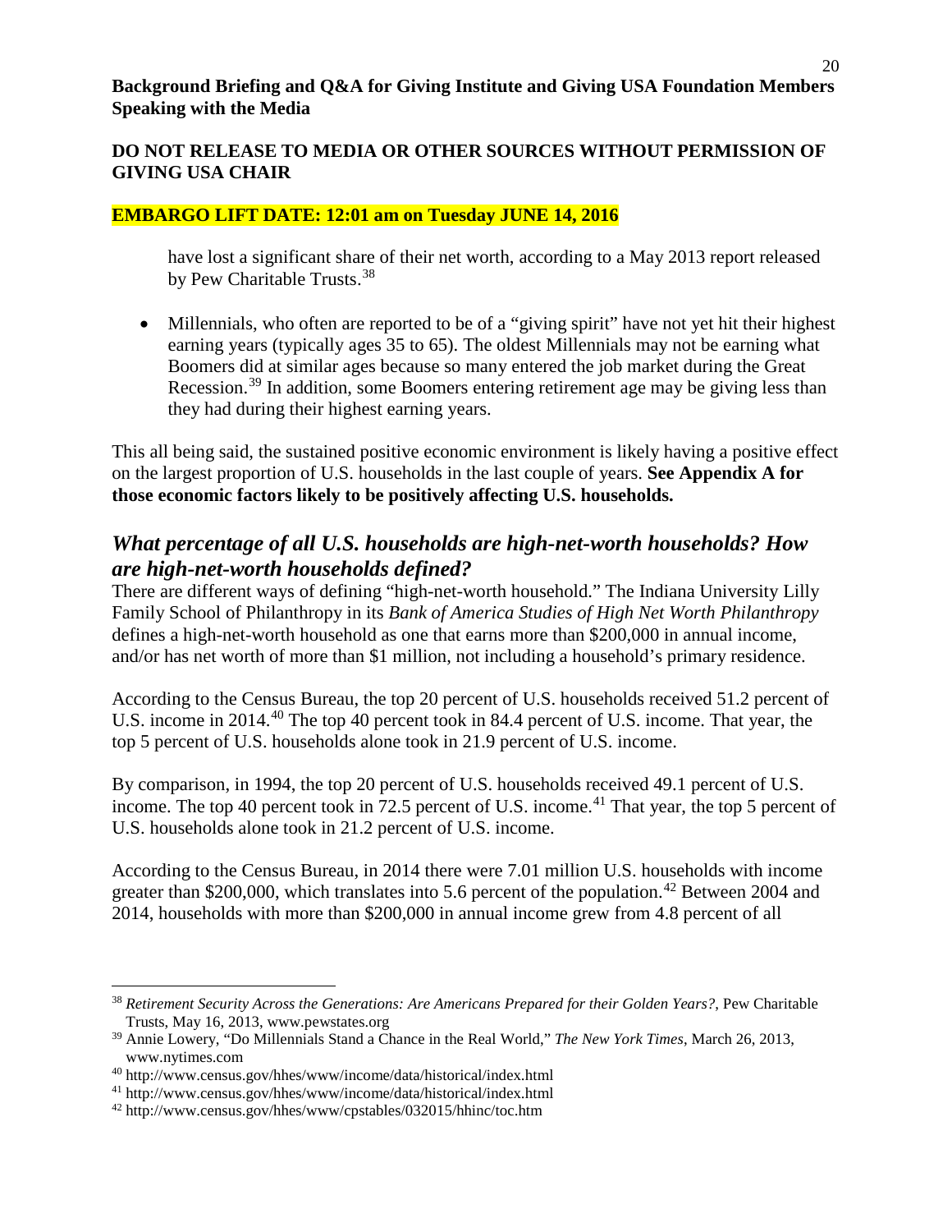have lost a significant share of their net worth, according to a May 2013 report released by Pew Charitable Trusts.[38]

- Millennials, who often are reported to be of a "giving spirit" have not yet hit their highest earning years (typically ages 35 to 65). The oldest Millennials may not be earning what Boomers did at similar ages because so many entered the job market during the Great Recession.[39] In addition, some Boomers entering retirement age may be giving less than they had during their highest earning years.

This all being said, the sustained positive economic environment is likely having a positive effect on the largest proportion of U.S. households in the last couple of years. **See Appendix A for those economic factors likely to be positively affecting U.S. households.**

## *What percentage of all U.S. households are high-net-worth households? How are high-net-worth households defined?*

There are different ways of defining "high-net-worth household." The Indiana University Lilly Family School of Philanthropy in its *Bank of America Studies of High Net Worth Philanthropy* defines a high-net-worth household as one that earns more than $200,000 in annual income, and/or has net worth of more than $1 million, not including a household's primary residence.

According to the Census Bureau, the top 20 percent of U.S. households received 51.2 percent of U.S. income in 2014.[40] The top 40 percent took in 84.4 percent of U.S. income. That year, the top 5 percent of U.S. households alone took in 21.9 percent of U.S. income.

By comparison, in 1994, the top 20 percent of U.S. households received 49.1 percent of U.S. income. The top 40 percent took in 72.5 percent of U.S. income.[41] That year, the top 5 percent of U.S. households alone took in 21.2 percent of U.S. income.

According to the Census Bureau, in 2014 there were 7.01 million U.S. households with income greater than $200,000, which translates into 5.6 percent of the population.[42] Between 2004 and 2014, households with more than $200,000 in annual income grew from 4.8 percent of all

---

[38] *Retirement Security Across the Generations: Are Americans Prepared for their Golden Years?*, Pew Charitable Trusts, May 16, 2013, www.pewstates.org

[39] Annie Lowery, "Do Millennials Stand a Chance in the Real World," *The New York Times*, March 26, 2013, www.nytimes.com

[40] http://www.census.gov/hhes/www/income/data/historical/index.html

[41] http://www.census.gov/hhes/www/income/data/historical/index.html

[42] http://www.census.gov/hhes/www/cpstables/032015/hhinc/toc.htm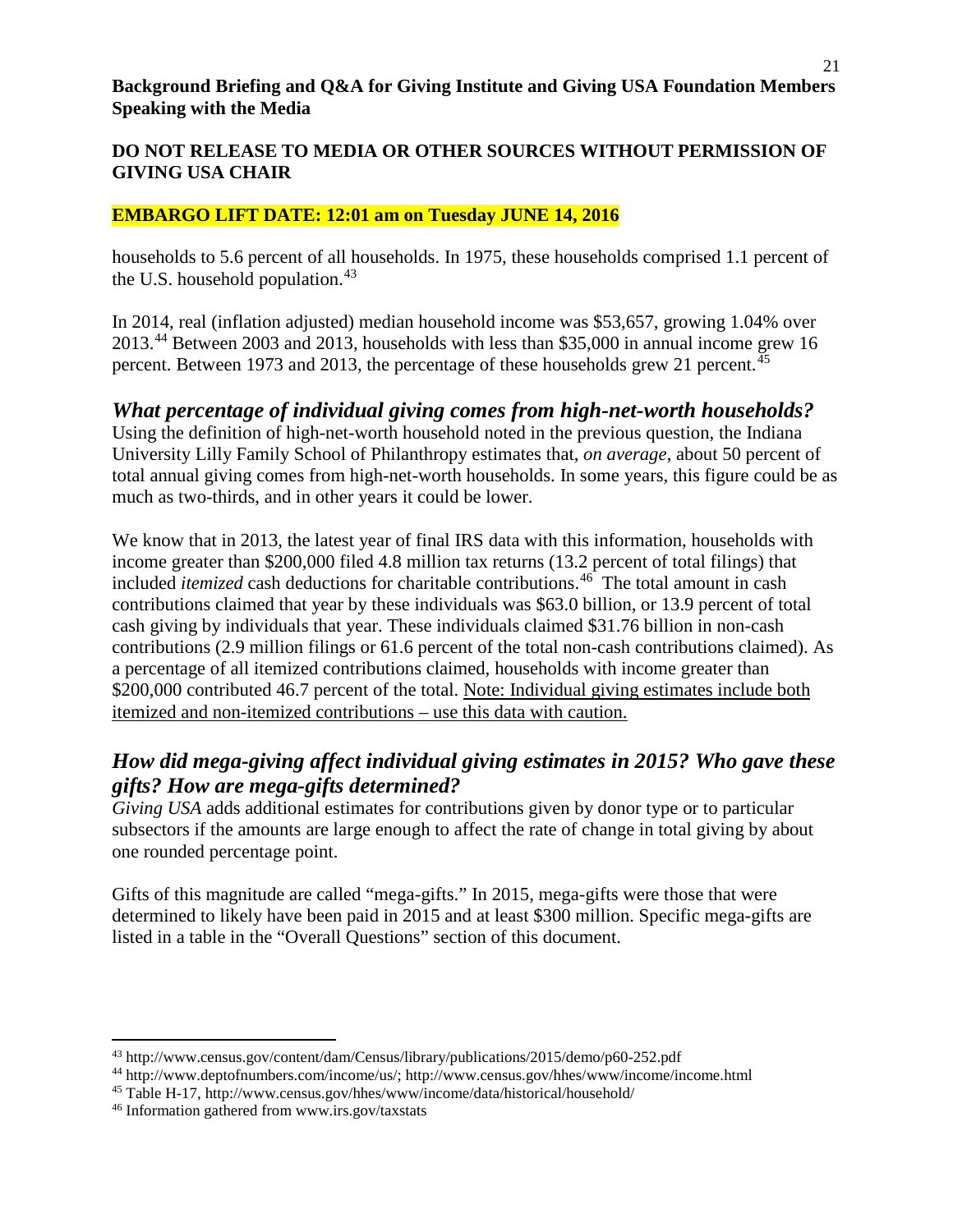households to 5.6 percent of all households. In 1975, these households comprised 1.1 percent of the U.S. household population.[43]

In 2014, real (inflation adjusted) median household income was $53,657, growing 1.04% over 2013.[44] Between 2003 and 2013, households with less than $35,000 in annual income grew 16 percent. Between 1973 and 2013, the percentage of these households grew 21 percent.[45]

## *What percentage of individual giving comes from high-net-worth households?*

Using the definition of high-net-worth household noted in the previous question, the Indiana University Lilly Family School of Philanthropy estimates that, *on average*, about 50 percent of total annual giving comes from high-net-worth households. In some years, this figure could be as much as two-thirds, and in other years it could be lower.

We know that in 2013, the latest year of final IRS data with this information, households with income greater than $200,000 filed 4.8 million tax returns (13.2 percent of total filings) that included *itemized* cash deductions for charitable contributions.[46] The total amount in cash contributions claimed that year by these individuals was $63.0 billion, or 13.9 percent of total cash giving by individuals that year. These individuals claimed $31.76 billion in non-cash contributions (2.9 million filings or 61.6 percent of the total non-cash contributions claimed). As a percentage of all itemized contributions claimed, households with income greater than $200,000 contributed 46.7 percent of the total. <u>Note: Individual giving estimates include both itemized and non-itemized contributions – use this data with caution.</u>

## *How did mega-giving affect individual giving estimates in 2015? Who gave these gifts? How are mega-gifts determined?*

*Giving USA* adds additional estimates for contributions given by donor type or to particular subsectors if the amounts are large enough to affect the rate of change in total giving by about one rounded percentage point.

Gifts of this magnitude are called "mega-gifts." In 2015, mega-gifts were those that were determined to likely have been paid in 2015 and at least $300 million. Specific mega-gifts are listed in a table in the "Overall Questions" section of this document.

---

[43] http://www.census.gov/content/dam/Census/library/publications/2015/demo/p60-252.pdf

[44] http://www.deptofnumbers.com/income/us/; http://www.census.gov/hhes/www/income/income.html

[45] Table H-17, http://www.census.gov/hhes/www/income/data/historical/household/

[46] Information gathered from www.irs.gov/taxstats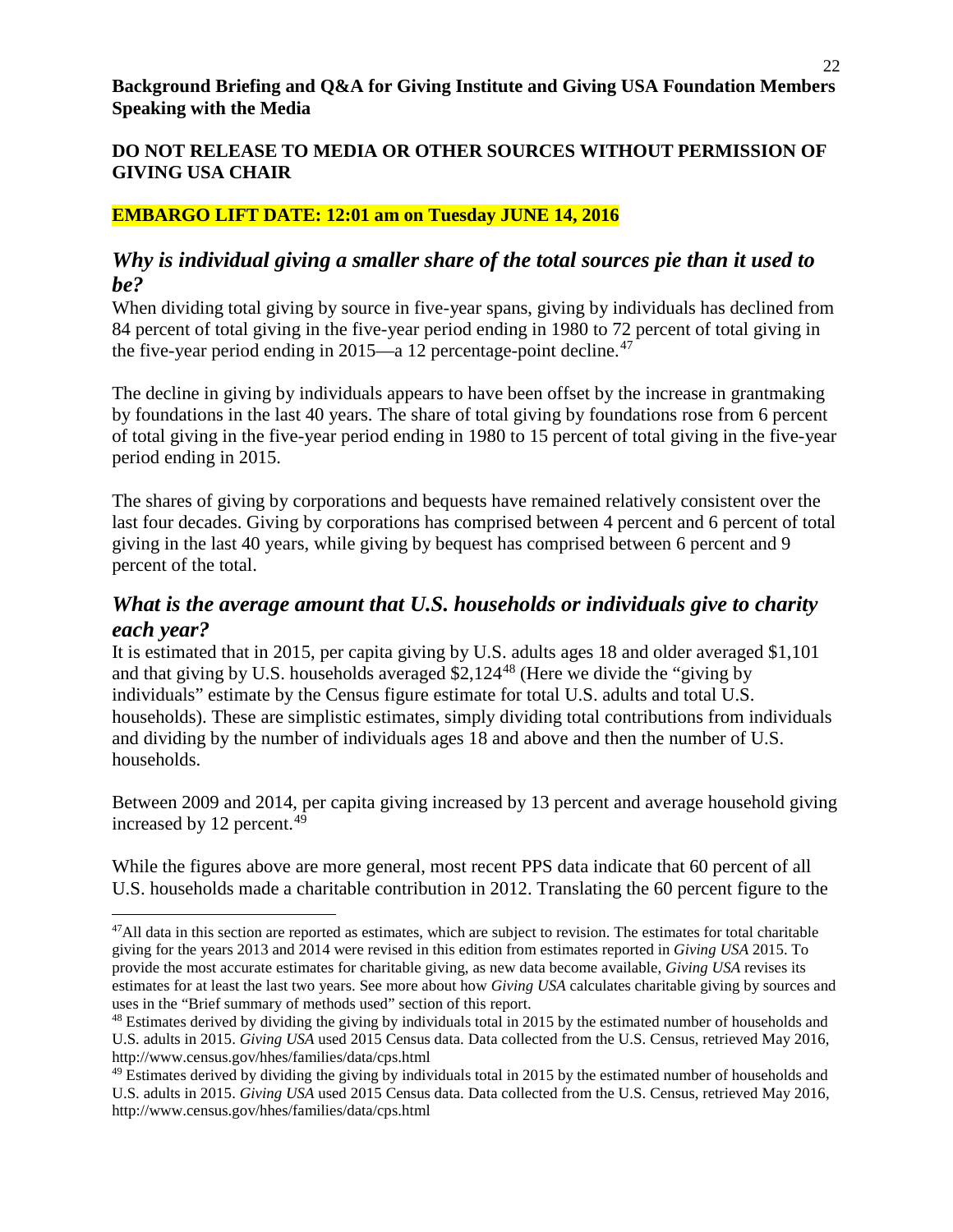**Background Briefing and Q&A for Giving Institute and Giving USA Foundation Members Speaking with the Media**

**DO NOT RELEASE TO MEDIA OR OTHER SOURCES WITHOUT PERMISSION OF GIVING USA CHAIR**

**EMBARGO LIFT DATE: 12:01 am on Tuesday JUNE 14, 2016**

## *Why is individual giving a smaller share of the total sources pie than it used to be?*

When dividing total giving by source in five-year spans, giving by individuals has declined from 84 percent of total giving in the five-year period ending in 1980 to 72 percent of total giving in the five-year period ending in 2015—a 12 percentage-point decline.[47]

The decline in giving by individuals appears to have been offset by the increase in grantmaking by foundations in the last 40 years. The share of total giving by foundations rose from 6 percent of total giving in the five-year period ending in 1980 to 15 percent of total giving in the five-year period ending in 2015.

The shares of giving by corporations and bequests have remained relatively consistent over the last four decades. Giving by corporations has comprised between 4 percent and 6 percent of total giving in the last 40 years, while giving by bequest has comprised between 6 percent and 9 percent of the total.

## *What is the average amount that U.S. households or individuals give to charity each year?*

It is estimated that in 2015, per capita giving by U.S. adults ages 18 and older averaged $1,101 and that giving by U.S. households averaged $2,124[48] (Here we divide the "giving by individuals" estimate by the Census figure estimate for total U.S. adults and total U.S. households). These are simplistic estimates, simply dividing total contributions from individuals and dividing by the number of individuals ages 18 and above and then the number of U.S. households.

Between 2009 and 2014, per capita giving increased by 13 percent and average household giving increased by 12 percent.[49]

While the figures above are more general, most recent PPS data indicate that 60 percent of all U.S. households made a charitable contribution in 2012. Translating the 60 percent figure to the

---

[47]All data in this section are reported as estimates, which are subject to revision. The estimates for total charitable giving for the years 2013 and 2014 were revised in this edition from estimates reported in *Giving USA* 2015. To provide the most accurate estimates for charitable giving, as new data become available, *Giving USA* revises its estimates for at least the last two years. See more about how *Giving USA* calculates charitable giving by sources and uses in the "Brief summary of methods used" section of this report.

[48] Estimates derived by dividing the giving by individuals total in 2015 by the estimated number of households and U.S. adults in 2015. *Giving USA* used 2015 Census data. Data collected from the U.S. Census, retrieved May 2016, http://www.census.gov/hhes/families/data/cps.html

[49] Estimates derived by dividing the giving by individuals total in 2015 by the estimated number of households and U.S. adults in 2015. *Giving USA* used 2015 Census data. Data collected from the U.S. Census, retrieved May 2016, http://www.census.gov/hhes/families/data/cps.html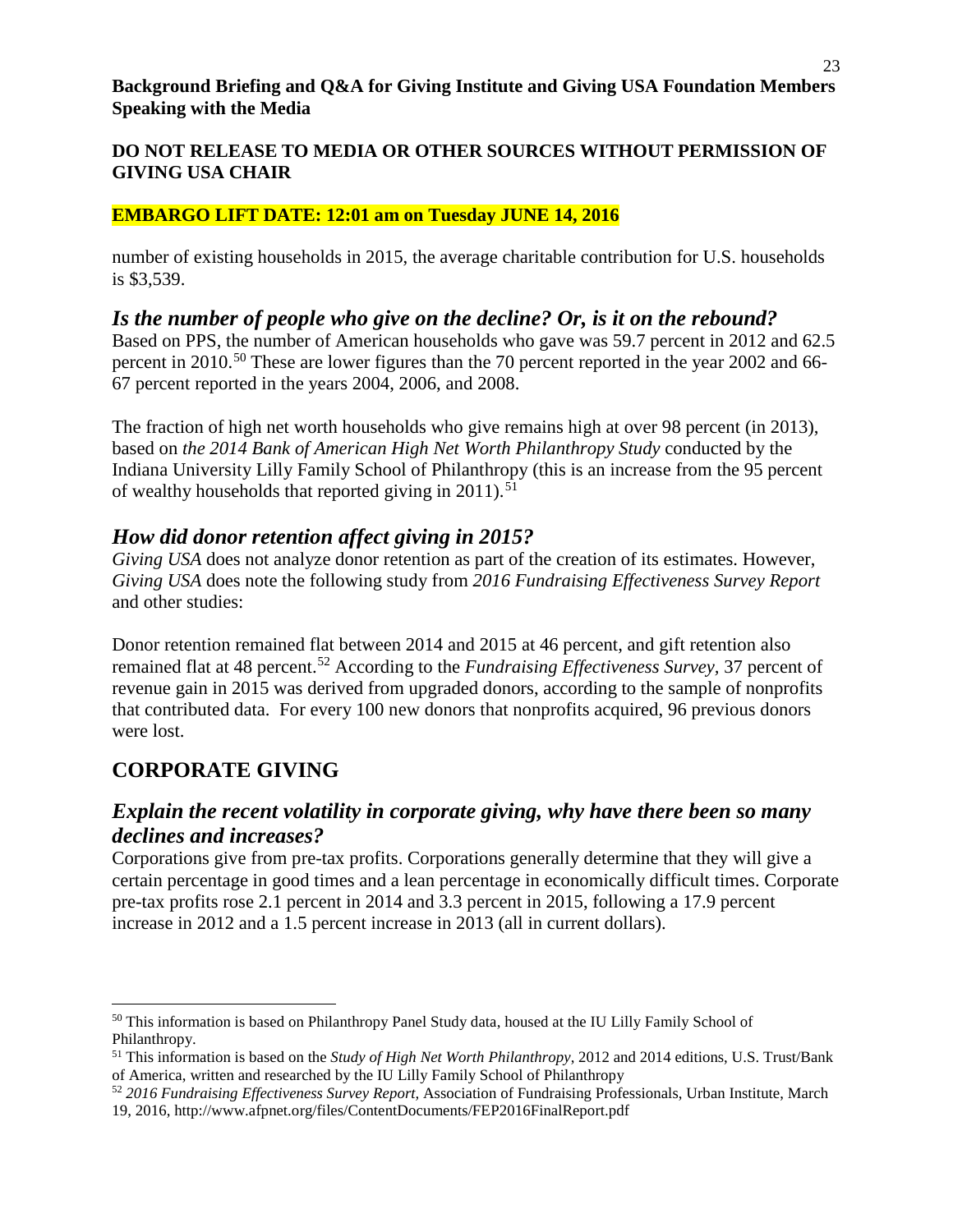number of existing households in 2015, the average charitable contribution for U.S. households is $3,539.

### *Is the number of people who give on the decline? Or, is it on the rebound?*

Based on PPS, the number of American households who gave was 59.7 percent in 2012 and 62.5 percent in 2010.[50] These are lower figures than the 70 percent reported in the year 2002 and 66-67 percent reported in the years 2004, 2006, and 2008.

The fraction of high net worth households who give remains high at over 98 percent (in 2013), based on *the 2014 Bank of American High Net Worth Philanthropy Study* conducted by the Indiana University Lilly Family School of Philanthropy (this is an increase from the 95 percent of wealthy households that reported giving in 2011).[51]

### *How did donor retention affect giving in 2015?*

*Giving USA* does not analyze donor retention as part of the creation of its estimates. However, *Giving USA* does note the following study from *2016 Fundraising Effectiveness Survey Report* and other studies:

Donor retention remained flat between 2014 and 2015 at 46 percent, and gift retention also remained flat at 48 percent.[52] According to the *Fundraising Effectiveness Survey*, 37 percent of revenue gain in 2015 was derived from upgraded donors, according to the sample of nonprofits that contributed data. For every 100 new donors that nonprofits acquired, 96 previous donors were lost.

## CORPORATE GIVING

### *Explain the recent volatility in corporate giving, why have there been so many declines and increases?*

Corporations give from pre-tax profits. Corporations generally determine that they will give a certain percentage in good times and a lean percentage in economically difficult times. Corporate pre-tax profits rose 2.1 percent in 2014 and 3.3 percent in 2015, following a 17.9 percent increase in 2012 and a 1.5 percent increase in 2013 (all in current dollars).

---

[50] This information is based on Philanthropy Panel Study data, housed at the IU Lilly Family School of Philanthropy.

[51] This information is based on the *Study of High Net Worth Philanthropy*, 2012 and 2014 editions, U.S. Trust/Bank of America, written and researched by the IU Lilly Family School of Philanthropy

[52] *2016 Fundraising Effectiveness Survey Report,* Association of Fundraising Professionals, Urban Institute, March 19, 2016, http://www.afpnet.org/files/ContentDocuments/FEP2016FinalReport.pdf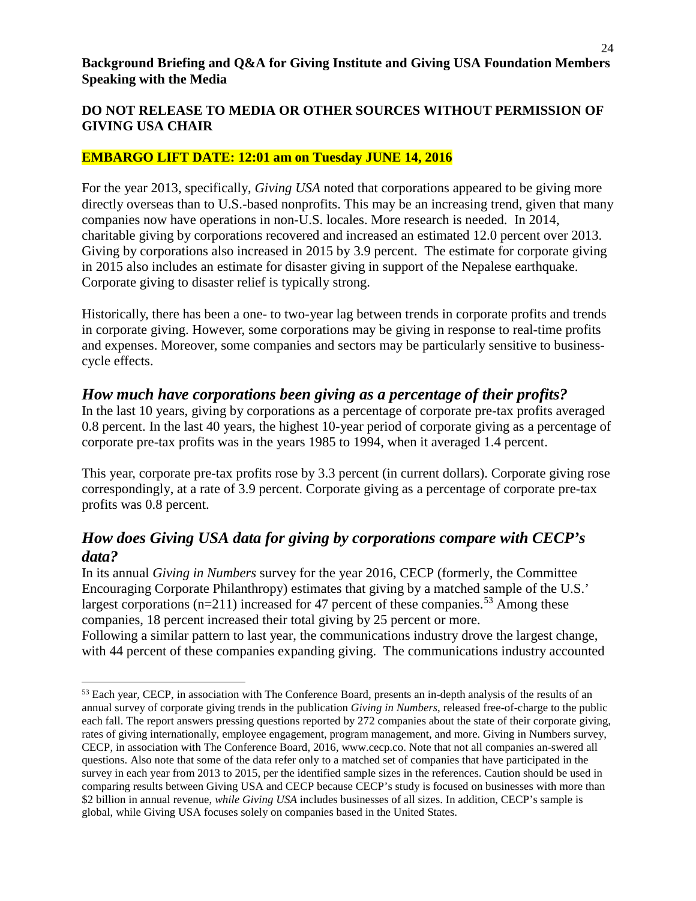**Background Briefing and Q&A for Giving Institute and Giving USA Foundation Members Speaking with the Media**

**DO NOT RELEASE TO MEDIA OR OTHER SOURCES WITHOUT PERMISSION OF GIVING USA CHAIR**

**EMBARGO LIFT DATE: 12:01 am on Tuesday JUNE 14, 2016**

For the year 2013, specifically, *Giving USA* noted that corporations appeared to be giving more directly overseas than to U.S.-based nonprofits. This may be an increasing trend, given that many companies now have operations in non-U.S. locales. More research is needed. In 2014, charitable giving by corporations recovered and increased an estimated 12.0 percent over 2013. Giving by corporations also increased in 2015 by 3.9 percent. The estimate for corporate giving in 2015 also includes an estimate for disaster giving in support of the Nepalese earthquake. Corporate giving to disaster relief is typically strong.

Historically, there has been a one- to two-year lag between trends in corporate profits and trends in corporate giving. However, some corporations may be giving in response to real-time profits and expenses. Moreover, some companies and sectors may be particularly sensitive to business-cycle effects.

## *How much have corporations been giving as a percentage of their profits?*

In the last 10 years, giving by corporations as a percentage of corporate pre-tax profits averaged 0.8 percent. In the last 40 years, the highest 10-year period of corporate giving as a percentage of corporate pre-tax profits was in the years 1985 to 1994, when it averaged 1.4 percent.

This year, corporate pre-tax profits rose by 3.3 percent (in current dollars). Corporate giving rose correspondingly, at a rate of 3.9 percent. Corporate giving as a percentage of corporate pre-tax profits was 0.8 percent.

## *How does Giving USA data for giving by corporations compare with CECP's data?*

In its annual *Giving in Numbers* survey for the year 2016, CECP (formerly, the Committee Encouraging Corporate Philanthropy) estimates that giving by a matched sample of the U.S.' largest corporations (n=211) increased for 47 percent of these companies.[53] Among these companies, 18 percent increased their total giving by 25 percent or more.
Following a similar pattern to last year, the communications industry drove the largest change, with 44 percent of these companies expanding giving. The communications industry accounted

---

[53] Each year, CECP, in association with The Conference Board, presents an in-depth analysis of the results of an annual survey of corporate giving trends in the publication *Giving in Numbers*, released free-of-charge to the public each fall. The report answers pressing questions reported by 272 companies about the state of their corporate giving, rates of giving internationally, employee engagement, program management, and more. Giving in Numbers survey, CECP, in association with The Conference Board, 2016, www.cecp.co. Note that not all companies an-swered all questions. Also note that some of the data refer only to a matched set of companies that have participated in the survey in each year from 2013 to 2015, per the identified sample sizes in the references. Caution should be used in comparing results between Giving USA and CECP because CECP's study is focused on businesses with more than $2 billion in annual revenue, *while Giving USA* includes businesses of all sizes. In addition, CECP's sample is global, while Giving USA focuses solely on companies based in the United States.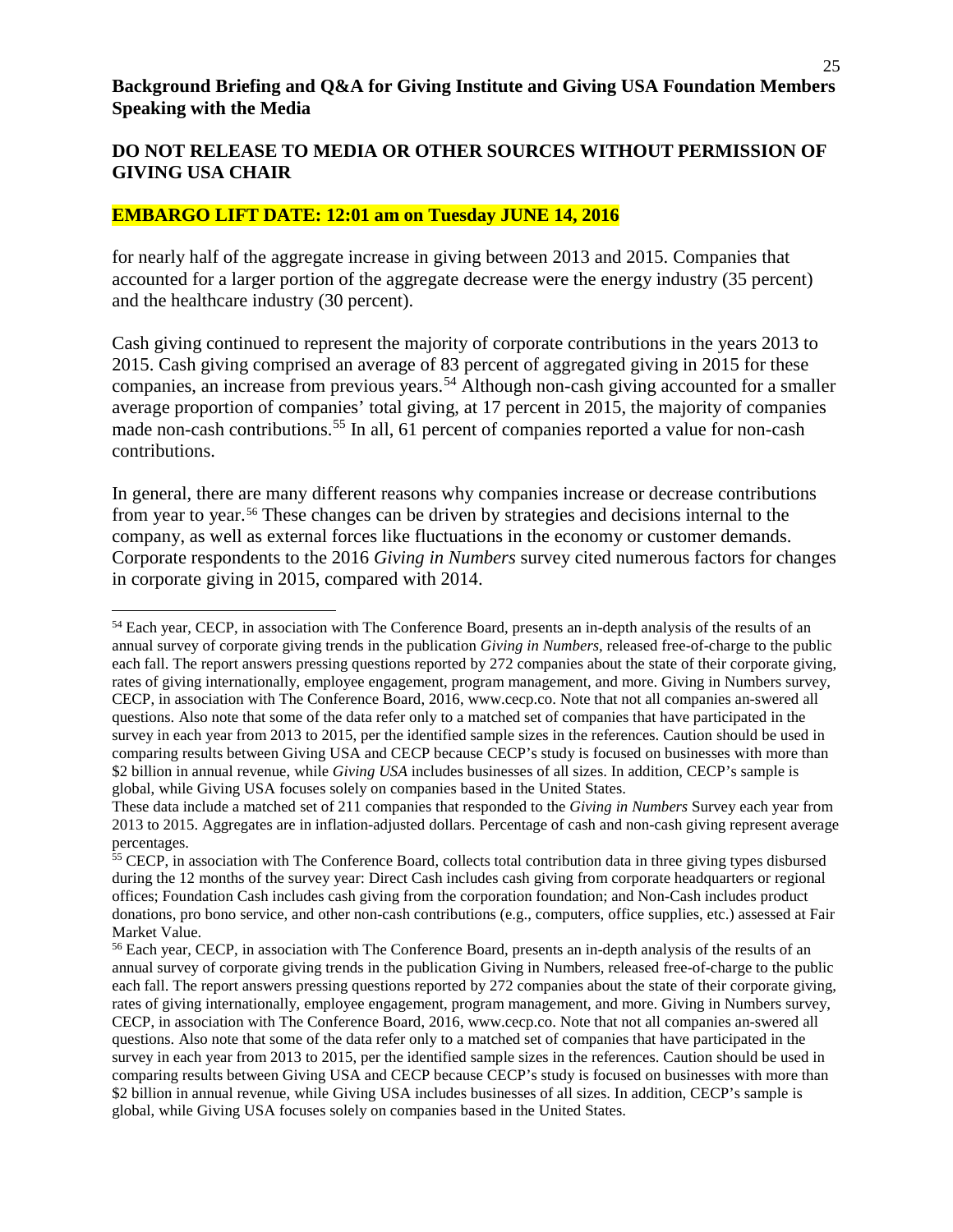**Background Briefing and Q&A for Giving Institute and Giving USA Foundation Members Speaking with the Media**

**DO NOT RELEASE TO MEDIA OR OTHER SOURCES WITHOUT PERMISSION OF GIVING USA CHAIR**

**EMBARGO LIFT DATE: 12:01 am on Tuesday JUNE 14, 2016**

for nearly half of the aggregate increase in giving between 2013 and 2015. Companies that accounted for a larger portion of the aggregate decrease were the energy industry (35 percent) and the healthcare industry (30 percent).

Cash giving continued to represent the majority of corporate contributions in the years 2013 to 2015. Cash giving comprised an average of 83 percent of aggregated giving in 2015 for these companies, an increase from previous years.[54] Although non-cash giving accounted for a smaller average proportion of companies' total giving, at 17 percent in 2015, the majority of companies made non-cash contributions.[55] In all, 61 percent of companies reported a value for non-cash contributions.

In general, there are many different reasons why companies increase or decrease contributions from year to year.[56] These changes can be driven by strategies and decisions internal to the company, as well as external forces like fluctuations in the economy or customer demands. Corporate respondents to the 2016 *Giving in Numbers* survey cited numerous factors for changes in corporate giving in 2015, compared with 2014.

---

[54] Each year, CECP, in association with The Conference Board, presents an in-depth analysis of the results of an annual survey of corporate giving trends in the publication *Giving in Numbers*, released free-of-charge to the public each fall. The report answers pressing questions reported by 272 companies about the state of their corporate giving, rates of giving internationally, employee engagement, program management, and more. Giving in Numbers survey, CECP, in association with The Conference Board, 2016, www.cecp.co. Note that not all companies an-swered all questions. Also note that some of the data refer only to a matched set of companies that have participated in the survey in each year from 2013 to 2015, per the identified sample sizes in the references. Caution should be used in comparing results between Giving USA and CECP because CECP's study is focused on businesses with more than $2 billion in annual revenue, while *Giving USA* includes businesses of all sizes. In addition, CECP's sample is global, while Giving USA focuses solely on companies based in the United States.
These data include a matched set of 211 companies that responded to the *Giving in Numbers* Survey each year from 2013 to 2015. Aggregates are in inflation-adjusted dollars. Percentage of cash and non-cash giving represent average percentages.

[55] CECP, in association with The Conference Board, collects total contribution data in three giving types disbursed during the 12 months of the survey year: Direct Cash includes cash giving from corporate headquarters or regional offices; Foundation Cash includes cash giving from the corporation foundation; and Non-Cash includes product donations, pro bono service, and other non-cash contributions (e.g., computers, office supplies, etc.) assessed at Fair Market Value.

[56] Each year, CECP, in association with The Conference Board, presents an in-depth analysis of the results of an annual survey of corporate giving trends in the publication Giving in Numbers, released free-of-charge to the public each fall. The report answers pressing questions reported by 272 companies about the state of their corporate giving, rates of giving internationally, employee engagement, program management, and more. Giving in Numbers survey, CECP, in association with The Conference Board, 2016, www.cecp.co. Note that not all companies an-swered all questions. Also note that some of the data refer only to a matched set of companies that have participated in the survey in each year from 2013 to 2015, per the identified sample sizes in the references. Caution should be used in comparing results between Giving USA and CECP because CECP's study is focused on businesses with more than $2 billion in annual revenue, while Giving USA includes businesses of all sizes. In addition, CECP's sample is global, while Giving USA focuses solely on companies based in the United States.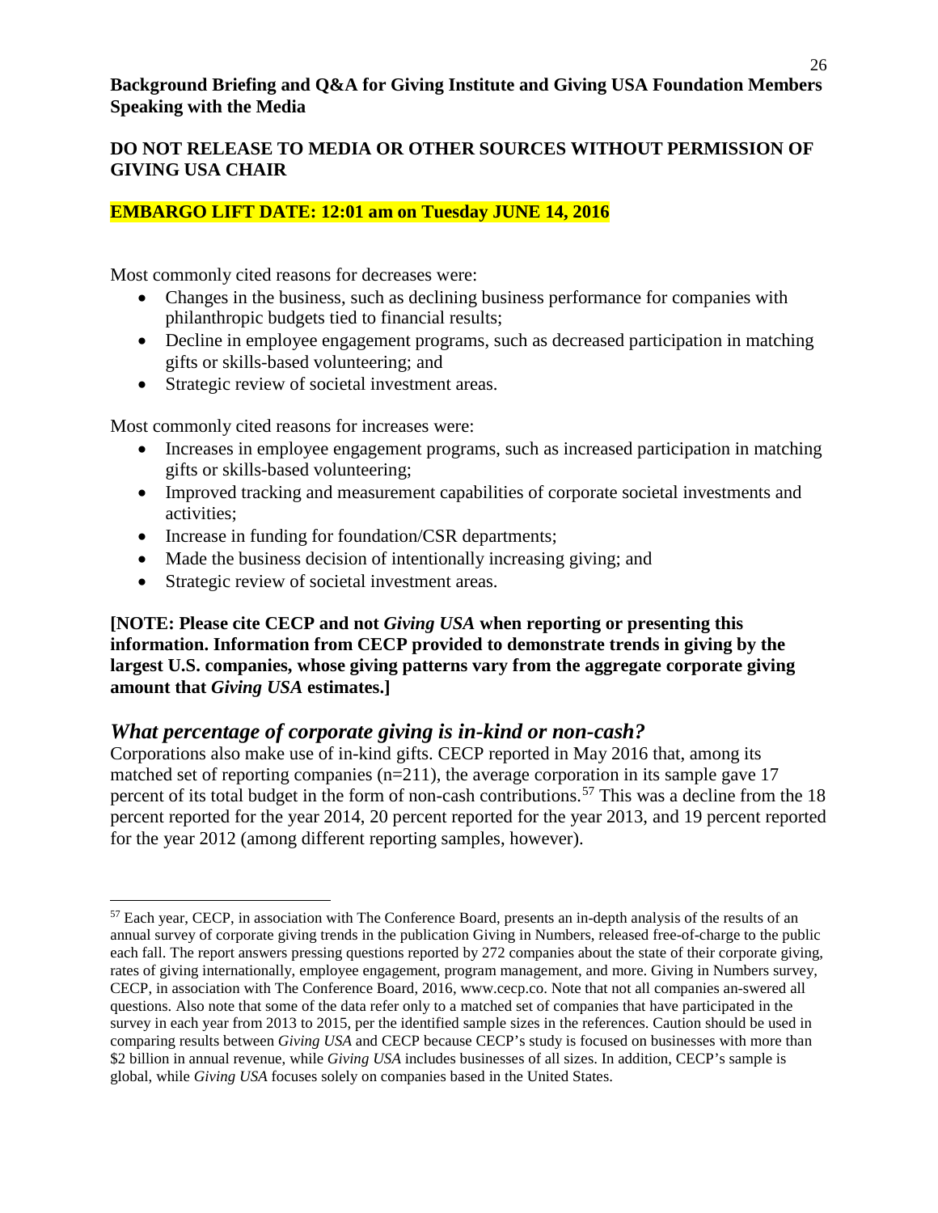**Background Briefing and Q&A for Giving Institute and Giving USA Foundation Members Speaking with the Media**

**DO NOT RELEASE TO MEDIA OR OTHER SOURCES WITHOUT PERMISSION OF GIVING USA CHAIR**

**EMBARGO LIFT DATE: 12:01 am on Tuesday JUNE 14, 2016**

Most commonly cited reasons for decreases were:

- Changes in the business, such as declining business performance for companies with philanthropic budgets tied to financial results;
- Decline in employee engagement programs, such as decreased participation in matching gifts or skills-based volunteering; and
- Strategic review of societal investment areas.

Most commonly cited reasons for increases were:

- Increases in employee engagement programs, such as increased participation in matching gifts or skills-based volunteering;
- Improved tracking and measurement capabilities of corporate societal investments and activities;
- Increase in funding for foundation/CSR departments;
- Made the business decision of intentionally increasing giving; and
- Strategic review of societal investment areas.

**[NOTE: Please cite CECP and not *Giving USA* when reporting or presenting this information. Information from CECP provided to demonstrate trends in giving by the largest U.S. companies, whose giving patterns vary from the aggregate corporate giving amount that *Giving USA* estimates.]**

## *What percentage of corporate giving is in-kind or non-cash?*

Corporations also make use of in-kind gifts. CECP reported in May 2016 that, among its matched set of reporting companies (n=211), the average corporation in its sample gave 17 percent of its total budget in the form of non-cash contributions.[57] This was a decline from the 18 percent reported for the year 2014, 20 percent reported for the year 2013, and 19 percent reported for the year 2012 (among different reporting samples, however).

---

[57] Each year, CECP, in association with The Conference Board, presents an in-depth analysis of the results of an annual survey of corporate giving trends in the publication Giving in Numbers, released free-of-charge to the public each fall. The report answers pressing questions reported by 272 companies about the state of their corporate giving, rates of giving internationally, employee engagement, program management, and more. Giving in Numbers survey, CECP, in association with The Conference Board, 2016, www.cecp.co. Note that not all companies an-swered all questions. Also note that some of the data refer only to a matched set of companies that have participated in the survey in each year from 2013 to 2015, per the identified sample sizes in the references. Caution should be used in comparing results between *Giving USA* and CECP because CECP's study is focused on businesses with more than $2 billion in annual revenue, while *Giving USA* includes businesses of all sizes. In addition, CECP's sample is global, while *Giving USA* focuses solely on companies based in the United States.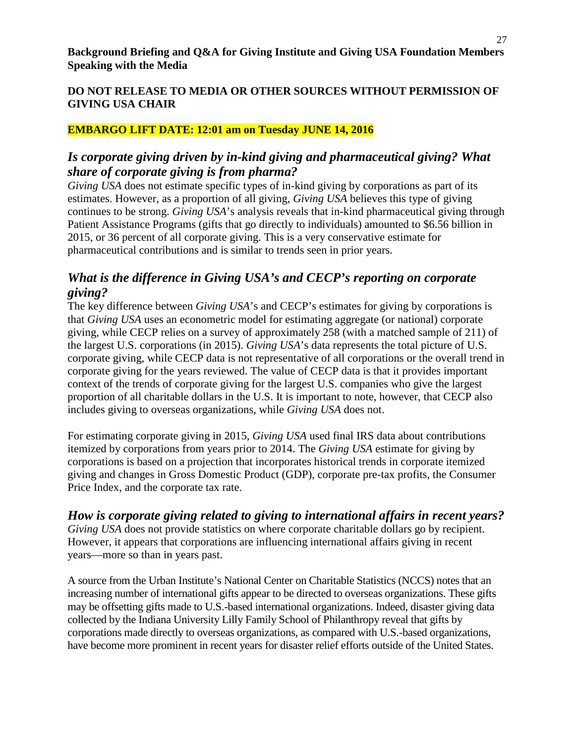**Background Briefing and Q&A for Giving Institute and Giving USA Foundation Members Speaking with the Media**

**DO NOT RELEASE TO MEDIA OR OTHER SOURCES WITHOUT PERMISSION OF GIVING USA CHAIR**

**EMBARGO LIFT DATE: 12:01 am on Tuesday JUNE 14, 2016**

## *Is corporate giving driven by in-kind giving and pharmaceutical giving? What share of corporate giving is from pharma?*

*Giving USA* does not estimate specific types of in-kind giving by corporations as part of its estimates. However, as a proportion of all giving, *Giving USA* believes this type of giving continues to be strong. *Giving USA*'s analysis reveals that in-kind pharmaceutical giving through Patient Assistance Programs (gifts that go directly to individuals) amounted to $6.56 billion in 2015, or 36 percent of all corporate giving. This is a very conservative estimate for pharmaceutical contributions and is similar to trends seen in prior years.

## *What is the difference in Giving USA's and CECP's reporting on corporate giving?*

The key difference between *Giving USA*'s and CECP's estimates for giving by corporations is that *Giving USA* uses an econometric model for estimating aggregate (or national) corporate giving, while CECP relies on a survey of approximately 258 (with a matched sample of 211) of the largest U.S. corporations (in 2015). *Giving USA*'s data represents the total picture of U.S. corporate giving, while CECP data is not representative of all corporations or the overall trend in corporate giving for the years reviewed. The value of CECP data is that it provides important context of the trends of corporate giving for the largest U.S. companies who give the largest proportion of all charitable dollars in the U.S. It is important to note, however, that CECP also includes giving to overseas organizations, while *Giving USA* does not.

For estimating corporate giving in 2015, *Giving USA* used final IRS data about contributions itemized by corporations from years prior to 2014. The *Giving USA* estimate for giving by corporations is based on a projection that incorporates historical trends in corporate itemized giving and changes in Gross Domestic Product (GDP), corporate pre-tax profits, the Consumer Price Index, and the corporate tax rate.

## *How is corporate giving related to giving to international affairs in recent years?*

*Giving USA* does not provide statistics on where corporate charitable dollars go by recipient. However, it appears that corporations are influencing international affairs giving in recent years—more so than in years past.

A source from the Urban Institute's National Center on Charitable Statistics (NCCS) notes that an increasing number of international gifts appear to be directed to overseas organizations. These gifts may be offsetting gifts made to U.S.-based international organizations. Indeed, disaster giving data collected by the Indiana University Lilly Family School of Philanthropy reveal that gifts by corporations made directly to overseas organizations, as compared with U.S.-based organizations, have become more prominent in recent years for disaster relief efforts outside of the United States.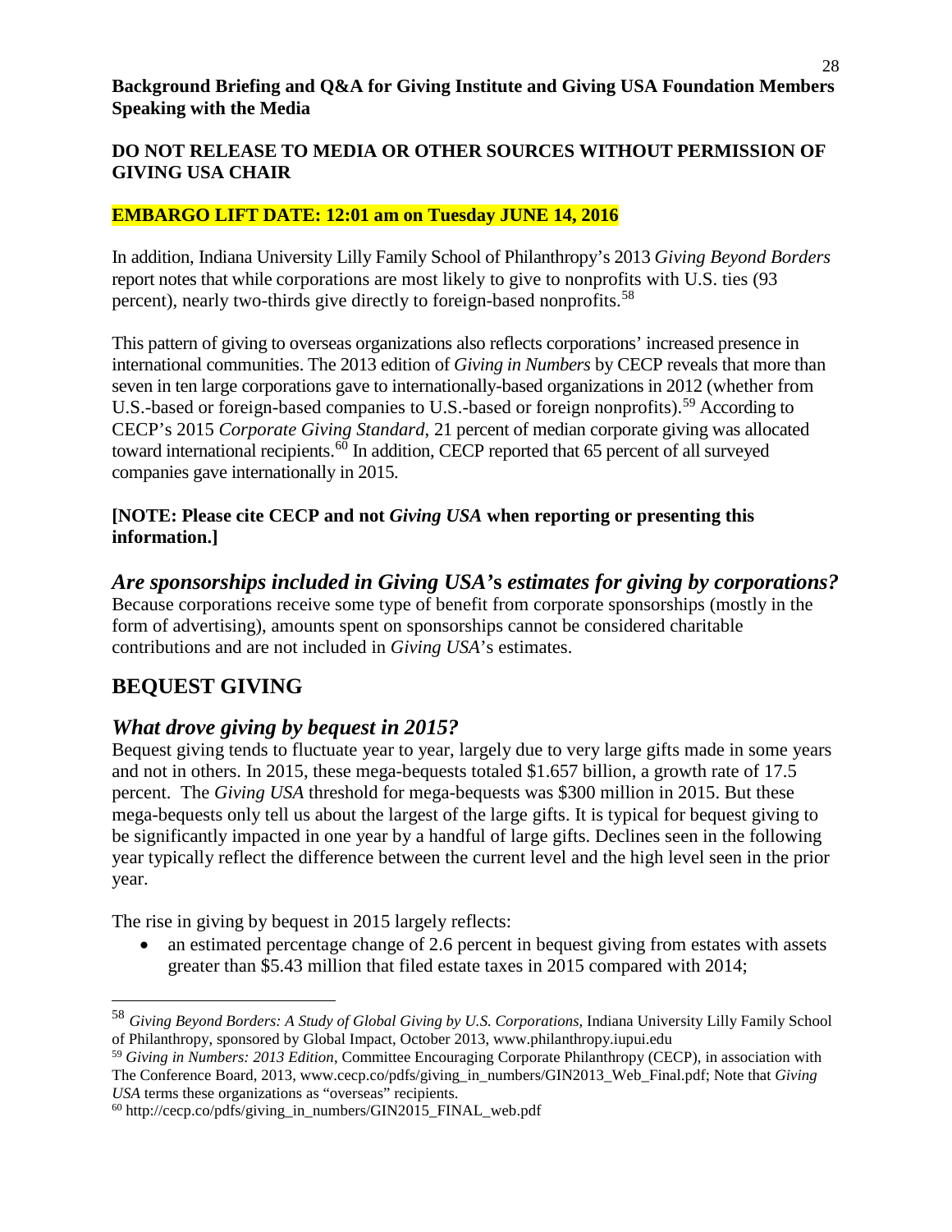**Background Briefing and Q&A for Giving Institute and Giving USA Foundation Members Speaking with the Media**

**DO NOT RELEASE TO MEDIA OR OTHER SOURCES WITHOUT PERMISSION OF GIVING USA CHAIR**

**EMBARGO LIFT DATE: 12:01 am on Tuesday JUNE 14, 2016**

In addition, Indiana University Lilly Family School of Philanthropy's 2013 *Giving Beyond Borders* report notes that while corporations are most likely to give to nonprofits with U.S. ties (93 percent), nearly two-thirds give directly to foreign-based nonprofits.[58]

This pattern of giving to overseas organizations also reflects corporations' increased presence in international communities. The 2013 edition of *Giving in Numbers* by CECP reveals that more than seven in ten large corporations gave to internationally-based organizations in 2012 (whether from U.S.-based or foreign-based companies to U.S.-based or foreign nonprofits).[59] According to CECP's 2015 *Corporate Giving Standard*, 21 percent of median corporate giving was allocated toward international recipients.[60] In addition, CECP reported that 65 percent of all surveyed companies gave internationally in 2015.

**[NOTE: Please cite CECP and not *Giving USA* when reporting or presenting this information.]**

### *Are sponsorships included in Giving USA's estimates for giving by corporations?*

Because corporations receive some type of benefit from corporate sponsorships (mostly in the form of advertising), amounts spent on sponsorships cannot be considered charitable contributions and are not included in *Giving USA*'s estimates.

## BEQUEST GIVING

### *What drove giving by bequest in 2015?*

Bequest giving tends to fluctuate year to year, largely due to very large gifts made in some years and not in others. In 2015, these mega-bequests totaled $1.657 billion, a growth rate of 17.5 percent. The *Giving USA* threshold for mega-bequests was $300 million in 2015. But these mega-bequests only tell us about the largest of the large gifts. It is typical for bequest giving to be significantly impacted in one year by a handful of large gifts. Declines seen in the following year typically reflect the difference between the current level and the high level seen in the prior year.

The rise in giving by bequest in 2015 largely reflects:

- an estimated percentage change of 2.6 percent in bequest giving from estates with assets greater than $5.43 million that filed estate taxes in 2015 compared with 2014;

---

[58] *Giving Beyond Borders: A Study of Global Giving by U.S. Corporations*, Indiana University Lilly Family School of Philanthropy, sponsored by Global Impact, October 2013, www.philanthropy.iupui.edu

[59] *Giving in Numbers: 2013 Edition*, Committee Encouraging Corporate Philanthropy (CECP), in association with The Conference Board, 2013, www.cecp.co/pdfs/giving_in_numbers/GIN2013_Web_Final.pdf; Note that *Giving USA* terms these organizations as "overseas" recipients.

[60] http://cecp.co/pdfs/giving_in_numbers/GIN2015_FINAL_web.pdf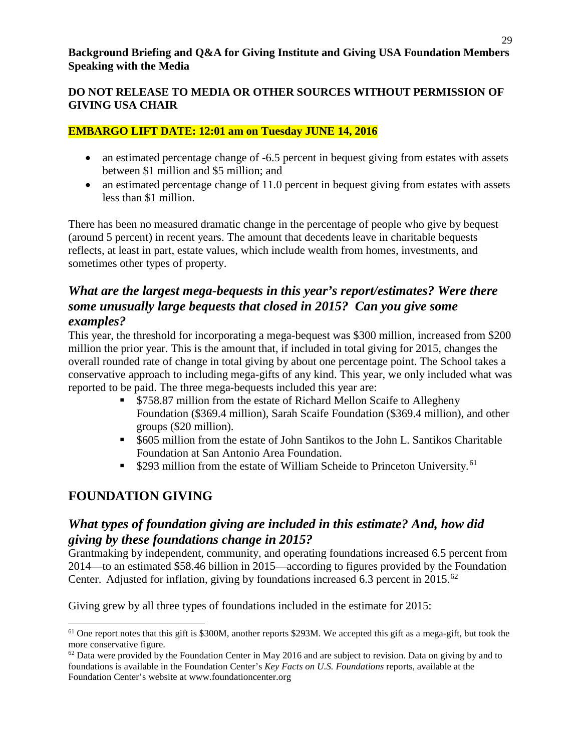**Background Briefing and Q&A for Giving Institute and Giving USA Foundation Members Speaking with the Media**

**DO NOT RELEASE TO MEDIA OR OTHER SOURCES WITHOUT PERMISSION OF GIVING USA CHAIR**

**EMBARGO LIFT DATE: 12:01 am on Tuesday JUNE 14, 2016**

- an estimated percentage change of -6.5 percent in bequest giving from estates with assets between \$1 million and \$5 million; and
- an estimated percentage change of 11.0 percent in bequest giving from estates with assets less than \$1 million.

There has been no measured dramatic change in the percentage of people who give by bequest (around 5 percent) in recent years. The amount that decedents leave in charitable bequests reflects, at least in part, estate values, which include wealth from homes, investments, and sometimes other types of property.

## *What are the largest mega-bequests in this year's report/estimates? Were there some unusually large bequests that closed in 2015? Can you give some examples?*

This year, the threshold for incorporating a mega-bequest was \$300 million, increased from \$200 million the prior year. This is the amount that, if included in total giving for 2015, changes the overall rounded rate of change in total giving by about one percentage point. The School takes a conservative approach to including mega-gifts of any kind. This year, we only included what was reported to be paid. The three mega-bequests included this year are:

- \$758.87 million from the estate of Richard Mellon Scaife to Allegheny Foundation (\$369.4 million), Sarah Scaife Foundation (\$369.4 million), and other groups (\$20 million).
- \$605 million from the estate of John Santikos to the John L. Santikos Charitable Foundation at San Antonio Area Foundation.
- \$293 million from the estate of William Scheide to Princeton University.[61]

## FOUNDATION GIVING

## *What types of foundation giving are included in this estimate? And, how did giving by these foundations change in 2015?*

Grantmaking by independent, community, and operating foundations increased 6.5 percent from 2014—to an estimated \$58.46 billion in 2015—according to figures provided by the Foundation Center. Adjusted for inflation, giving by foundations increased 6.3 percent in 2015.[62]

Giving grew by all three types of foundations included in the estimate for 2015:

---

[61] One report notes that this gift is \$300M, another reports \$293M. We accepted this gift as a mega-gift, but took the more conservative figure.

[62] Data were provided by the Foundation Center in May 2016 and are subject to revision. Data on giving by and to foundations is available in the Foundation Center's *Key Facts on U.S. Foundations* reports, available at the Foundation Center's website at www.foundationcenter.org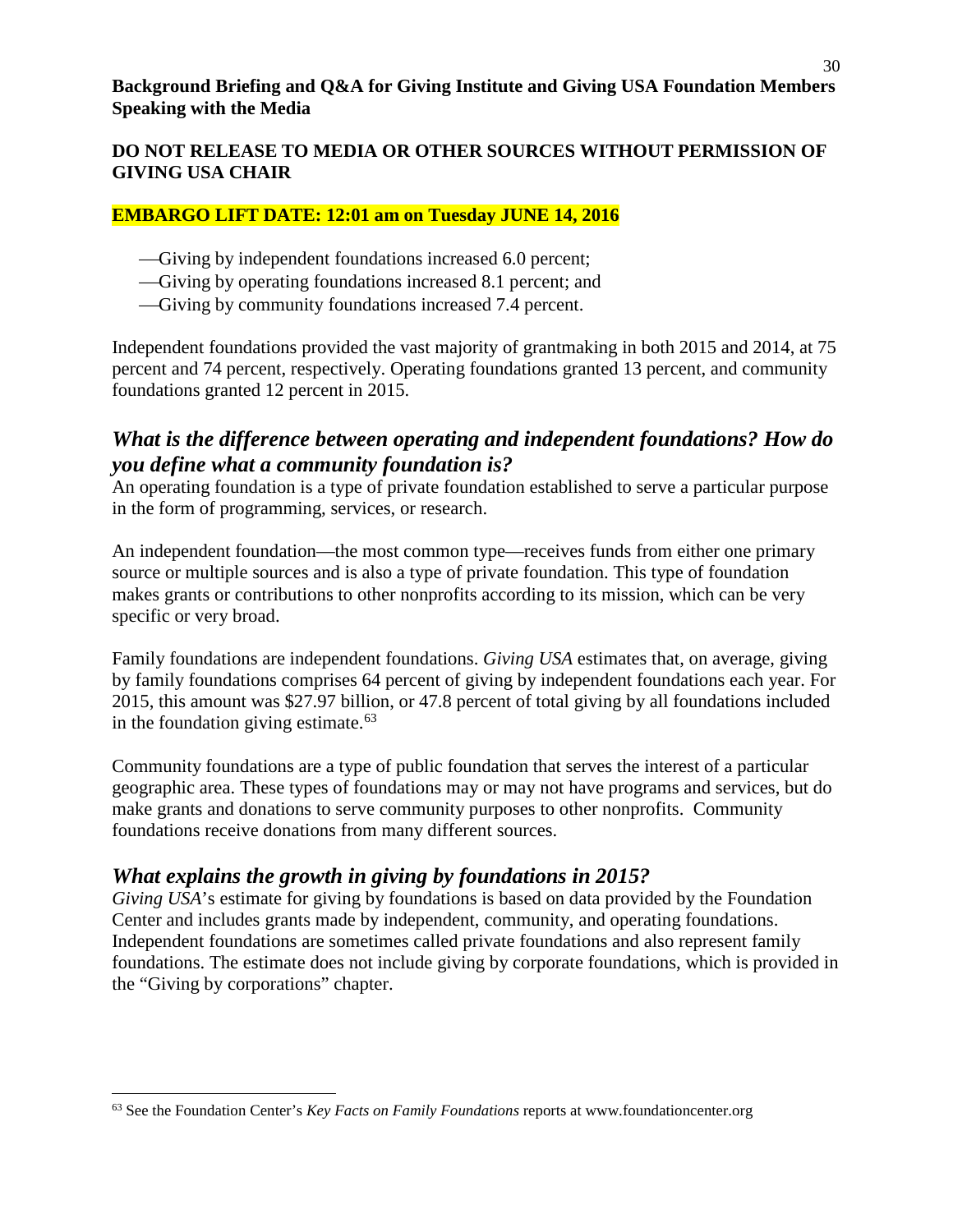—Giving by independent foundations increased 6.0 percent;
—Giving by operating foundations increased 8.1 percent; and
—Giving by community foundations increased 7.4 percent.

Independent foundations provided the vast majority of grantmaking in both 2015 and 2014, at 75 percent and 74 percent, respectively. Operating foundations granted 13 percent, and community foundations granted 12 percent in 2015.

## *What is the difference between operating and independent foundations? How do you define what a community foundation is?*

An operating foundation is a type of private foundation established to serve a particular purpose in the form of programming, services, or research.

An independent foundation—the most common type—receives funds from either one primary source or multiple sources and is also a type of private foundation. This type of foundation makes grants or contributions to other nonprofits according to its mission, which can be very specific or very broad.

Family foundations are independent foundations. *Giving USA* estimates that, on average, giving by family foundations comprises 64 percent of giving by independent foundations each year. For 2015, this amount was $27.97 billion, or 47.8 percent of total giving by all foundations included in the foundation giving estimate.[63]

Community foundations are a type of public foundation that serves the interest of a particular geographic area. These types of foundations may or may not have programs and services, but do make grants and donations to serve community purposes to other nonprofits. Community foundations receive donations from many different sources.

## *What explains the growth in giving by foundations in 2015?*

*Giving USA*'s estimate for giving by foundations is based on data provided by the Foundation Center and includes grants made by independent, community, and operating foundations. Independent foundations are sometimes called private foundations and also represent family foundations. The estimate does not include giving by corporate foundations, which is provided in the "Giving by corporations" chapter.

---

[63] See the Foundation Center's *Key Facts on Family Foundations* reports at www.foundationcenter.org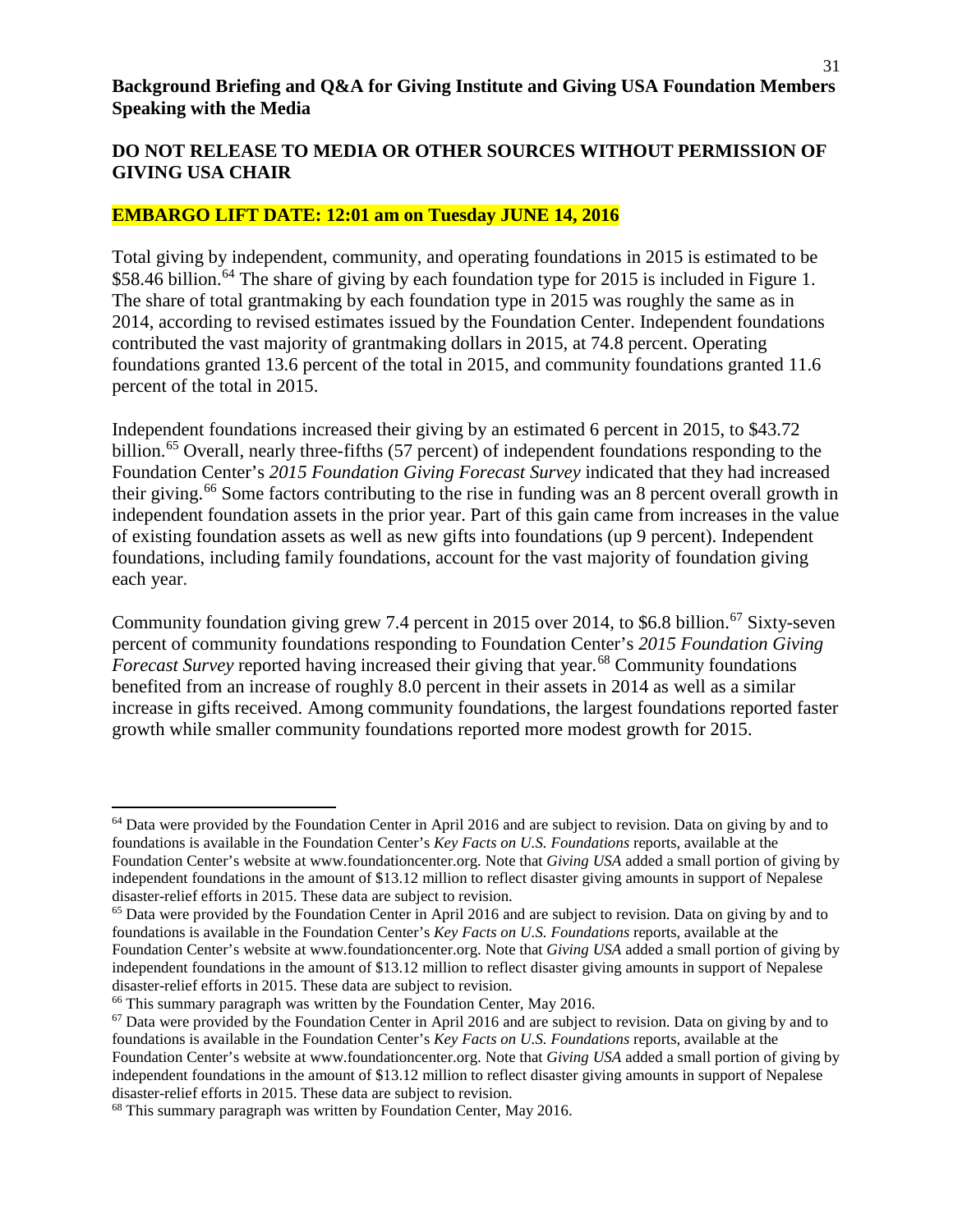**Background Briefing and Q&A for Giving Institute and Giving USA Foundation Members Speaking with the Media**

**DO NOT RELEASE TO MEDIA OR OTHER SOURCES WITHOUT PERMISSION OF GIVING USA CHAIR**

**EMBARGO LIFT DATE: 12:01 am on Tuesday JUNE 14, 2016**

Total giving by independent, community, and operating foundations in 2015 is estimated to be $58.46 billion.[64] The share of giving by each foundation type for 2015 is included in Figure 1. The share of total grantmaking by each foundation type in 2015 was roughly the same as in 2014, according to revised estimates issued by the Foundation Center. Independent foundations contributed the vast majority of grantmaking dollars in 2015, at 74.8 percent. Operating foundations granted 13.6 percent of the total in 2015, and community foundations granted 11.6 percent of the total in 2015.

Independent foundations increased their giving by an estimated 6 percent in 2015, to $43.72 billion.[65] Overall, nearly three-fifths (57 percent) of independent foundations responding to the Foundation Center's *2015 Foundation Giving Forecast Survey* indicated that they had increased their giving.[66] Some factors contributing to the rise in funding was an 8 percent overall growth in independent foundation assets in the prior year. Part of this gain came from increases in the value of existing foundation assets as well as new gifts into foundations (up 9 percent). Independent foundations, including family foundations, account for the vast majority of foundation giving each year.

Community foundation giving grew 7.4 percent in 2015 over 2014, to $6.8 billion.[67] Sixty-seven percent of community foundations responding to Foundation Center's *2015 Foundation Giving Forecast Survey* reported having increased their giving that year.[68] Community foundations benefited from an increase of roughly 8.0 percent in their assets in 2014 as well as a similar increase in gifts received. Among community foundations, the largest foundations reported faster growth while smaller community foundations reported more modest growth for 2015.

---

[64] Data were provided by the Foundation Center in April 2016 and are subject to revision. Data on giving by and to foundations is available in the Foundation Center's *Key Facts on U.S. Foundations* reports, available at the Foundation Center's website at www.foundationcenter.org. Note that *Giving USA* added a small portion of giving by independent foundations in the amount of $13.12 million to reflect disaster giving amounts in support of Nepalese disaster-relief efforts in 2015. These data are subject to revision.

[65] Data were provided by the Foundation Center in April 2016 and are subject to revision. Data on giving by and to foundations is available in the Foundation Center's *Key Facts on U.S. Foundations* reports, available at the Foundation Center's website at www.foundationcenter.org. Note that *Giving USA* added a small portion of giving by independent foundations in the amount of $13.12 million to reflect disaster giving amounts in support of Nepalese disaster-relief efforts in 2015. These data are subject to revision.

[66] This summary paragraph was written by the Foundation Center, May 2016.

[67] Data were provided by the Foundation Center in April 2016 and are subject to revision. Data on giving by and to foundations is available in the Foundation Center's *Key Facts on U.S. Foundations* reports, available at the Foundation Center's website at www.foundationcenter.org. Note that *Giving USA* added a small portion of giving by independent foundations in the amount of $13.12 million to reflect disaster giving amounts in support of Nepalese disaster-relief efforts in 2015. These data are subject to revision.

[68] This summary paragraph was written by Foundation Center, May 2016.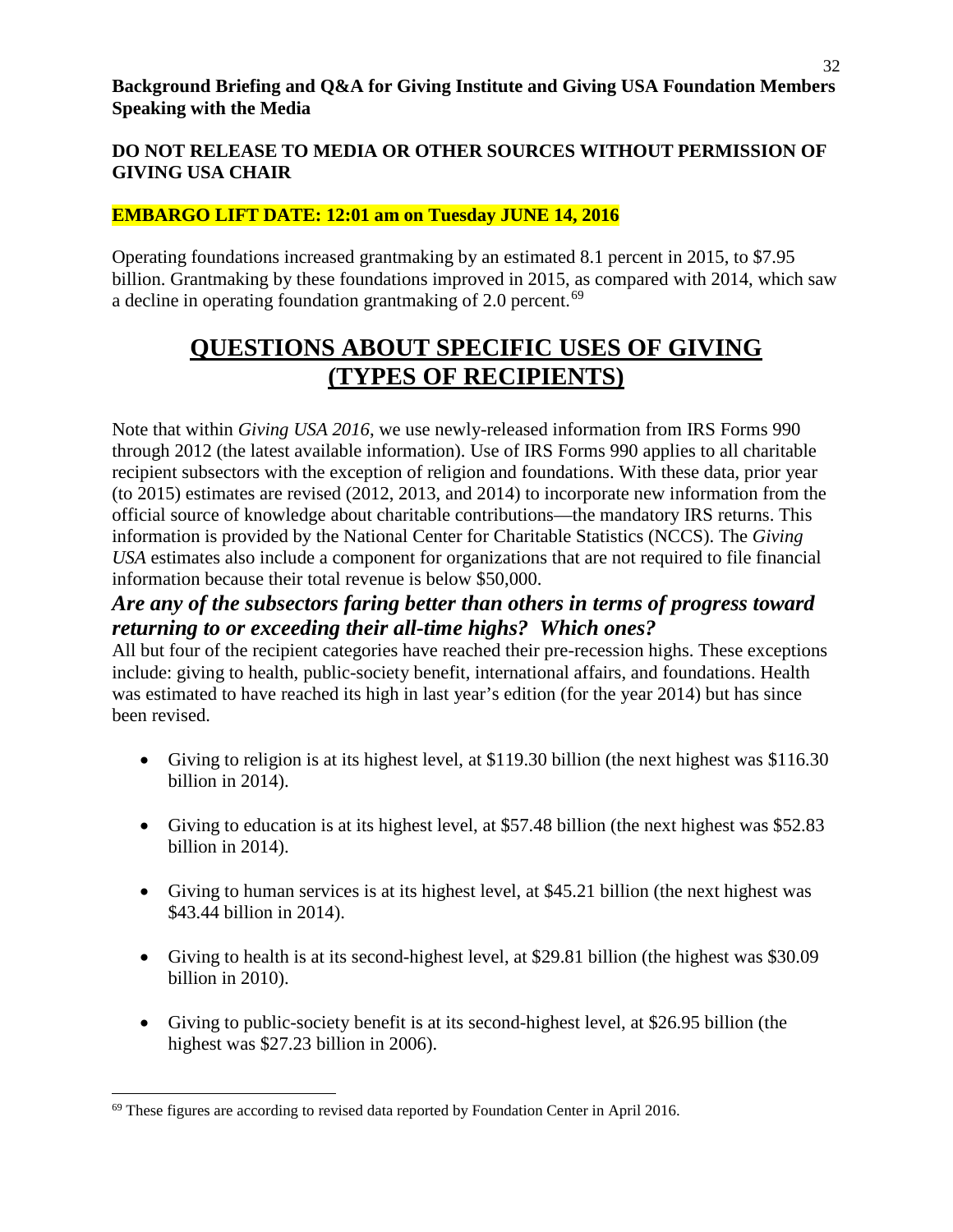**Background Briefing and Q&A for Giving Institute and Giving USA Foundation Members Speaking with the Media**

**DO NOT RELEASE TO MEDIA OR OTHER SOURCES WITHOUT PERMISSION OF GIVING USA CHAIR**

**EMBARGO LIFT DATE: 12:01 am on Tuesday JUNE 14, 2016**

Operating foundations increased grantmaking by an estimated 8.1 percent in 2015, to $7.95 billion. Grantmaking by these foundations improved in 2015, as compared with 2014, which saw a decline in operating foundation grantmaking of 2.0 percent.[69]

# QUESTIONS ABOUT SPECIFIC USES OF GIVING (TYPES OF RECIPIENTS)

Note that within *Giving USA 2016*, we use newly-released information from IRS Forms 990 through 2012 (the latest available information). Use of IRS Forms 990 applies to all charitable recipient subsectors with the exception of religion and foundations. With these data, prior year (to 2015) estimates are revised (2012, 2013, and 2014) to incorporate new information from the official source of knowledge about charitable contributions—the mandatory IRS returns. This information is provided by the National Center for Charitable Statistics (NCCS). The *Giving USA* estimates also include a component for organizations that are not required to file financial information because their total revenue is below $50,000.

### *Are any of the subsectors faring better than others in terms of progress toward returning to or exceeding their all-time highs? Which ones?*

All but four of the recipient categories have reached their pre-recession highs. These exceptions include: giving to health, public-society benefit, international affairs, and foundations. Health was estimated to have reached its high in last year's edition (for the year 2014) but has since been revised.

- Giving to religion is at its highest level, at $119.30 billion (the next highest was $116.30 billion in 2014).
- Giving to education is at its highest level, at $57.48 billion (the next highest was $52.83 billion in 2014).
- Giving to human services is at its highest level, at $45.21 billion (the next highest was $43.44 billion in 2014).
- Giving to health is at its second-highest level, at $29.81 billion (the highest was $30.09 billion in 2010).
- Giving to public-society benefit is at its second-highest level, at $26.95 billion (the highest was $27.23 billion in 2006).

[69] These figures are according to revised data reported by Foundation Center in April 2016.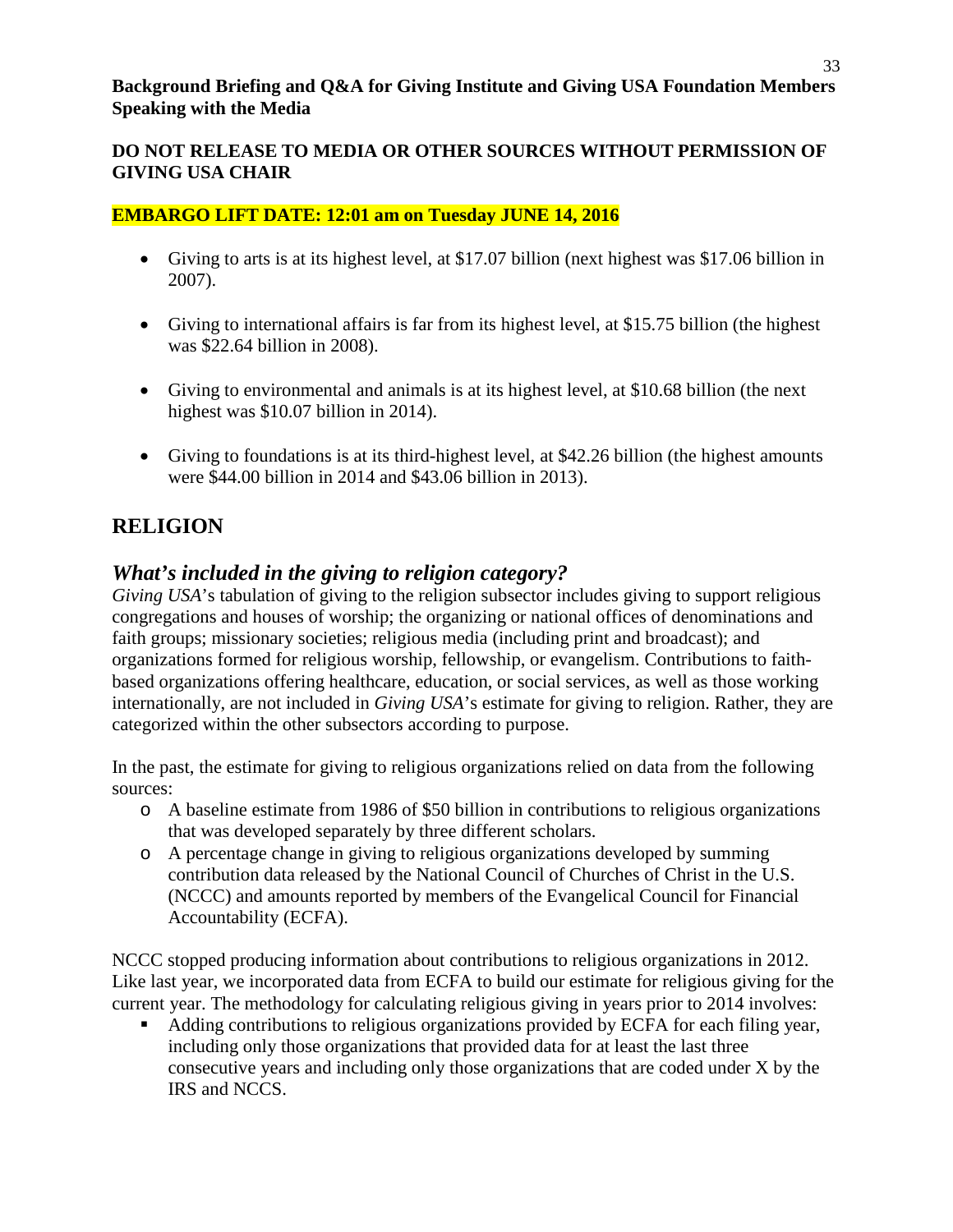**Background Briefing and Q&A for Giving Institute and Giving USA Foundation Members Speaking with the Media**

**DO NOT RELEASE TO MEDIA OR OTHER SOURCES WITHOUT PERMISSION OF GIVING USA CHAIR**

**EMBARGO LIFT DATE: 12:01 am on Tuesday JUNE 14, 2016**

- Giving to arts is at its highest level, at $17.07 billion (next highest was $17.06 billion in 2007).
- Giving to international affairs is far from its highest level, at $15.75 billion (the highest was $22.64 billion in 2008).
- Giving to environmental and animals is at its highest level, at $10.68 billion (the next highest was $10.07 billion in 2014).
- Giving to foundations is at its third-highest level, at $42.26 billion (the highest amounts were $44.00 billion in 2014 and $43.06 billion in 2013).

## RELIGION

### *What's included in the giving to religion category?*

*Giving USA*'s tabulation of giving to the religion subsector includes giving to support religious congregations and houses of worship; the organizing or national offices of denominations and faith groups; missionary societies; religious media (including print and broadcast); and organizations formed for religious worship, fellowship, or evangelism. Contributions to faith-based organizations offering healthcare, education, or social services, as well as those working internationally, are not included in *Giving USA*'s estimate for giving to religion. Rather, they are categorized within the other subsectors according to purpose.

In the past, the estimate for giving to religious organizations relied on data from the following sources:

- A baseline estimate from 1986 of $50 billion in contributions to religious organizations that was developed separately by three different scholars.
- A percentage change in giving to religious organizations developed by summing contribution data released by the National Council of Churches of Christ in the U.S. (NCCC) and amounts reported by members of the Evangelical Council for Financial Accountability (ECFA).

NCCC stopped producing information about contributions to religious organizations in 2012. Like last year, we incorporated data from ECFA to build our estimate for religious giving for the current year. The methodology for calculating religious giving in years prior to 2014 involves:

- Adding contributions to religious organizations provided by ECFA for each filing year, including only those organizations that provided data for at least the last three consecutive years and including only those organizations that are coded under X by the IRS and NCCS.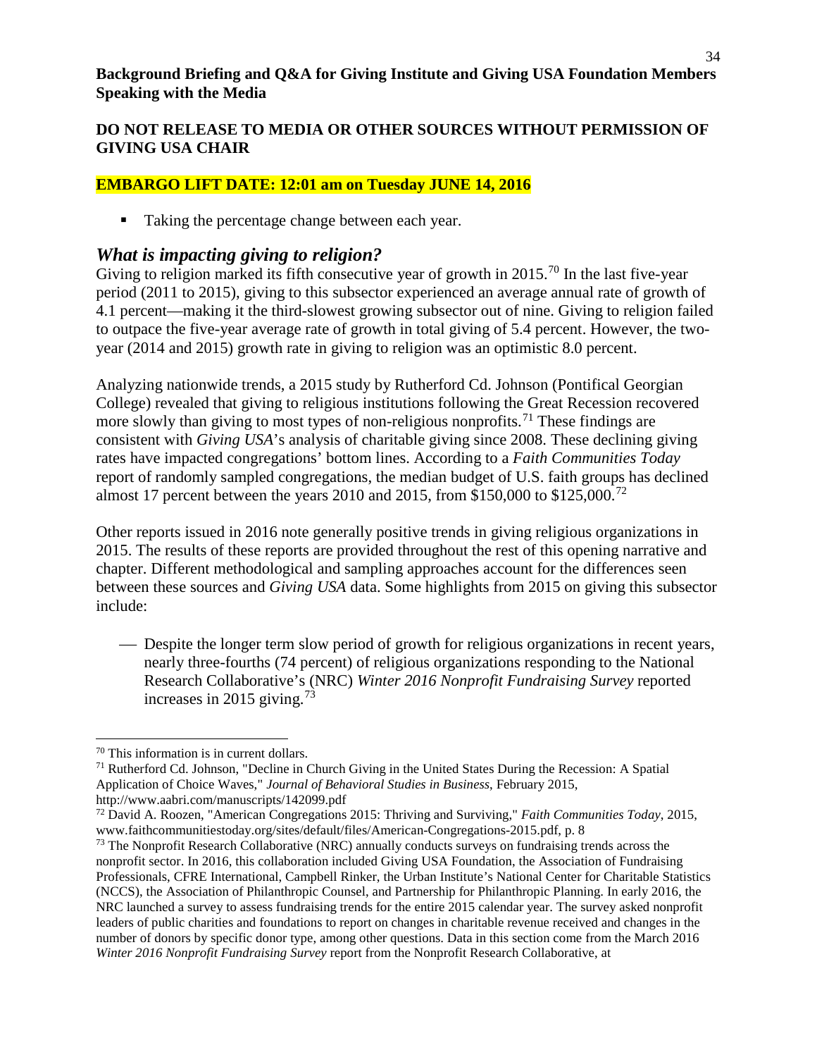**Background Briefing and Q&A for Giving Institute and Giving USA Foundation Members Speaking with the Media**

**DO NOT RELEASE TO MEDIA OR OTHER SOURCES WITHOUT PERMISSION OF GIVING USA CHAIR**

**EMBARGO LIFT DATE: 12:01 am on Tuesday JUNE 14, 2016**

- Taking the percentage change between each year.

## *What is impacting giving to religion?*

Giving to religion marked its fifth consecutive year of growth in 2015.[70] In the last five-year period (2011 to 2015), giving to this subsector experienced an average annual rate of growth of 4.1 percent—making it the third-slowest growing subsector out of nine. Giving to religion failed to outpace the five-year average rate of growth in total giving of 5.4 percent. However, the two-year (2014 and 2015) growth rate in giving to religion was an optimistic 8.0 percent.

Analyzing nationwide trends, a 2015 study by Rutherford Cd. Johnson (Pontifical Georgian College) revealed that giving to religious institutions following the Great Recession recovered more slowly than giving to most types of non-religious nonprofits.[71] These findings are consistent with *Giving USA*'s analysis of charitable giving since 2008. These declining giving rates have impacted congregations' bottom lines. According to a *Faith Communities Today* report of randomly sampled congregations, the median budget of U.S. faith groups has declined almost 17 percent between the years 2010 and 2015, from $150,000 to $125,000.[72]

Other reports issued in 2016 note generally positive trends in giving religious organizations in 2015. The results of these reports are provided throughout the rest of this opening narrative and chapter. Different methodological and sampling approaches account for the differences seen between these sources and *Giving USA* data. Some highlights from 2015 on giving this subsector include:

- Despite the longer term slow period of growth for religious organizations in recent years, nearly three-fourths (74 percent) of religious organizations responding to the National Research Collaborative's (NRC) *Winter 2016 Nonprofit Fundraising Survey* reported increases in 2015 giving.[73]

---

[70] This information is in current dollars.

[71] Rutherford Cd. Johnson, "Decline in Church Giving in the United States During the Recession: A Spatial Application of Choice Waves," *Journal of Behavioral Studies in Business*, February 2015, http://www.aabri.com/manuscripts/142099.pdf

[72] David A. Roozen, "American Congregations 2015: Thriving and Surviving," *Faith Communities Today*, 2015, www.faithcommunitiestoday.org/sites/default/files/American-Congregations-2015.pdf, p. 8

[73] The Nonprofit Research Collaborative (NRC) annually conducts surveys on fundraising trends across the nonprofit sector. In 2016, this collaboration included Giving USA Foundation, the Association of Fundraising Professionals, CFRE International, Campbell Rinker, the Urban Institute's National Center for Charitable Statistics (NCCS), the Association of Philanthropic Counsel, and Partnership for Philanthropic Planning. In early 2016, the NRC launched a survey to assess fundraising trends for the entire 2015 calendar year. The survey asked nonprofit leaders of public charities and foundations to report on changes in charitable revenue received and changes in the number of donors by specific donor type, among other questions. Data in this section come from the March 2016 *Winter 2016 Nonprofit Fundraising Survey* report from the Nonprofit Research Collaborative, at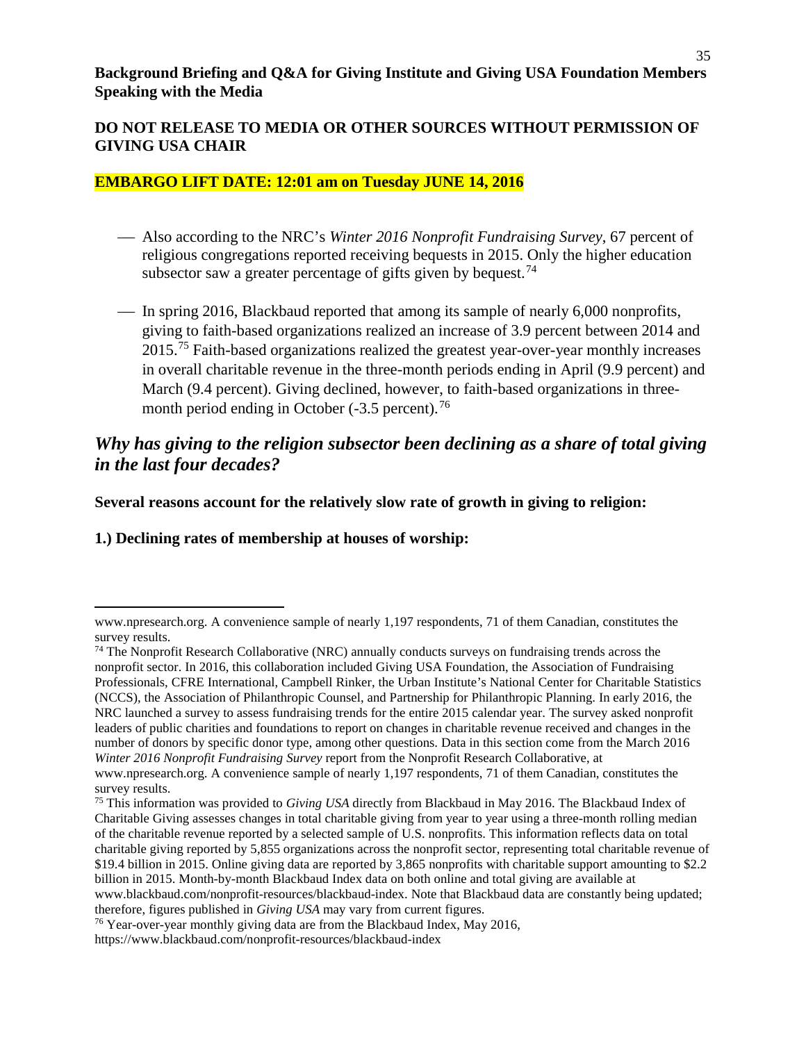**Background Briefing and Q&A for Giving Institute and Giving USA Foundation Members Speaking with the Media**

**DO NOT RELEASE TO MEDIA OR OTHER SOURCES WITHOUT PERMISSION OF GIVING USA CHAIR**

**EMBARGO LIFT DATE: 12:01 am on Tuesday JUNE 14, 2016**

- Also according to the NRC's *Winter 2016 Nonprofit Fundraising Survey*, 67 percent of religious congregations reported receiving bequests in 2015. Only the higher education subsector saw a greater percentage of gifts given by bequest.[74]

- In spring 2016, Blackbaud reported that among its sample of nearly 6,000 nonprofits, giving to faith-based organizations realized an increase of 3.9 percent between 2014 and 2015.[75] Faith-based organizations realized the greatest year-over-year monthly increases in overall charitable revenue in the three-month periods ending in April (9.9 percent) and March (9.4 percent). Giving declined, however, to faith-based organizations in three-month period ending in October (-3.5 percent).[76]

## *Why has giving to the religion subsector been declining as a share of total giving in the last four decades?*

**Several reasons account for the relatively slow rate of growth in giving to religion:**

**1.) Declining rates of membership at houses of worship:**

---

www.npresearch.org. A convenience sample of nearly 1,197 respondents, 71 of them Canadian, constitutes the survey results.

[74] The Nonprofit Research Collaborative (NRC) annually conducts surveys on fundraising trends across the nonprofit sector. In 2016, this collaboration included Giving USA Foundation, the Association of Fundraising Professionals, CFRE International, Campbell Rinker, the Urban Institute's National Center for Charitable Statistics (NCCS), the Association of Philanthropic Counsel, and Partnership for Philanthropic Planning. In early 2016, the NRC launched a survey to assess fundraising trends for the entire 2015 calendar year. The survey asked nonprofit leaders of public charities and foundations to report on changes in charitable revenue received and changes in the number of donors by specific donor type, among other questions. Data in this section come from the March 2016 *Winter 2016 Nonprofit Fundraising Survey* report from the Nonprofit Research Collaborative, at www.npresearch.org. A convenience sample of nearly 1,197 respondents, 71 of them Canadian, constitutes the survey results.

[75] This information was provided to *Giving USA* directly from Blackbaud in May 2016. The Blackbaud Index of Charitable Giving assesses changes in total charitable giving from year to year using a three-month rolling median of the charitable revenue reported by a selected sample of U.S. nonprofits. This information reflects data on total charitable giving reported by 5,855 organizations across the nonprofit sector, representing total charitable revenue of $19.4 billion in 2015. Online giving data are reported by 3,865 nonprofits with charitable support amounting to $2.2 billion in 2015. Month-by-month Blackbaud Index data on both online and total giving are available at www.blackbaud.com/nonprofit-resources/blackbaud-index. Note that Blackbaud data are constantly being updated; therefore, figures published in *Giving USA* may vary from current figures.

[76] Year-over-year monthly giving data are from the Blackbaud Index, May 2016, https://www.blackbaud.com/nonprofit-resources/blackbaud-index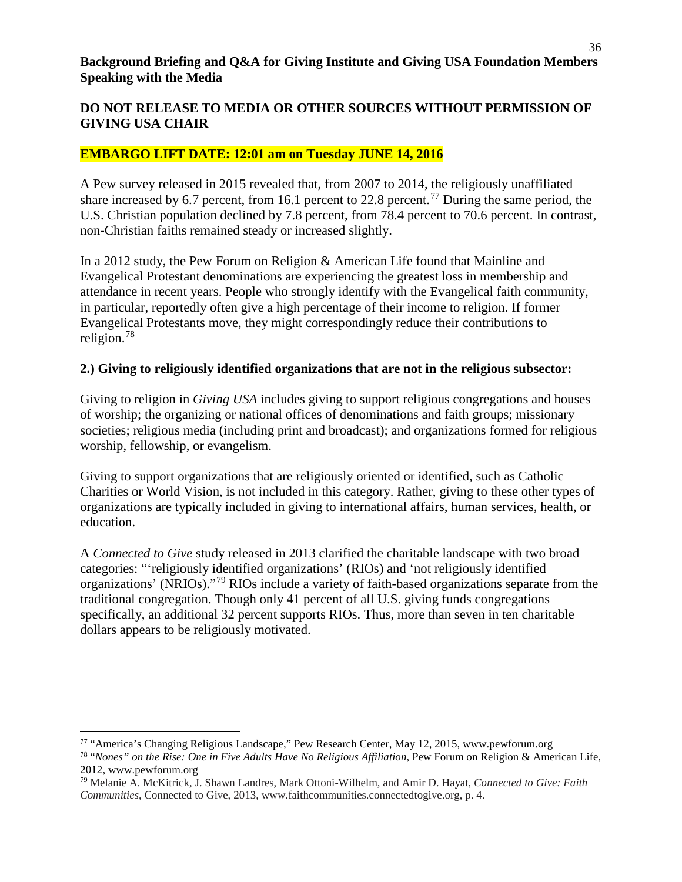**Background Briefing and Q&A for Giving Institute and Giving USA Foundation Members Speaking with the Media**

**DO NOT RELEASE TO MEDIA OR OTHER SOURCES WITHOUT PERMISSION OF GIVING USA CHAIR**

**EMBARGO LIFT DATE: 12:01 am on Tuesday JUNE 14, 2016**

A Pew survey released in 2015 revealed that, from 2007 to 2014, the religiously unaffiliated share increased by 6.7 percent, from 16.1 percent to 22.8 percent.[77] During the same period, the U.S. Christian population declined by 7.8 percent, from 78.4 percent to 70.6 percent. In contrast, non-Christian faiths remained steady or increased slightly.

In a 2012 study, the Pew Forum on Religion & American Life found that Mainline and Evangelical Protestant denominations are experiencing the greatest loss in membership and attendance in recent years. People who strongly identify with the Evangelical faith community, in particular, reportedly often give a high percentage of their income to religion. If former Evangelical Protestants move, they might correspondingly reduce their contributions to religion.[78]

**2.) Giving to religiously identified organizations that are not in the religious subsector:**

Giving to religion in *Giving USA* includes giving to support religious congregations and houses of worship; the organizing or national offices of denominations and faith groups; missionary societies; religious media (including print and broadcast); and organizations formed for religious worship, fellowship, or evangelism.

Giving to support organizations that are religiously oriented or identified, such as Catholic Charities or World Vision, is not included in this category. Rather, giving to these other types of organizations are typically included in giving to international affairs, human services, health, or education.

A *Connected to Give* study released in 2013 clarified the charitable landscape with two broad categories: "'religiously identified organizations' (RIOs) and 'not religiously identified organizations' (NRIOs)."[79] RIOs include a variety of faith-based organizations separate from the traditional congregation. Though only 41 percent of all U.S. giving funds congregations specifically, an additional 32 percent supports RIOs. Thus, more than seven in ten charitable dollars appears to be religiously motivated.

---

[77] "America's Changing Religious Landscape," Pew Research Center, May 12, 2015, www.pewforum.org

[78] *"Nones" on the Rise: One in Five Adults Have No Religious Affiliation*, Pew Forum on Religion & American Life, 2012, www.pewforum.org

[79] Melanie A. McKitrick, J. Shawn Landres, Mark Ottoni-Wilhelm, and Amir D. Hayat, *Connected to Give: Faith Communities*, Connected to Give, 2013, www.faithcommunities.connectedtogive.org, p. 4.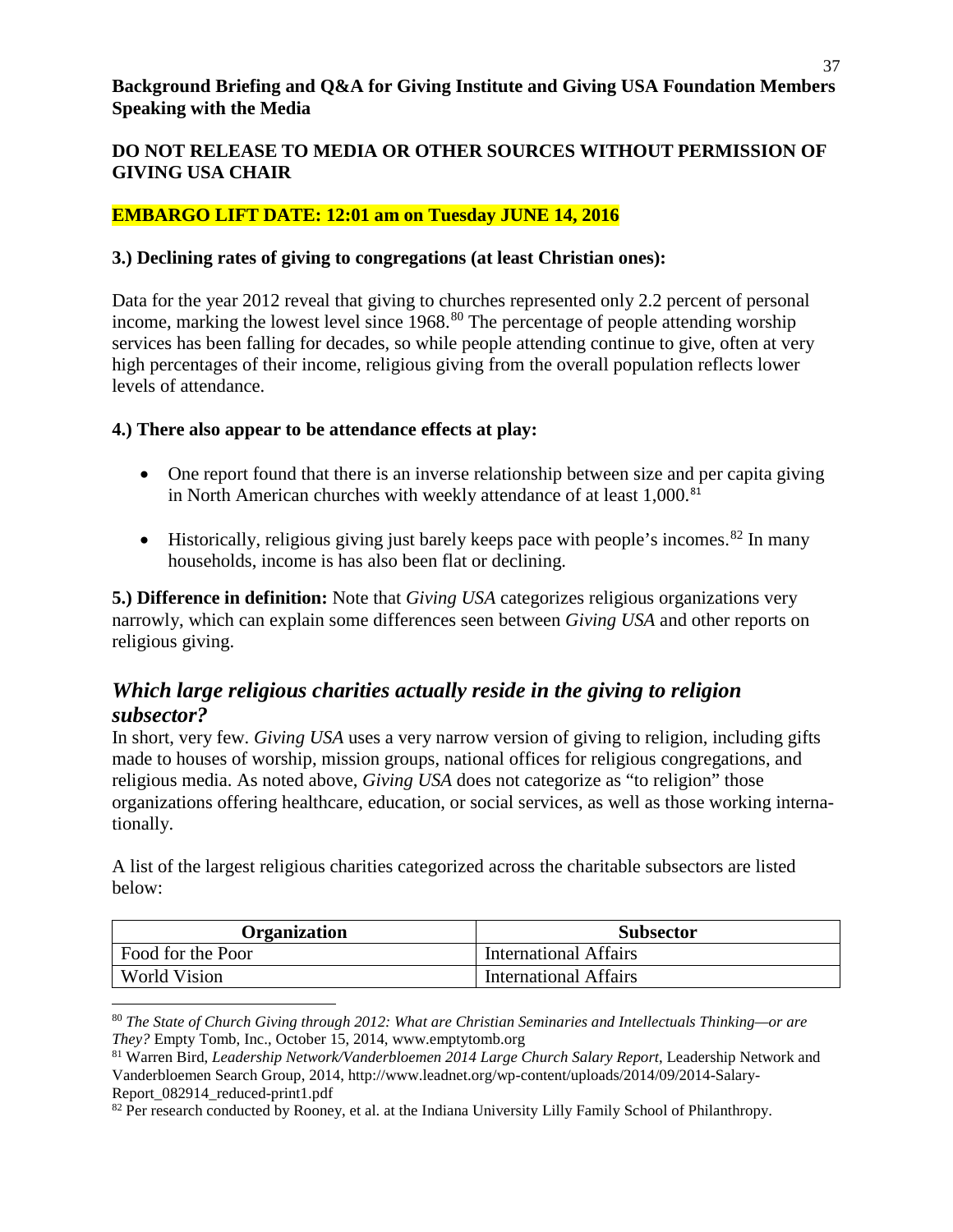**Background Briefing and Q&A for Giving Institute and Giving USA Foundation Members Speaking with the Media**

**DO NOT RELEASE TO MEDIA OR OTHER SOURCES WITHOUT PERMISSION OF GIVING USA CHAIR**

**EMBARGO LIFT DATE: 12:01 am on Tuesday JUNE 14, 2016**

**3.) Declining rates of giving to congregations (at least Christian ones):**

Data for the year 2012 reveal that giving to churches represented only 2.2 percent of personal income, marking the lowest level since 1968.[80] The percentage of people attending worship services has been falling for decades, so while people attending continue to give, often at very high percentages of their income, religious giving from the overall population reflects lower levels of attendance.

**4.) There also appear to be attendance effects at play:**

- One report found that there is an inverse relationship between size and per capita giving in North American churches with weekly attendance of at least 1,000.[81]
- Historically, religious giving just barely keeps pace with people's incomes.[82] In many households, income is has also been flat or declining.

**5.) Difference in definition:** Note that *Giving USA* categorizes religious organizations very narrowly, which can explain some differences seen between *Giving USA* and other reports on religious giving.

## *Which large religious charities actually reside in the giving to religion subsector?*

In short, very few. *Giving USA* uses a very narrow version of giving to religion, including gifts made to houses of worship, mission groups, national offices for religious congregations, and religious media. As noted above, *Giving USA* does not categorize as "to religion" those organizations offering healthcare, education, or social services, as well as those working internationally.

A list of the largest religious charities categorized across the charitable subsectors are listed below:

| Organization | Subsector |
|---|---|
| Food for the Poor | International Affairs |
| World Vision | International Affairs |

[80] *The State of Church Giving through 2012: What are Christian Seminaries and Intellectuals Thinking—or are They?* Empty Tomb, Inc., October 15, 2014, www.emptytomb.org

[81] Warren Bird, *Leadership Network/Vanderbloemen 2014 Large Church Salary Report*, Leadership Network and Vanderbloemen Search Group, 2014, http://www.leadnet.org/wp-content/uploads/2014/09/2014-Salary-Report_082914_reduced-print1.pdf

[82] Per research conducted by Rooney, et al. at the Indiana University Lilly Family School of Philanthropy.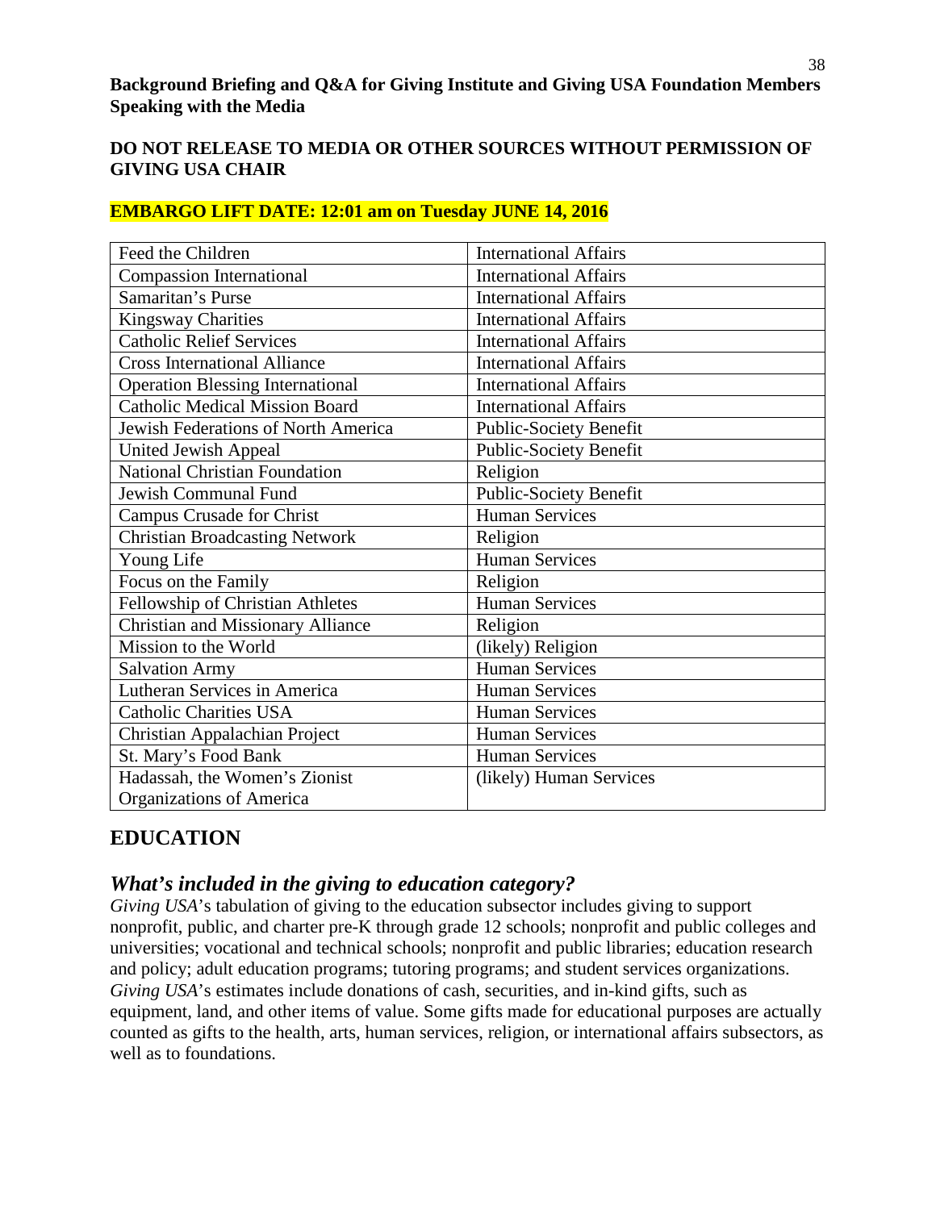**Background Briefing and Q&A for Giving Institute and Giving USA Foundation Members Speaking with the Media**

**DO NOT RELEASE TO MEDIA OR OTHER SOURCES WITHOUT PERMISSION OF GIVING USA CHAIR**

**EMBARGO LIFT DATE: 12:01 am on Tuesday JUNE 14, 2016**

| | |
|---|---|
| Feed the Children | International Affairs |
| Compassion International | International Affairs |
| Samaritan's Purse | International Affairs |
| Kingsway Charities | International Affairs |
| Catholic Relief Services | International Affairs |
| Cross International Alliance | International Affairs |
| Operation Blessing International | International Affairs |
| Catholic Medical Mission Board | International Affairs |
| Jewish Federations of North America | Public-Society Benefit |
| United Jewish Appeal | Public-Society Benefit |
| National Christian Foundation | Religion |
| Jewish Communal Fund | Public-Society Benefit |
| Campus Crusade for Christ | Human Services |
| Christian Broadcasting Network | Religion |
| Young Life | Human Services |
| Focus on the Family | Religion |
| Fellowship of Christian Athletes | Human Services |
| Christian and Missionary Alliance | Religion |
| Mission to the World | (likely) Religion |
| Salvation Army | Human Services |
| Lutheran Services in America | Human Services |
| Catholic Charities USA | Human Services |
| Christian Appalachian Project | Human Services |
| St. Mary's Food Bank | Human Services |
| Hadassah, the Women's Zionist Organizations of America | (likely) Human Services |

## EDUCATION

### *What's included in the giving to education category?*

*Giving USA*'s tabulation of giving to the education subsector includes giving to support nonprofit, public, and charter pre-K through grade 12 schools; nonprofit and public colleges and universities; vocational and technical schools; nonprofit and public libraries; education research and policy; adult education programs; tutoring programs; and student services organizations. *Giving USA*'s estimates include donations of cash, securities, and in-kind gifts, such as equipment, land, and other items of value. Some gifts made for educational purposes are actually counted as gifts to the health, arts, human services, religion, or international affairs subsectors, as well as to foundations.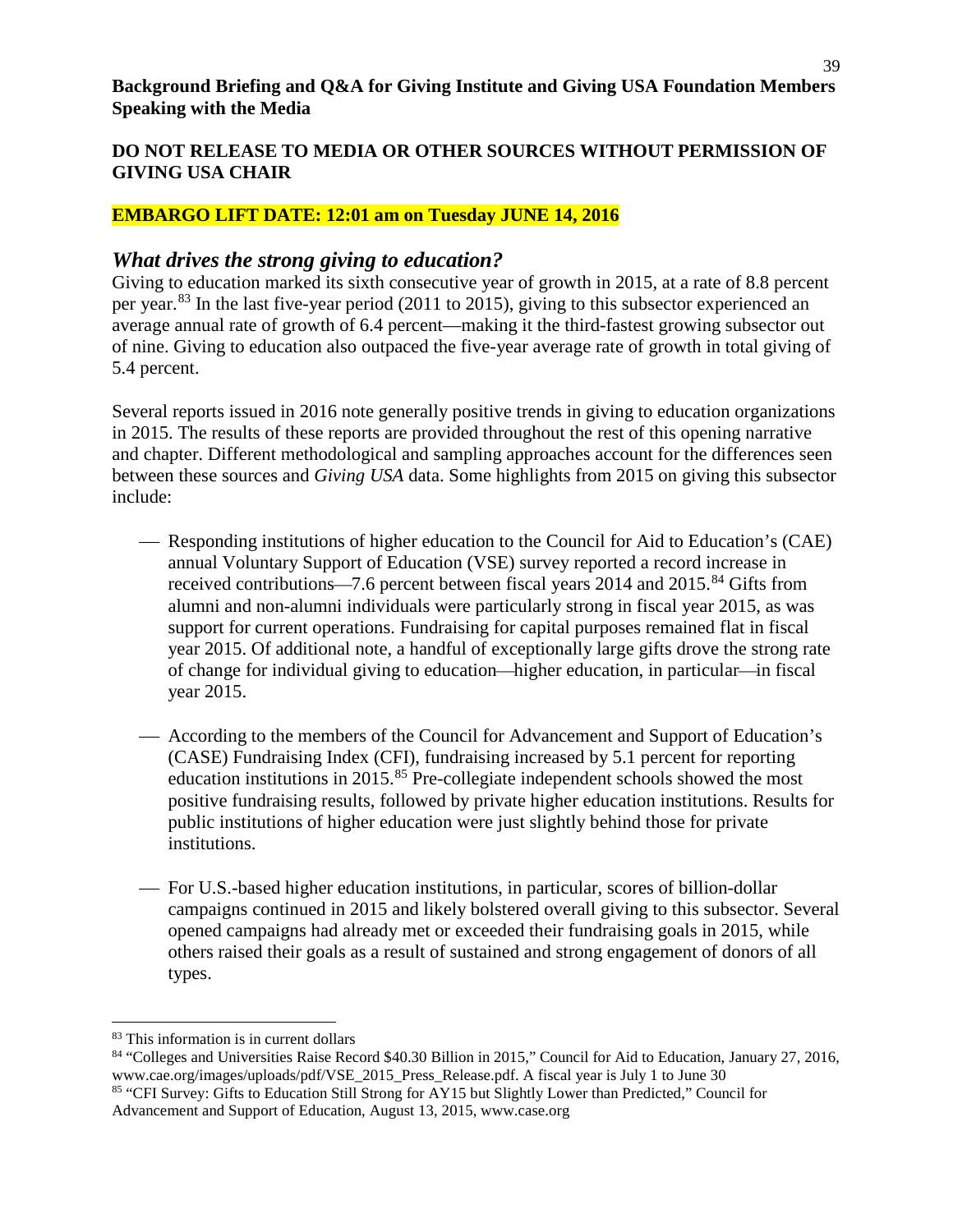**Background Briefing and Q&A for Giving Institute and Giving USA Foundation Members Speaking with the Media**

**DO NOT RELEASE TO MEDIA OR OTHER SOURCES WITHOUT PERMISSION OF GIVING USA CHAIR**

**EMBARGO LIFT DATE: 12:01 am on Tuesday JUNE 14, 2016**

## *What drives the strong giving to education?*

Giving to education marked its sixth consecutive year of growth in 2015, at a rate of 8.8 percent per year.[83] In the last five-year period (2011 to 2015), giving to this subsector experienced an average annual rate of growth of 6.4 percent—making it the third-fastest growing subsector out of nine. Giving to education also outpaced the five-year average rate of growth in total giving of 5.4 percent.

Several reports issued in 2016 note generally positive trends in giving to education organizations in 2015. The results of these reports are provided throughout the rest of this opening narrative and chapter. Different methodological and sampling approaches account for the differences seen between these sources and *Giving USA* data. Some highlights from 2015 on giving this subsector include:

- Responding institutions of higher education to the Council for Aid to Education's (CAE) annual Voluntary Support of Education (VSE) survey reported a record increase in received contributions—7.6 percent between fiscal years 2014 and 2015.[84] Gifts from alumni and non-alumni individuals were particularly strong in fiscal year 2015, as was support for current operations. Fundraising for capital purposes remained flat in fiscal year 2015. Of additional note, a handful of exceptionally large gifts drove the strong rate of change for individual giving to education—higher education, in particular—in fiscal year 2015.

- According to the members of the Council for Advancement and Support of Education's (CASE) Fundraising Index (CFI), fundraising increased by 5.1 percent for reporting education institutions in 2015.[85] Pre-collegiate independent schools showed the most positive fundraising results, followed by private higher education institutions. Results for public institutions of higher education were just slightly behind those for private institutions.

- For U.S.-based higher education institutions, in particular, scores of billion-dollar campaigns continued in 2015 and likely bolstered overall giving to this subsector. Several opened campaigns had already met or exceeded their fundraising goals in 2015, while others raised their goals as a result of sustained and strong engagement of donors of all types.

---

[83] This information is in current dollars

[84] "Colleges and Universities Raise Record $40.30 Billion in 2015," Council for Aid to Education, January 27, 2016, www.cae.org/images/uploads/pdf/VSE_2015_Press_Release.pdf. A fiscal year is July 1 to June 30

[85] "CFI Survey: Gifts to Education Still Strong for AY15 but Slightly Lower than Predicted," Council for Advancement and Support of Education, August 13, 2015, www.case.org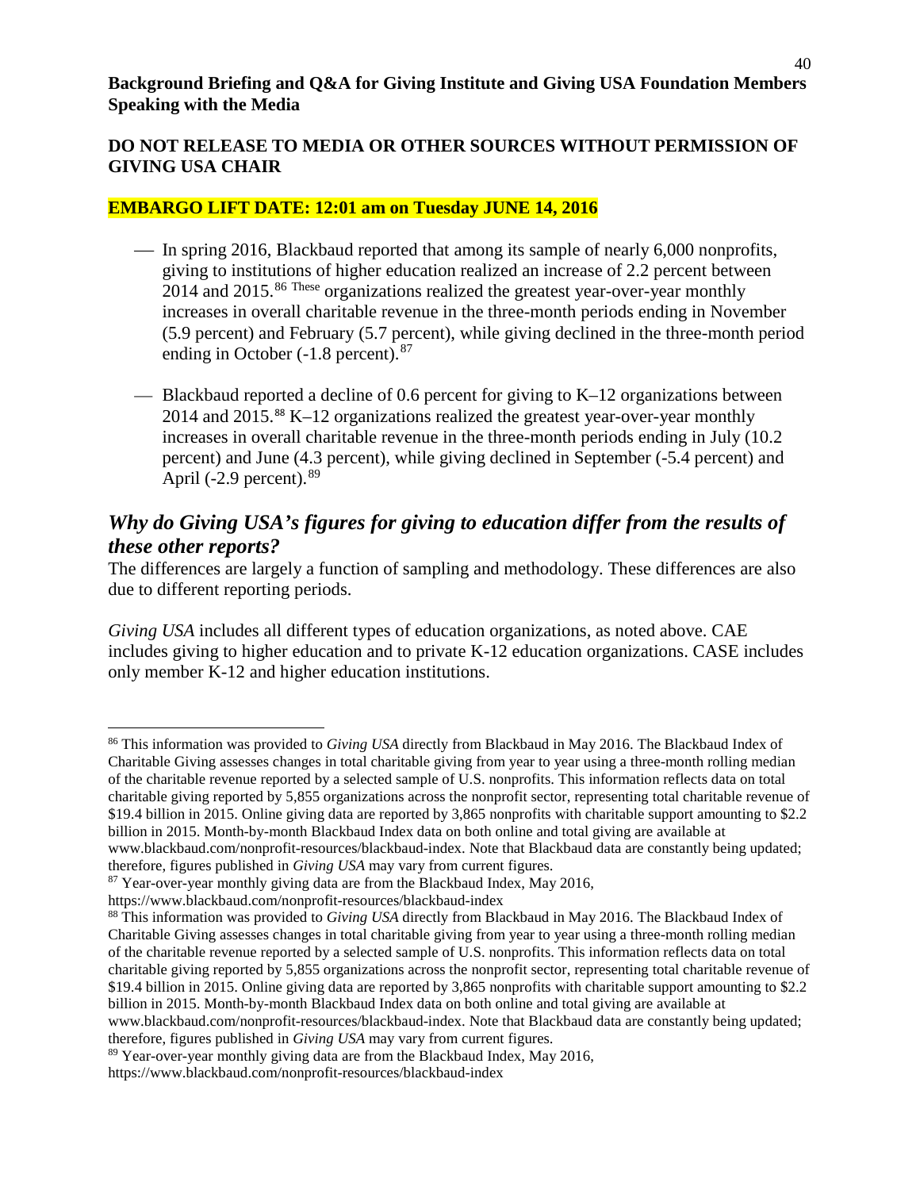**Background Briefing and Q&A for Giving Institute and Giving USA Foundation Members Speaking with the Media**

**DO NOT RELEASE TO MEDIA OR OTHER SOURCES WITHOUT PERMISSION OF GIVING USA CHAIR**

**EMBARGO LIFT DATE: 12:01 am on Tuesday JUNE 14, 2016**

- In spring 2016, Blackbaud reported that among its sample of nearly 6,000 nonprofits, giving to institutions of higher education realized an increase of 2.2 percent between 2014 and 2015.[86] These organizations realized the greatest year-over-year monthly increases in overall charitable revenue in the three-month periods ending in November (5.9 percent) and February (5.7 percent), while giving declined in the three-month period ending in October (-1.8 percent).[87]
- Blackbaud reported a decline of 0.6 percent for giving to K–12 organizations between 2014 and 2015.[88] K–12 organizations realized the greatest year-over-year monthly increases in overall charitable revenue in the three-month periods ending in July (10.2 percent) and June (4.3 percent), while giving declined in September (-5.4 percent) and April (-2.9 percent).[89]

## *Why do Giving USA's figures for giving to education differ from the results of these other reports?*

The differences are largely a function of sampling and methodology. These differences are also due to different reporting periods.

*Giving USA* includes all different types of education organizations, as noted above. CAE includes giving to higher education and to private K-12 education organizations. CASE includes only member K-12 and higher education institutions.

---

[86] This information was provided to *Giving USA* directly from Blackbaud in May 2016. The Blackbaud Index of Charitable Giving assesses changes in total charitable giving from year to year using a three-month rolling median of the charitable revenue reported by a selected sample of U.S. nonprofits. This information reflects data on total charitable giving reported by 5,855 organizations across the nonprofit sector, representing total charitable revenue of $19.4 billion in 2015. Online giving data are reported by 3,865 nonprofits with charitable support amounting to $2.2 billion in 2015. Month-by-month Blackbaud Index data on both online and total giving are available at www.blackbaud.com/nonprofit-resources/blackbaud-index. Note that Blackbaud data are constantly being updated; therefore, figures published in *Giving USA* may vary from current figures.

[87] Year-over-year monthly giving data are from the Blackbaud Index, May 2016, https://www.blackbaud.com/nonprofit-resources/blackbaud-index

[88] This information was provided to *Giving USA* directly from Blackbaud in May 2016. The Blackbaud Index of Charitable Giving assesses changes in total charitable giving from year to year using a three-month rolling median of the charitable revenue reported by a selected sample of U.S. nonprofits. This information reflects data on total charitable giving reported by 5,855 organizations across the nonprofit sector, representing total charitable revenue of $19.4 billion in 2015. Online giving data are reported by 3,865 nonprofits with charitable support amounting to $2.2 billion in 2015. Month-by-month Blackbaud Index data on both online and total giving are available at www.blackbaud.com/nonprofit-resources/blackbaud-index. Note that Blackbaud data are constantly being updated; therefore, figures published in *Giving USA* may vary from current figures.

[89] Year-over-year monthly giving data are from the Blackbaud Index, May 2016, https://www.blackbaud.com/nonprofit-resources/blackbaud-index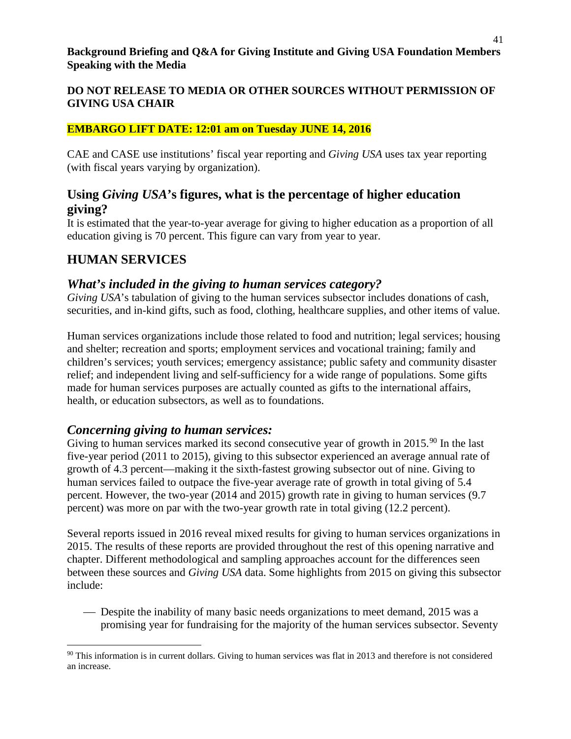**Background Briefing and Q&A for Giving Institute and Giving USA Foundation Members Speaking with the Media**

**DO NOT RELEASE TO MEDIA OR OTHER SOURCES WITHOUT PERMISSION OF GIVING USA CHAIR**

**EMBARGO LIFT DATE: 12:01 am on Tuesday JUNE 14, 2016**

CAE and CASE use institutions' fiscal year reporting and *Giving USA* uses tax year reporting (with fiscal years varying by organization).

## Using *Giving USA*'s figures, what is the percentage of higher education giving?

It is estimated that the year-to-year average for giving to higher education as a proportion of all education giving is 70 percent. This figure can vary from year to year.

## HUMAN SERVICES

### *What's included in the giving to human services category?*

*Giving USA*'s tabulation of giving to the human services subsector includes donations of cash, securities, and in-kind gifts, such as food, clothing, healthcare supplies, and other items of value.

Human services organizations include those related to food and nutrition; legal services; housing and shelter; recreation and sports; employment services and vocational training; family and children's services; youth services; emergency assistance; public safety and community disaster relief; and independent living and self-sufficiency for a wide range of populations. Some gifts made for human services purposes are actually counted as gifts to the international affairs, health, or education subsectors, as well as to foundations.

### *Concerning giving to human services:*

Giving to human services marked its second consecutive year of growth in 2015.[90] In the last five-year period (2011 to 2015), giving to this subsector experienced an average annual rate of growth of 4.3 percent—making it the sixth-fastest growing subsector out of nine. Giving to human services failed to outpace the five-year average rate of growth in total giving of 5.4 percent. However, the two-year (2014 and 2015) growth rate in giving to human services (9.7 percent) was more on par with the two-year growth rate in total giving (12.2 percent).

Several reports issued in 2016 reveal mixed results for giving to human services organizations in 2015. The results of these reports are provided throughout the rest of this opening narrative and chapter. Different methodological and sampling approaches account for the differences seen between these sources and *Giving USA* data. Some highlights from 2015 on giving this subsector include:

- Despite the inability of many basic needs organizations to meet demand, 2015 was a promising year for fundraising for the majority of the human services subsector. Seventy

[90] This information is in current dollars. Giving to human services was flat in 2013 and therefore is not considered an increase.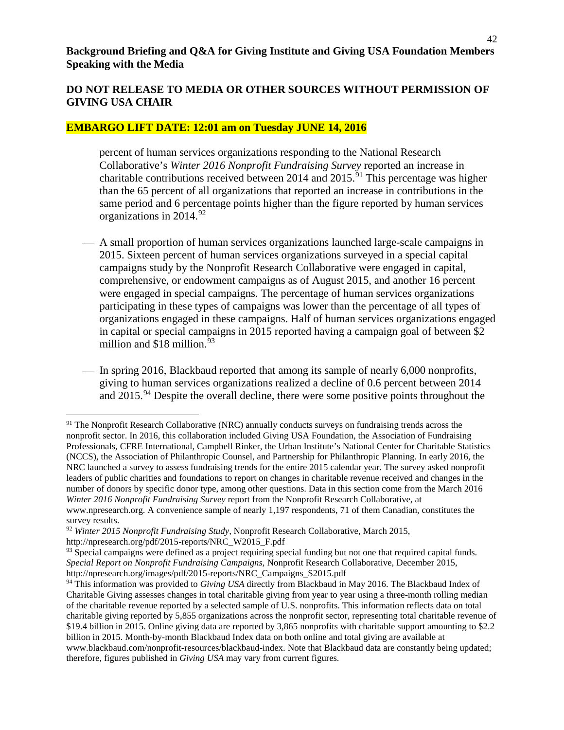**Background Briefing and Q&A for Giving Institute and Giving USA Foundation Members Speaking with the Media**

**DO NOT RELEASE TO MEDIA OR OTHER SOURCES WITHOUT PERMISSION OF GIVING USA CHAIR**

**EMBARGO LIFT DATE: 12:01 am on Tuesday JUNE 14, 2016**

percent of human services organizations responding to the National Research Collaborative's *Winter 2016 Nonprofit Fundraising Survey* reported an increase in charitable contributions received between 2014 and 2015.[91] This percentage was higher than the 65 percent of all organizations that reported an increase in contributions in the same period and 6 percentage points higher than the figure reported by human services organizations in 2014.[92]

- A small proportion of human services organizations launched large-scale campaigns in 2015. Sixteen percent of human services organizations surveyed in a special capital campaigns study by the Nonprofit Research Collaborative were engaged in capital, comprehensive, or endowment campaigns as of August 2015, and another 16 percent were engaged in special campaigns. The percentage of human services organizations participating in these types of campaigns was lower than the percentage of all types of organizations engaged in these campaigns. Half of human services organizations engaged in capital or special campaigns in 2015 reported having a campaign goal of between $2 million and $18 million.[93]

- In spring 2016, Blackbaud reported that among its sample of nearly 6,000 nonprofits, giving to human services organizations realized a decline of 0.6 percent between 2014 and 2015.[94] Despite the overall decline, there were some positive points throughout the

---

[91] The Nonprofit Research Collaborative (NRC) annually conducts surveys on fundraising trends across the nonprofit sector. In 2016, this collaboration included Giving USA Foundation, the Association of Fundraising Professionals, CFRE International, Campbell Rinker, the Urban Institute's National Center for Charitable Statistics (NCCS), the Association of Philanthropic Counsel, and Partnership for Philanthropic Planning. In early 2016, the NRC launched a survey to assess fundraising trends for the entire 2015 calendar year. The survey asked nonprofit leaders of public charities and foundations to report on changes in charitable revenue received and changes in the number of donors by specific donor type, among other questions. Data in this section come from the March 2016 *Winter 2016 Nonprofit Fundraising Survey* report from the Nonprofit Research Collaborative, at www.npresearch.org. A convenience sample of nearly 1,197 respondents, 71 of them Canadian, constitutes the survey results.

[92] *Winter 2015 Nonprofit Fundraising Study*, Nonprofit Research Collaborative, March 2015, http://npresearch.org/pdf/2015-reports/NRC_W2015_F.pdf

[93] Special campaigns were defined as a project requiring special funding but not one that required capital funds. *Special Report on Nonprofit Fundraising Campaigns*, Nonprofit Research Collaborative, December 2015, http://npresearch.org/images/pdf/2015-reports/NRC_Campaigns_S2015.pdf

[94] This information was provided to *Giving USA* directly from Blackbaud in May 2016. The Blackbaud Index of Charitable Giving assesses changes in total charitable giving from year to year using a three-month rolling median of the charitable revenue reported by a selected sample of U.S. nonprofits. This information reflects data on total charitable giving reported by 5,855 organizations across the nonprofit sector, representing total charitable revenue of $19.4 billion in 2015. Online giving data are reported by 3,865 nonprofits with charitable support amounting to $2.2 billion in 2015. Month-by-month Blackbaud Index data on both online and total giving are available at www.blackbaud.com/nonprofit-resources/blackbaud-index. Note that Blackbaud data are constantly being updated; therefore, figures published in *Giving USA* may vary from current figures.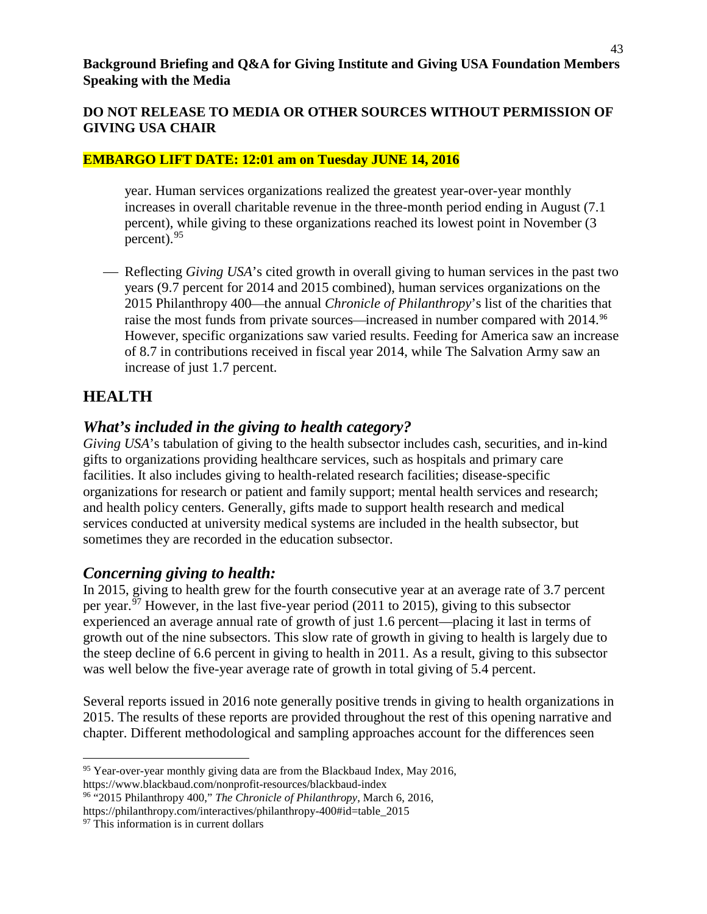year. Human services organizations realized the greatest year-over-year monthly increases in overall charitable revenue in the three-month period ending in August (7.1 percent), while giving to these organizations reached its lowest point in November (3 percent).[95]

- Reflecting *Giving USA*'s cited growth in overall giving to human services in the past two years (9.7 percent for 2014 and 2015 combined), human services organizations on the 2015 Philanthropy 400—the annual *Chronicle of Philanthropy*'s list of the charities that raise the most funds from private sources—increased in number compared with 2014.[96] However, specific organizations saw varied results. Feeding for America saw an increase of 8.7 in contributions received in fiscal year 2014, while The Salvation Army saw an increase of just 1.7 percent.

## HEALTH

### *What's included in the giving to health category?*

*Giving USA*'s tabulation of giving to the health subsector includes cash, securities, and in-kind gifts to organizations providing healthcare services, such as hospitals and primary care facilities. It also includes giving to health-related research facilities; disease-specific organizations for research or patient and family support; mental health services and research; and health policy centers. Generally, gifts made to support health research and medical services conducted at university medical systems are included in the health subsector, but sometimes they are recorded in the education subsector.

### *Concerning giving to health:*

In 2015, giving to health grew for the fourth consecutive year at an average rate of 3.7 percent per year.[97] However, in the last five-year period (2011 to 2015), giving to this subsector experienced an average annual rate of growth of just 1.6 percent—placing it last in terms of growth out of the nine subsectors. This slow rate of growth in giving to health is largely due to the steep decline of 6.6 percent in giving to health in 2011. As a result, giving to this subsector was well below the five-year average rate of growth in total giving of 5.4 percent.

Several reports issued in 2016 note generally positive trends in giving to health organizations in 2015. The results of these reports are provided throughout the rest of this opening narrative and chapter. Different methodological and sampling approaches account for the differences seen

---

[95] Year-over-year monthly giving data are from the Blackbaud Index, May 2016, https://www.blackbaud.com/nonprofit-resources/blackbaud-index

[96] "2015 Philanthropy 400," *The Chronicle of Philanthropy*, March 6, 2016, https://philanthropy.com/interactives/philanthropy-400#id=table_2015

[97] This information is in current dollars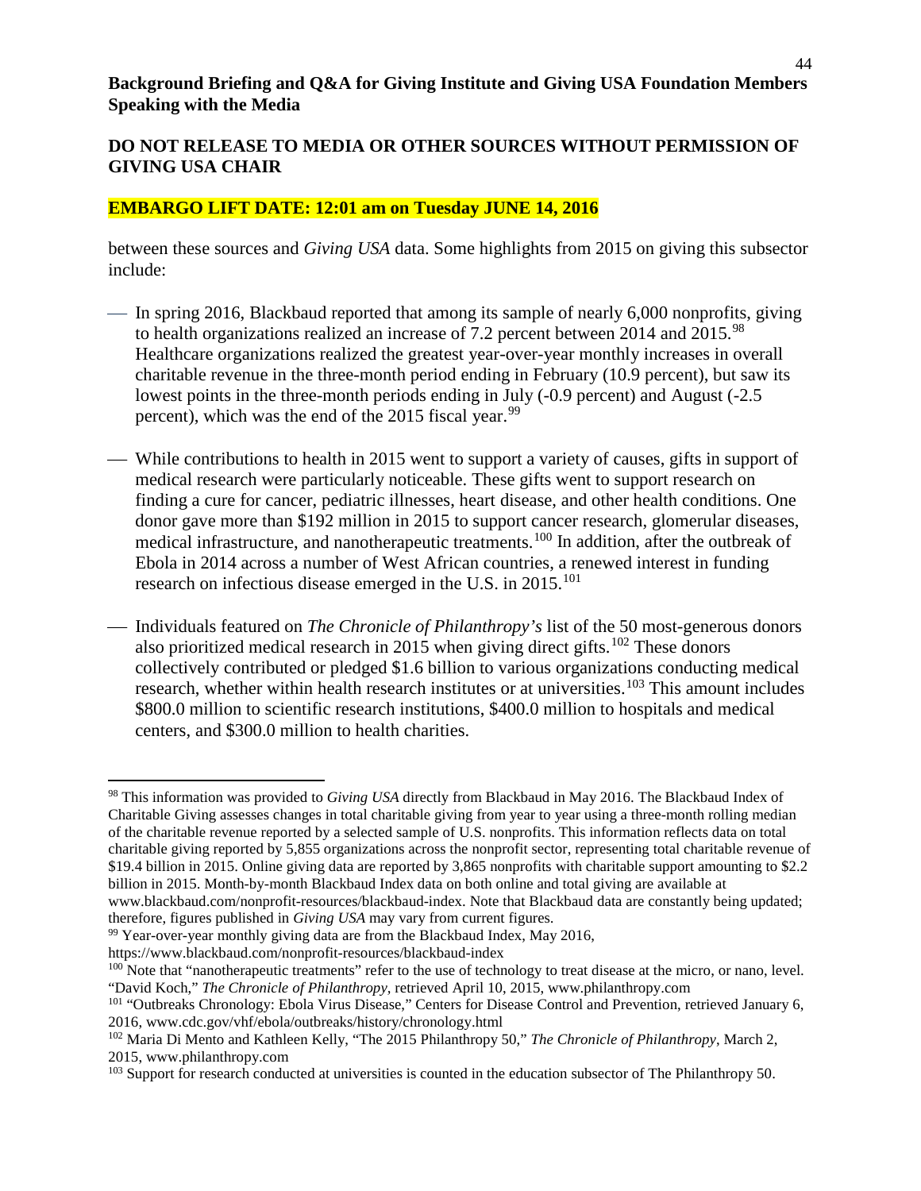**Background Briefing and Q&A for Giving Institute and Giving USA Foundation Members Speaking with the Media**

**DO NOT RELEASE TO MEDIA OR OTHER SOURCES WITHOUT PERMISSION OF GIVING USA CHAIR**

**EMBARGO LIFT DATE: 12:01 am on Tuesday JUNE 14, 2016**

between these sources and *Giving USA* data. Some highlights from 2015 on giving this subsector include:

- In spring 2016, Blackbaud reported that among its sample of nearly 6,000 nonprofits, giving to health organizations realized an increase of 7.2 percent between 2014 and 2015.[98] Healthcare organizations realized the greatest year-over-year monthly increases in overall charitable revenue in the three-month period ending in February (10.9 percent), but saw its lowest points in the three-month periods ending in July (-0.9 percent) and August (-2.5 percent), which was the end of the 2015 fiscal year.[99]

- While contributions to health in 2015 went to support a variety of causes, gifts in support of medical research were particularly noticeable. These gifts went to support research on finding a cure for cancer, pediatric illnesses, heart disease, and other health conditions. One donor gave more than $192 million in 2015 to support cancer research, glomerular diseases, medical infrastructure, and nanotherapeutic treatments.[100] In addition, after the outbreak of Ebola in 2014 across a number of West African countries, a renewed interest in funding research on infectious disease emerged in the U.S. in 2015.[101]

- Individuals featured on *The Chronicle of Philanthropy's* list of the 50 most-generous donors also prioritized medical research in 2015 when giving direct gifts.[102] These donors collectively contributed or pledged $1.6 billion to various organizations conducting medical research, whether within health research institutes or at universities.[103] This amount includes $800.0 million to scientific research institutions, $400.0 million to hospitals and medical centers, and $300.0 million to health charities.

---

[98] This information was provided to *Giving USA* directly from Blackbaud in May 2016. The Blackbaud Index of Charitable Giving assesses changes in total charitable giving from year to year using a three-month rolling median of the charitable revenue reported by a selected sample of U.S. nonprofits. This information reflects data on total charitable giving reported by 5,855 organizations across the nonprofit sector, representing total charitable revenue of $19.4 billion in 2015. Online giving data are reported by 3,865 nonprofits with charitable support amounting to $2.2 billion in 2015. Month-by-month Blackbaud Index data on both online and total giving are available at www.blackbaud.com/nonprofit-resources/blackbaud-index. Note that Blackbaud data are constantly being updated; therefore, figures published in *Giving USA* may vary from current figures.

[99] Year-over-year monthly giving data are from the Blackbaud Index, May 2016, https://www.blackbaud.com/nonprofit-resources/blackbaud-index

[100] Note that "nanotherapeutic treatments" refer to the use of technology to treat disease at the micro, or nano, level. "David Koch," *The Chronicle of Philanthropy*, retrieved April 10, 2015, www.philanthropy.com

[101] "Outbreaks Chronology: Ebola Virus Disease," Centers for Disease Control and Prevention, retrieved January 6, 2016, www.cdc.gov/vhf/ebola/outbreaks/history/chronology.html

[102] Maria Di Mento and Kathleen Kelly, "The 2015 Philanthropy 50," *The Chronicle of Philanthropy*, March 2, 2015, www.philanthropy.com

[103] Support for research conducted at universities is counted in the education subsector of The Philanthropy 50.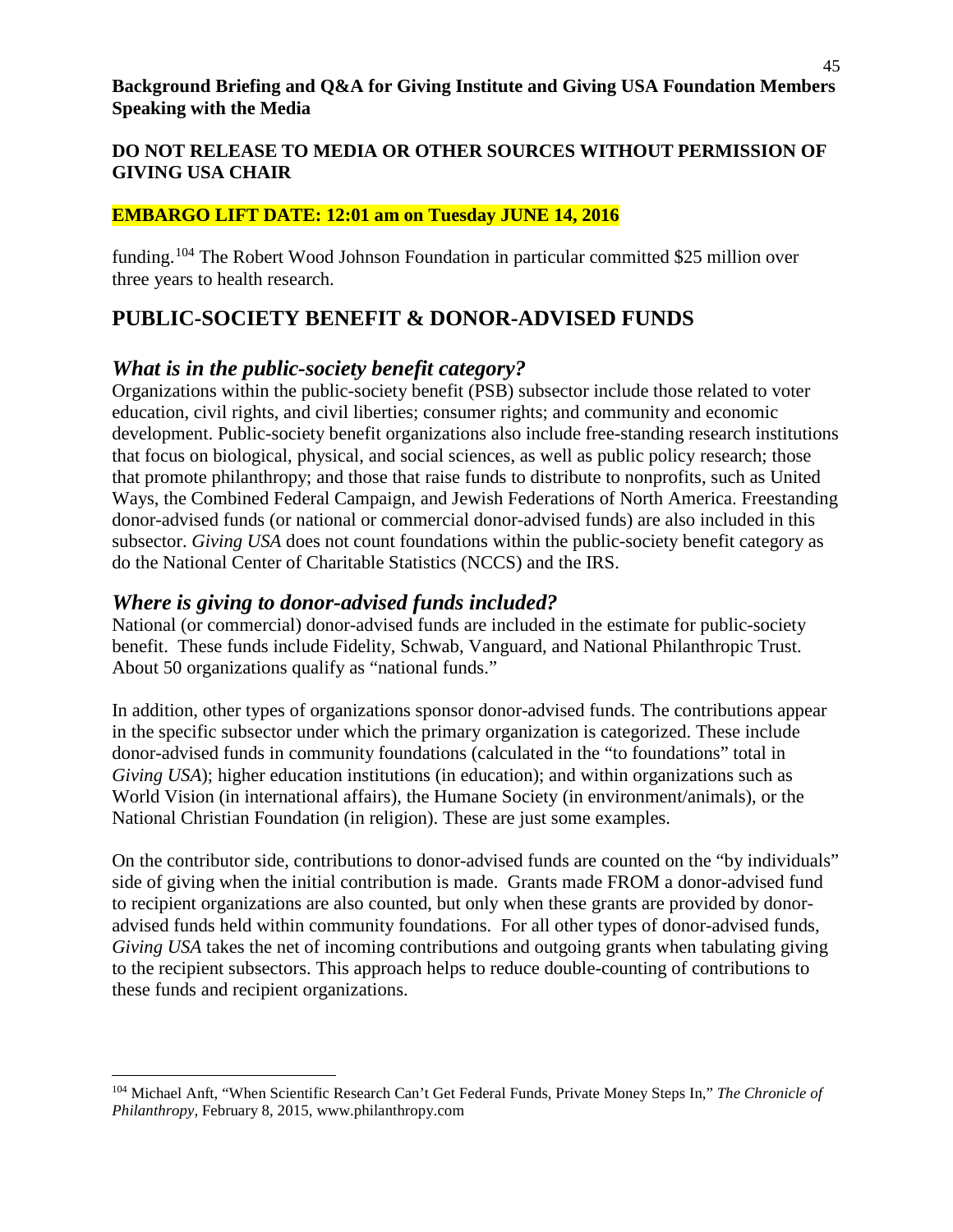funding.[104] The Robert Wood Johnson Foundation in particular committed $25 million over three years to health research.

## PUBLIC-SOCIETY BENEFIT & DONOR-ADVISED FUNDS

### *What is in the public-society benefit category?*

Organizations within the public-society benefit (PSB) subsector include those related to voter education, civil rights, and civil liberties; consumer rights; and community and economic development. Public-society benefit organizations also include free-standing research institutions that focus on biological, physical, and social sciences, as well as public policy research; those that promote philanthropy; and those that raise funds to distribute to nonprofits, such as United Ways, the Combined Federal Campaign, and Jewish Federations of North America. Freestanding donor-advised funds (or national or commercial donor-advised funds) are also included in this subsector. *Giving USA* does not count foundations within the public-society benefit category as do the National Center of Charitable Statistics (NCCS) and the IRS.

### *Where is giving to donor-advised funds included?*

National (or commercial) donor-advised funds are included in the estimate for public-society benefit. These funds include Fidelity, Schwab, Vanguard, and National Philanthropic Trust. About 50 organizations qualify as "national funds."

In addition, other types of organizations sponsor donor-advised funds. The contributions appear in the specific subsector under which the primary organization is categorized. These include donor-advised funds in community foundations (calculated in the "to foundations" total in *Giving USA*); higher education institutions (in education); and within organizations such as World Vision (in international affairs), the Humane Society (in environment/animals), or the National Christian Foundation (in religion). These are just some examples.

On the contributor side, contributions to donor-advised funds are counted on the "by individuals" side of giving when the initial contribution is made. Grants made FROM a donor-advised fund to recipient organizations are also counted, but only when these grants are provided by donor-advised funds held within community foundations. For all other types of donor-advised funds, *Giving USA* takes the net of incoming contributions and outgoing grants when tabulating giving to the recipient subsectors. This approach helps to reduce double-counting of contributions to these funds and recipient organizations.

---

[104] Michael Anft, "When Scientific Research Can't Get Federal Funds, Private Money Steps In," *The Chronicle of Philanthropy*, February 8, 2015, www.philanthropy.com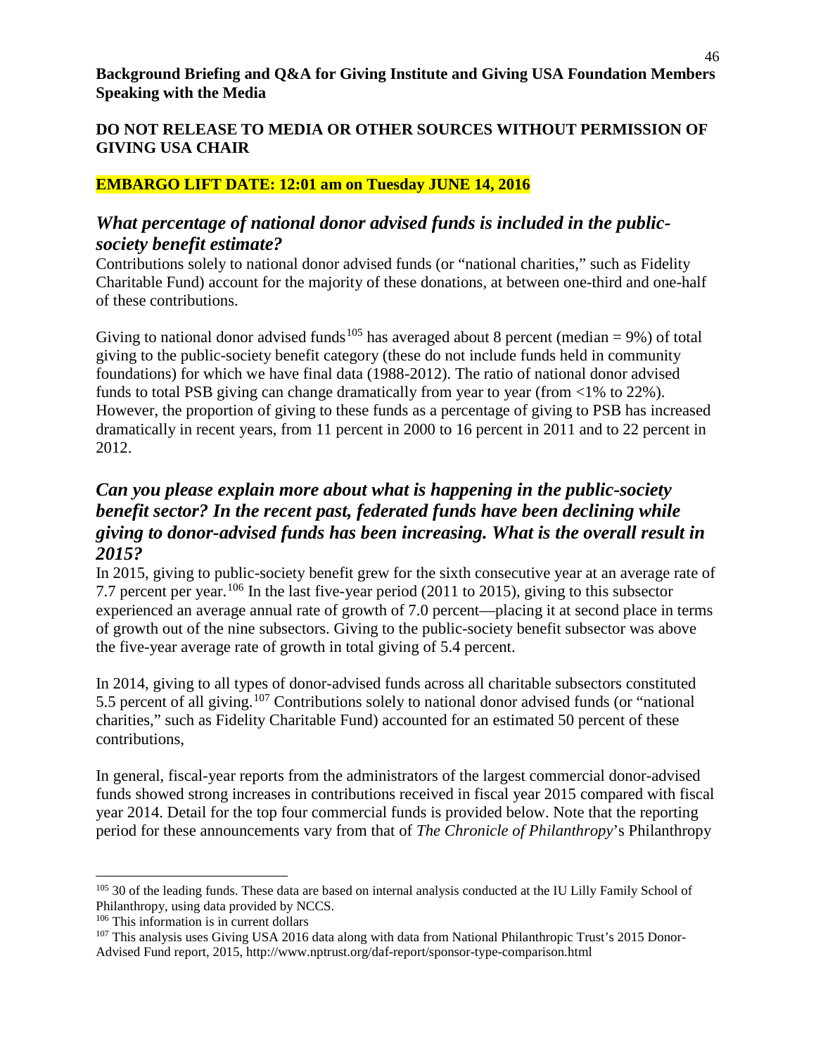**Background Briefing and Q&A for Giving Institute and Giving USA Foundation Members Speaking with the Media**

**DO NOT RELEASE TO MEDIA OR OTHER SOURCES WITHOUT PERMISSION OF GIVING USA CHAIR**

**EMBARGO LIFT DATE: 12:01 am on Tuesday JUNE 14, 2016**

## *What percentage of national donor advised funds is included in the public-society benefit estimate?*

Contributions solely to national donor advised funds (or "national charities," such as Fidelity Charitable Fund) account for the majority of these donations, at between one-third and one-half of these contributions.

Giving to national donor advised funds[105] has averaged about 8 percent (median = 9%) of total giving to the public-society benefit category (these do not include funds held in community foundations) for which we have final data (1988-2012). The ratio of national donor advised funds to total PSB giving can change dramatically from year to year (from <1% to 22%). However, the proportion of giving to these funds as a percentage of giving to PSB has increased dramatically in recent years, from 11 percent in 2000 to 16 percent in 2011 and to 22 percent in 2012.

## *Can you please explain more about what is happening in the public-society benefit sector? In the recent past, federated funds have been declining while giving to donor-advised funds has been increasing. What is the overall result in 2015?*

In 2015, giving to public-society benefit grew for the sixth consecutive year at an average rate of 7.7 percent per year.[106] In the last five-year period (2011 to 2015), giving to this subsector experienced an average annual rate of growth of 7.0 percent—placing it at second place in terms of growth out of the nine subsectors. Giving to the public-society benefit subsector was above the five-year average rate of growth in total giving of 5.4 percent.

In 2014, giving to all types of donor-advised funds across all charitable subsectors constituted 5.5 percent of all giving.[107] Contributions solely to national donor advised funds (or "national charities," such as Fidelity Charitable Fund) accounted for an estimated 50 percent of these contributions,

In general, fiscal-year reports from the administrators of the largest commercial donor-advised funds showed strong increases in contributions received in fiscal year 2015 compared with fiscal year 2014. Detail for the top four commercial funds is provided below. Note that the reporting period for these announcements vary from that of *The Chronicle of Philanthropy*'s Philanthropy

---

[105] 30 of the leading funds. These data are based on internal analysis conducted at the IU Lilly Family School of Philanthropy, using data provided by NCCS.

[106] This information is in current dollars

[107] This analysis uses Giving USA 2016 data along with data from National Philanthropic Trust's 2015 Donor-Advised Fund report, 2015, http://www.nptrust.org/daf-report/sponsor-type-comparison.html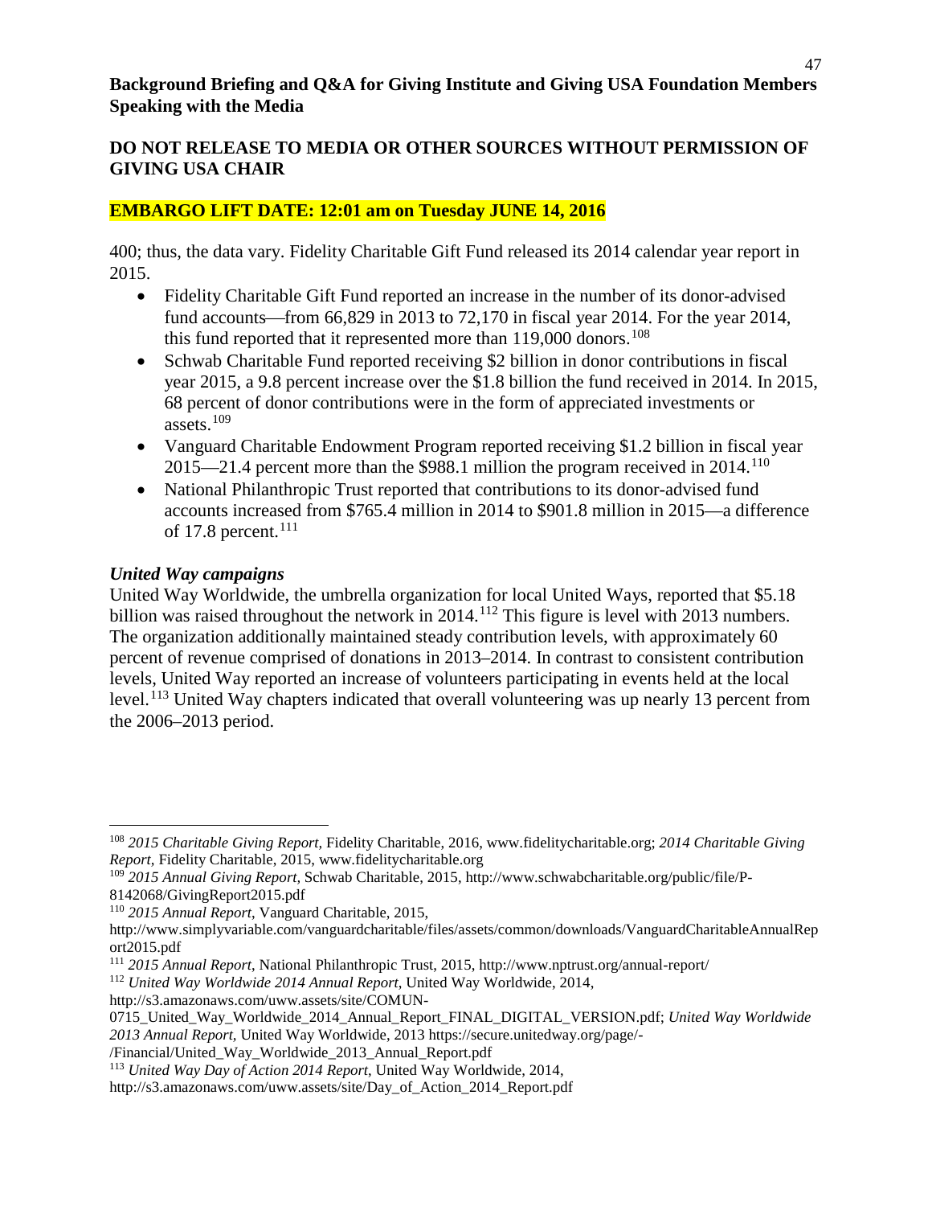400; thus, the data vary. Fidelity Charitable Gift Fund released its 2014 calendar year report in 2015.

- Fidelity Charitable Gift Fund reported an increase in the number of its donor-advised fund accounts—from 66,829 in 2013 to 72,170 in fiscal year 2014. For the year 2014, this fund reported that it represented more than 119,000 donors.[108]
- Schwab Charitable Fund reported receiving $2 billion in donor contributions in fiscal year 2015, a 9.8 percent increase over the $1.8 billion the fund received in 2014. In 2015, 68 percent of donor contributions were in the form of appreciated investments or assets.[109]
- Vanguard Charitable Endowment Program reported receiving $1.2 billion in fiscal year 2015—21.4 percent more than the $988.1 million the program received in 2014.[110]
- National Philanthropic Trust reported that contributions to its donor-advised fund accounts increased from $765.4 million in 2014 to $901.8 million in 2015—a difference of 17.8 percent.[111]

### *United Way campaigns*

United Way Worldwide, the umbrella organization for local United Ways, reported that $5.18 billion was raised throughout the network in 2014.[112] This figure is level with 2013 numbers. The organization additionally maintained steady contribution levels, with approximately 60 percent of revenue comprised of donations in 2013–2014. In contrast to consistent contribution levels, United Way reported an increase of volunteers participating in events held at the local level.[113] United Way chapters indicated that overall volunteering was up nearly 13 percent from the 2006–2013 period.

---

[108] *2015 Charitable Giving Report*, Fidelity Charitable, 2016, www.fidelitycharitable.org; *2014 Charitable Giving Report*, Fidelity Charitable, 2015, www.fidelitycharitable.org

[109] *2015 Annual Giving Report*, Schwab Charitable, 2015, http://www.schwabcharitable.org/public/file/P-8142068/GivingReport2015.pdf

[110] *2015 Annual Report*, Vanguard Charitable, 2015, http://www.simplyvariable.com/vanguardcharitable/files/assets/common/downloads/VanguardCharitableAnnualReport2015.pdf

[111] *2015 Annual Report*, National Philanthropic Trust, 2015, http://www.nptrust.org/annual-report/

[112] *United Way Worldwide 2014 Annual Report*, United Way Worldwide, 2014, http://s3.amazonaws.com/uww.assets/site/COMUN-0715_United_Way_Worldwide_2014_Annual_Report_FINAL_DIGITAL_VERSION.pdf; *United Way Worldwide 2013 Annual Report*, United Way Worldwide, 2013 https://secure.unitedway.org/page/-/Financial/United_Way_Worldwide_2013_Annual_Report.pdf

[113] *United Way Day of Action 2014 Report*, United Way Worldwide, 2014, http://s3.amazonaws.com/uww.assets/site/Day_of_Action_2014_Report.pdf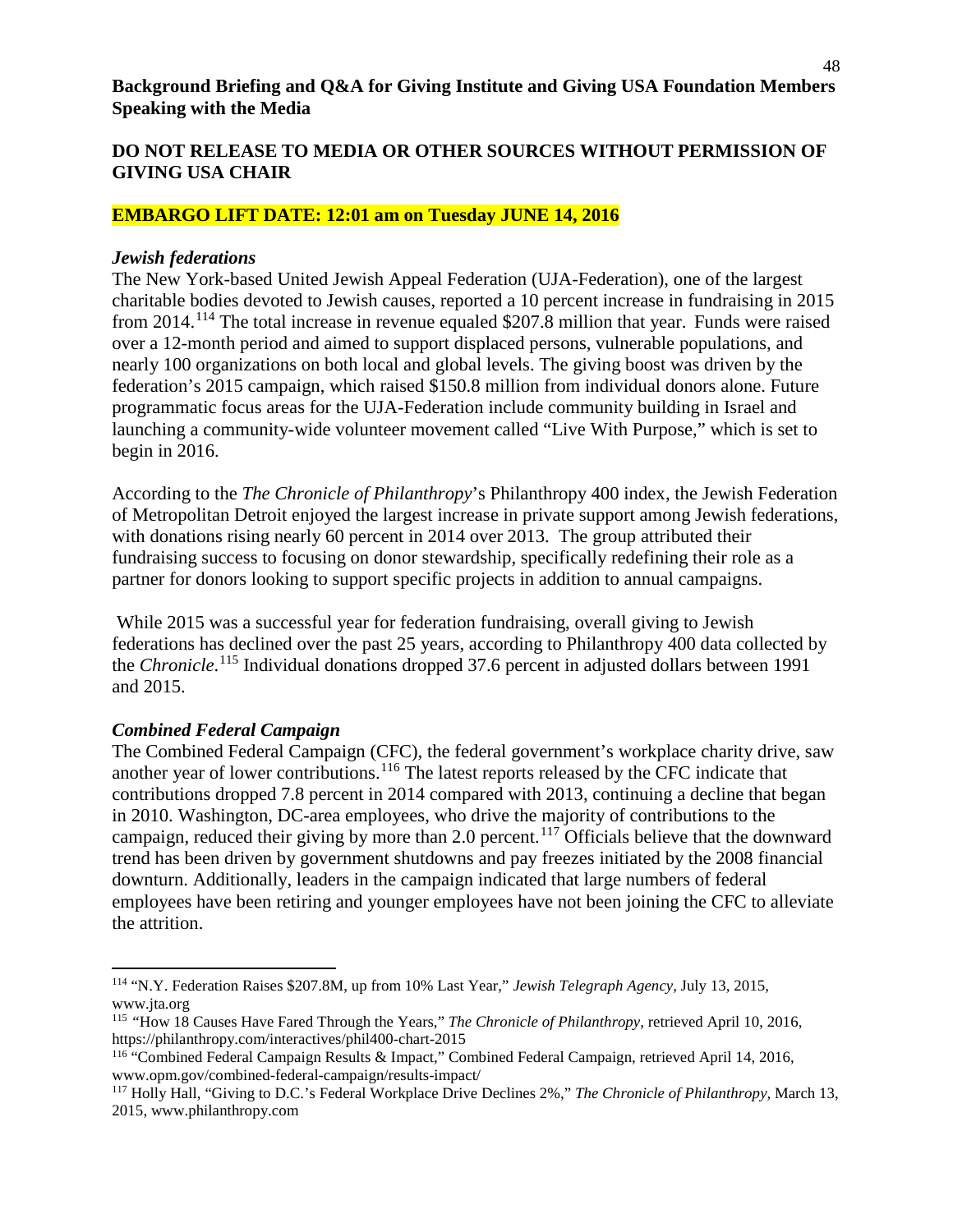**Background Briefing and Q&A for Giving Institute and Giving USA Foundation Members Speaking with the Media**

**DO NOT RELEASE TO MEDIA OR OTHER SOURCES WITHOUT PERMISSION OF GIVING USA CHAIR**

**EMBARGO LIFT DATE: 12:01 am on Tuesday JUNE 14, 2016**

***Jewish federations***

The New York-based United Jewish Appeal Federation (UJA-Federation), one of the largest charitable bodies devoted to Jewish causes, reported a 10 percent increase in fundraising in 2015 from 2014.[114] The total increase in revenue equaled $207.8 million that year. Funds were raised over a 12-month period and aimed to support displaced persons, vulnerable populations, and nearly 100 organizations on both local and global levels. The giving boost was driven by the federation's 2015 campaign, which raised $150.8 million from individual donors alone. Future programmatic focus areas for the UJA-Federation include community building in Israel and launching a community-wide volunteer movement called "Live With Purpose," which is set to begin in 2016.

According to the *The Chronicle of Philanthropy*'s Philanthropy 400 index, the Jewish Federation of Metropolitan Detroit enjoyed the largest increase in private support among Jewish federations, with donations rising nearly 60 percent in 2014 over 2013. The group attributed their fundraising success to focusing on donor stewardship, specifically redefining their role as a partner for donors looking to support specific projects in addition to annual campaigns.

While 2015 was a successful year for federation fundraising, overall giving to Jewish federations has declined over the past 25 years, according to Philanthropy 400 data collected by the *Chronicle*.[115] Individual donations dropped 37.6 percent in adjusted dollars between 1991 and 2015.

***Combined Federal Campaign***

The Combined Federal Campaign (CFC), the federal government's workplace charity drive, saw another year of lower contributions.[116] The latest reports released by the CFC indicate that contributions dropped 7.8 percent in 2014 compared with 2013, continuing a decline that began in 2010. Washington, DC-area employees, who drive the majority of contributions to the campaign, reduced their giving by more than 2.0 percent.[117] Officials believe that the downward trend has been driven by government shutdowns and pay freezes initiated by the 2008 financial downturn. Additionally, leaders in the campaign indicated that large numbers of federal employees have been retiring and younger employees have not been joining the CFC to alleviate the attrition.

---

[114] "N.Y. Federation Raises $207.8M, up from 10% Last Year," *Jewish Telegraph Agency*, July 13, 2015, www.jta.org

[115] "How 18 Causes Have Fared Through the Years," *The Chronicle of Philanthropy*, retrieved April 10, 2016, https://philanthropy.com/interactives/phil400-chart-2015

[116] "Combined Federal Campaign Results & Impact," Combined Federal Campaign, retrieved April 14, 2016, www.opm.gov/combined-federal-campaign/results-impact/

[117] Holly Hall, "Giving to D.C.'s Federal Workplace Drive Declines 2%," *The Chronicle of Philanthropy*, March 13, 2015, www.philanthropy.com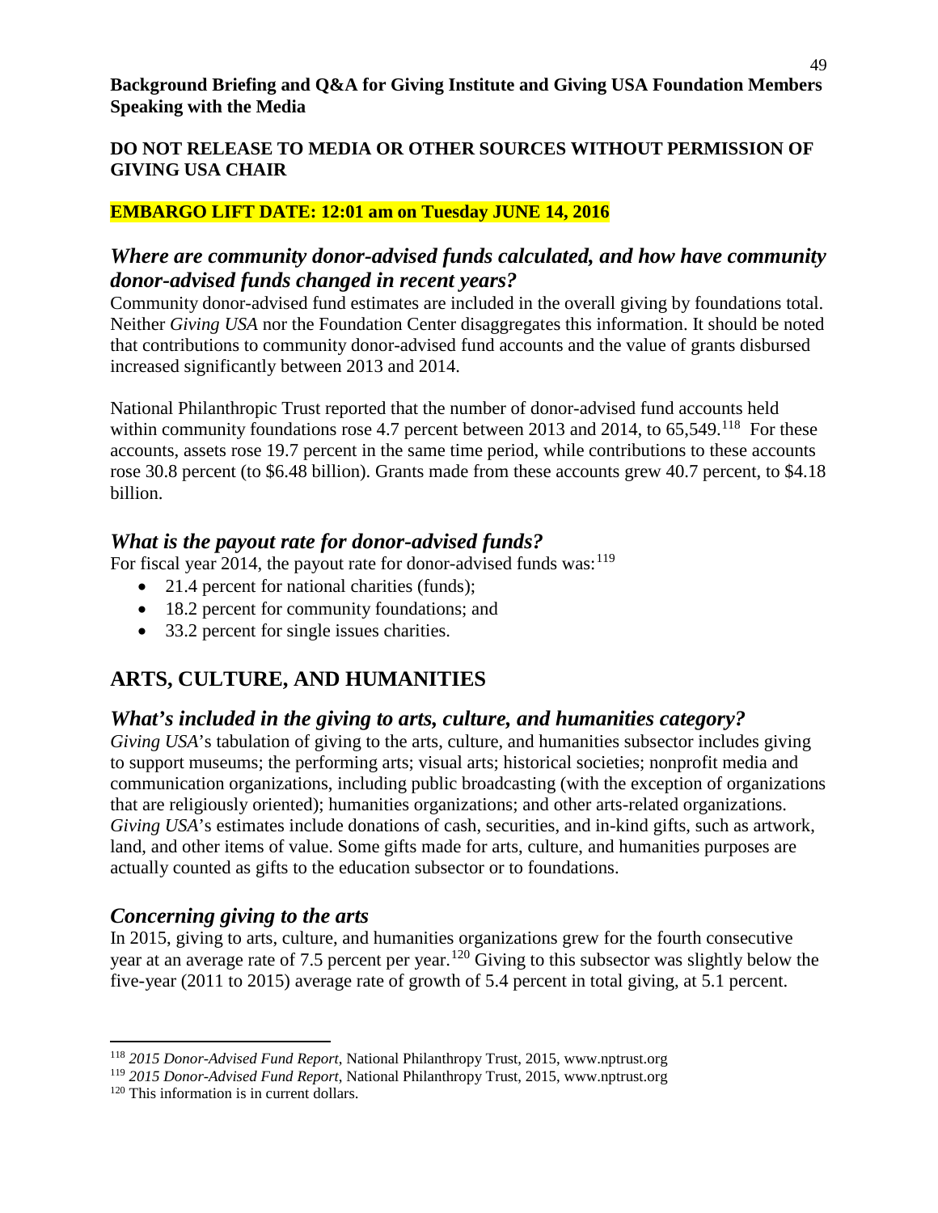**Background Briefing and Q&A for Giving Institute and Giving USA Foundation Members Speaking with the Media**

**DO NOT RELEASE TO MEDIA OR OTHER SOURCES WITHOUT PERMISSION OF GIVING USA CHAIR**

**EMBARGO LIFT DATE: 12:01 am on Tuesday JUNE 14, 2016**

### *Where are community donor-advised funds calculated, and how have community donor-advised funds changed in recent years?*

Community donor-advised fund estimates are included in the overall giving by foundations total. Neither *Giving USA* nor the Foundation Center disaggregates this information. It should be noted that contributions to community donor-advised fund accounts and the value of grants disbursed increased significantly between 2013 and 2014.

National Philanthropic Trust reported that the number of donor-advised fund accounts held within community foundations rose 4.7 percent between 2013 and 2014, to 65,549.[118] For these accounts, assets rose 19.7 percent in the same time period, while contributions to these accounts rose 30.8 percent (to $6.48 billion). Grants made from these accounts grew 40.7 percent, to $4.18 billion.

### *What is the payout rate for donor-advised funds?*

For fiscal year 2014, the payout rate for donor-advised funds was:[119]

- 21.4 percent for national charities (funds);
- 18.2 percent for community foundations; and
- 33.2 percent for single issues charities.

## ARTS, CULTURE, AND HUMANITIES

### *What's included in the giving to arts, culture, and humanities category?*

*Giving USA*'s tabulation of giving to the arts, culture, and humanities subsector includes giving to support museums; the performing arts; visual arts; historical societies; nonprofit media and communication organizations, including public broadcasting (with the exception of organizations that are religiously oriented); humanities organizations; and other arts-related organizations. *Giving USA*'s estimates include donations of cash, securities, and in-kind gifts, such as artwork, land, and other items of value. Some gifts made for arts, culture, and humanities purposes are actually counted as gifts to the education subsector or to foundations.

### *Concerning giving to the arts*

In 2015, giving to arts, culture, and humanities organizations grew for the fourth consecutive year at an average rate of 7.5 percent per year.[120] Giving to this subsector was slightly below the five-year (2011 to 2015) average rate of growth of 5.4 percent in total giving, at 5.1 percent.

---

[118] *2015 Donor-Advised Fund Report*, National Philanthropy Trust, 2015, www.nptrust.org

[119] *2015 Donor-Advised Fund Report*, National Philanthropy Trust, 2015, www.nptrust.org

[120] This information is in current dollars.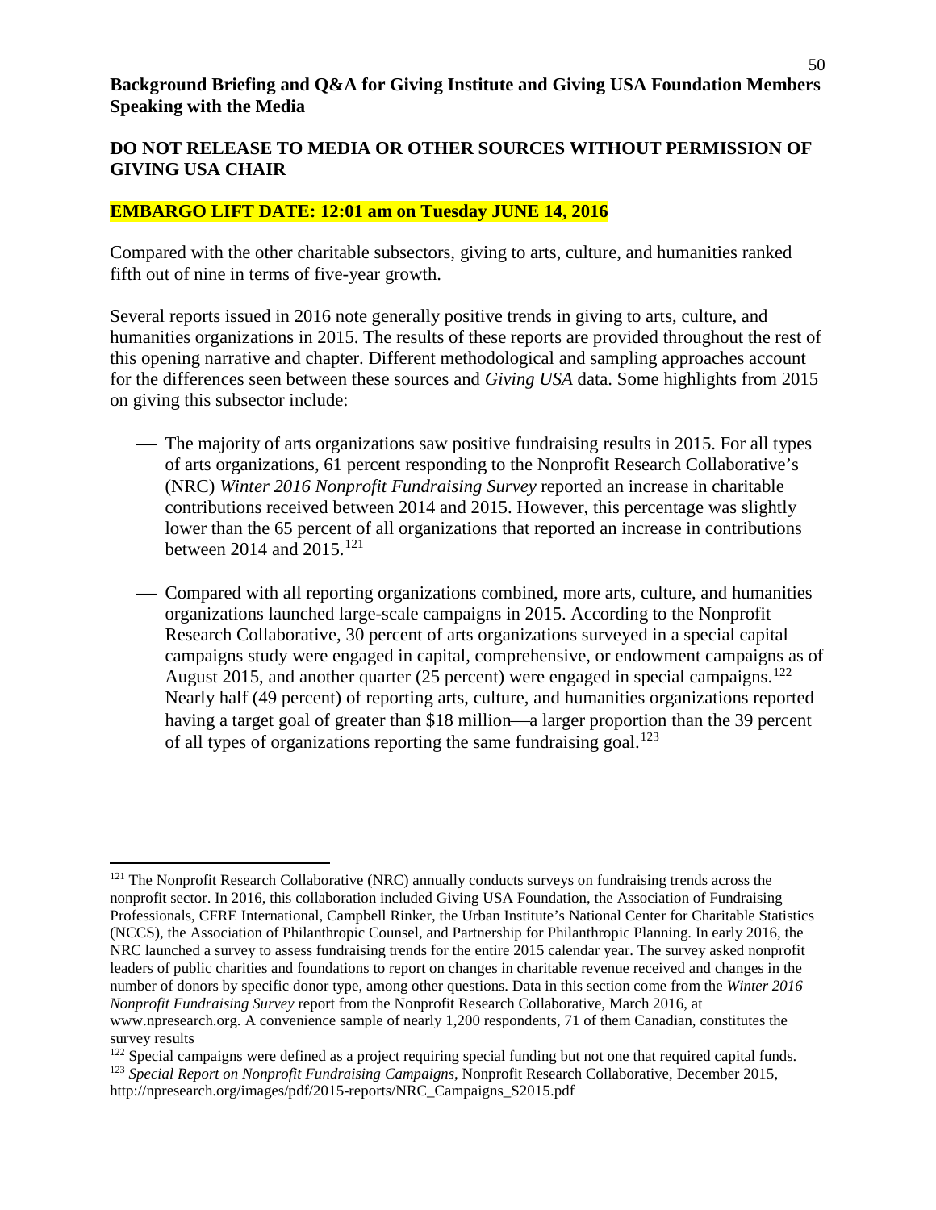**Background Briefing and Q&A for Giving Institute and Giving USA Foundation Members Speaking with the Media**

**DO NOT RELEASE TO MEDIA OR OTHER SOURCES WITHOUT PERMISSION OF GIVING USA CHAIR**

**EMBARGO LIFT DATE: 12:01 am on Tuesday JUNE 14, 2016**

Compared with the other charitable subsectors, giving to arts, culture, and humanities ranked fifth out of nine in terms of five-year growth.

Several reports issued in 2016 note generally positive trends in giving to arts, culture, and humanities organizations in 2015. The results of these reports are provided throughout the rest of this opening narrative and chapter. Different methodological and sampling approaches account for the differences seen between these sources and *Giving USA* data. Some highlights from 2015 on giving this subsector include:

- The majority of arts organizations saw positive fundraising results in 2015. For all types of arts organizations, 61 percent responding to the Nonprofit Research Collaborative's (NRC) *Winter 2016 Nonprofit Fundraising Survey* reported an increase in charitable contributions received between 2014 and 2015. However, this percentage was slightly lower than the 65 percent of all organizations that reported an increase in contributions between 2014 and 2015.[121]

- Compared with all reporting organizations combined, more arts, culture, and humanities organizations launched large-scale campaigns in 2015. According to the Nonprofit Research Collaborative, 30 percent of arts organizations surveyed in a special capital campaigns study were engaged in capital, comprehensive, or endowment campaigns as of August 2015, and another quarter (25 percent) were engaged in special campaigns.[122] Nearly half (49 percent) of reporting arts, culture, and humanities organizations reported having a target goal of greater than \$18 million—a larger proportion than the 39 percent of all types of organizations reporting the same fundraising goal.[123]

---

[121] The Nonprofit Research Collaborative (NRC) annually conducts surveys on fundraising trends across the nonprofit sector. In 2016, this collaboration included Giving USA Foundation, the Association of Fundraising Professionals, CFRE International, Campbell Rinker, the Urban Institute's National Center for Charitable Statistics (NCCS), the Association of Philanthropic Counsel, and Partnership for Philanthropic Planning. In early 2016, the NRC launched a survey to assess fundraising trends for the entire 2015 calendar year. The survey asked nonprofit leaders of public charities and foundations to report on changes in charitable revenue received and changes in the number of donors by specific donor type, among other questions. Data in this section come from the *Winter 2016 Nonprofit Fundraising Survey* report from the Nonprofit Research Collaborative, March 2016, at www.npresearch.org. A convenience sample of nearly 1,200 respondents, 71 of them Canadian, constitutes the survey results

[122] Special campaigns were defined as a project requiring special funding but not one that required capital funds.

[123] *Special Report on Nonprofit Fundraising Campaigns*, Nonprofit Research Collaborative, December 2015, http://npresearch.org/images/pdf/2015-reports/NRC_Campaigns_S2015.pdf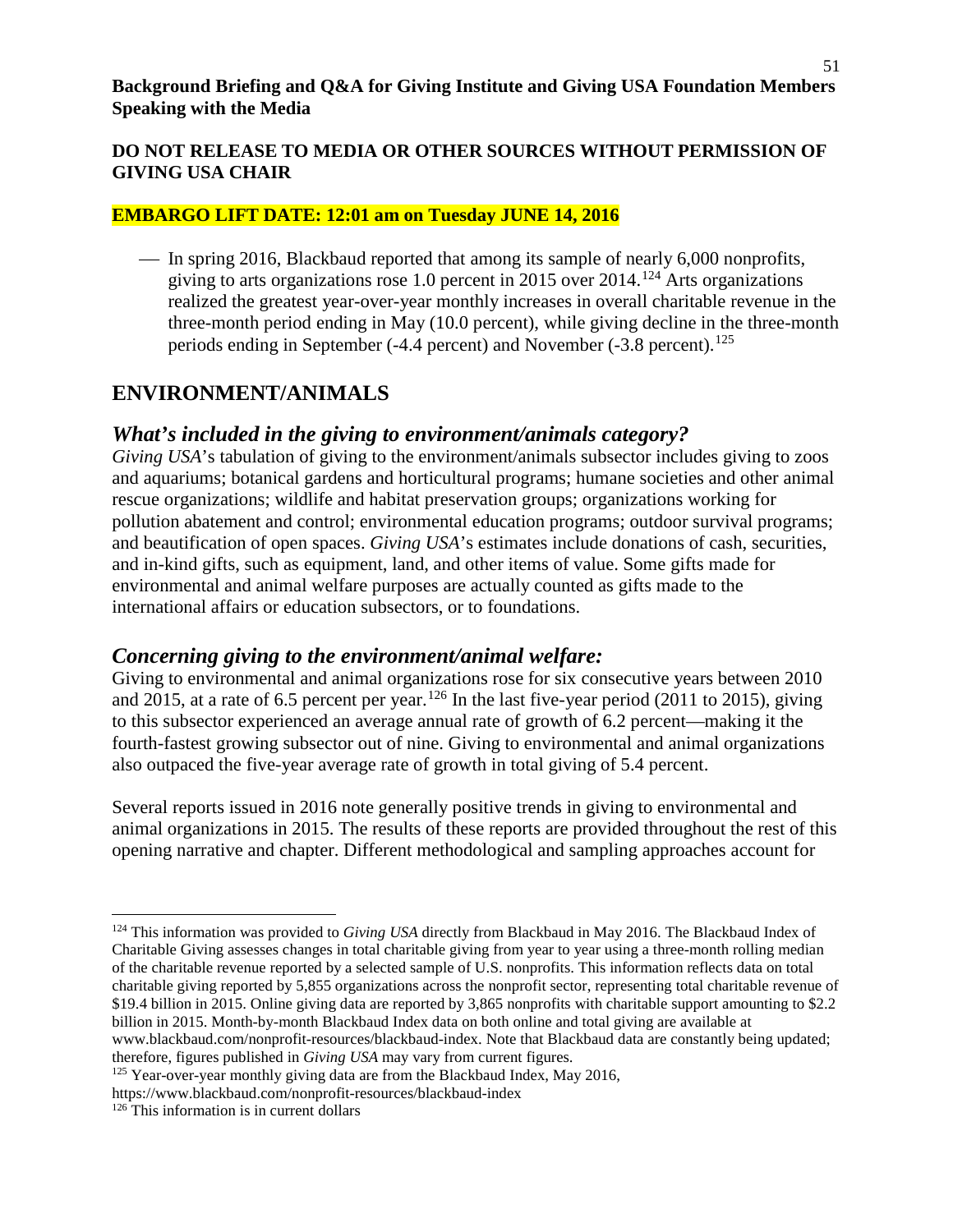**Background Briefing and Q&A for Giving Institute and Giving USA Foundation Members Speaking with the Media**

**DO NOT RELEASE TO MEDIA OR OTHER SOURCES WITHOUT PERMISSION OF GIVING USA CHAIR**

**EMBARGO LIFT DATE: 12:01 am on Tuesday JUNE 14, 2016**

- In spring 2016, Blackbaud reported that among its sample of nearly 6,000 nonprofits, giving to arts organizations rose 1.0 percent in 2015 over 2014.[124] Arts organizations realized the greatest year-over-year monthly increases in overall charitable revenue in the three-month period ending in May (10.0 percent), while giving decline in the three-month periods ending in September (-4.4 percent) and November (-3.8 percent).[125]

## ENVIRONMENT/ANIMALS

### *What's included in the giving to environment/animals category?*

*Giving USA*'s tabulation of giving to the environment/animals subsector includes giving to zoos and aquariums; botanical gardens and horticultural programs; humane societies and other animal rescue organizations; wildlife and habitat preservation groups; organizations working for pollution abatement and control; environmental education programs; outdoor survival programs; and beautification of open spaces. *Giving USA*'s estimates include donations of cash, securities, and in-kind gifts, such as equipment, land, and other items of value. Some gifts made for environmental and animal welfare purposes are actually counted as gifts made to the international affairs or education subsectors, or to foundations.

### *Concerning giving to the environment/animal welfare:*

Giving to environmental and animal organizations rose for six consecutive years between 2010 and 2015, at a rate of 6.5 percent per year.[126] In the last five-year period (2011 to 2015), giving to this subsector experienced an average annual rate of growth of 6.2 percent—making it the fourth-fastest growing subsector out of nine. Giving to environmental and animal organizations also outpaced the five-year average rate of growth in total giving of 5.4 percent.

Several reports issued in 2016 note generally positive trends in giving to environmental and animal organizations in 2015. The results of these reports are provided throughout the rest of this opening narrative and chapter. Different methodological and sampling approaches account for

---

[124] This information was provided to *Giving USA* directly from Blackbaud in May 2016. The Blackbaud Index of Charitable Giving assesses changes in total charitable giving from year to year using a three-month rolling median of the charitable revenue reported by a selected sample of U.S. nonprofits. This information reflects data on total charitable giving reported by 5,855 organizations across the nonprofit sector, representing total charitable revenue of $19.4 billion in 2015. Online giving data are reported by 3,865 nonprofits with charitable support amounting to $2.2 billion in 2015. Month-by-month Blackbaud Index data on both online and total giving are available at www.blackbaud.com/nonprofit-resources/blackbaud-index. Note that Blackbaud data are constantly being updated; therefore, figures published in *Giving USA* may vary from current figures.

[125] Year-over-year monthly giving data are from the Blackbaud Index, May 2016, https://www.blackbaud.com/nonprofit-resources/blackbaud-index

[126] This information is in current dollars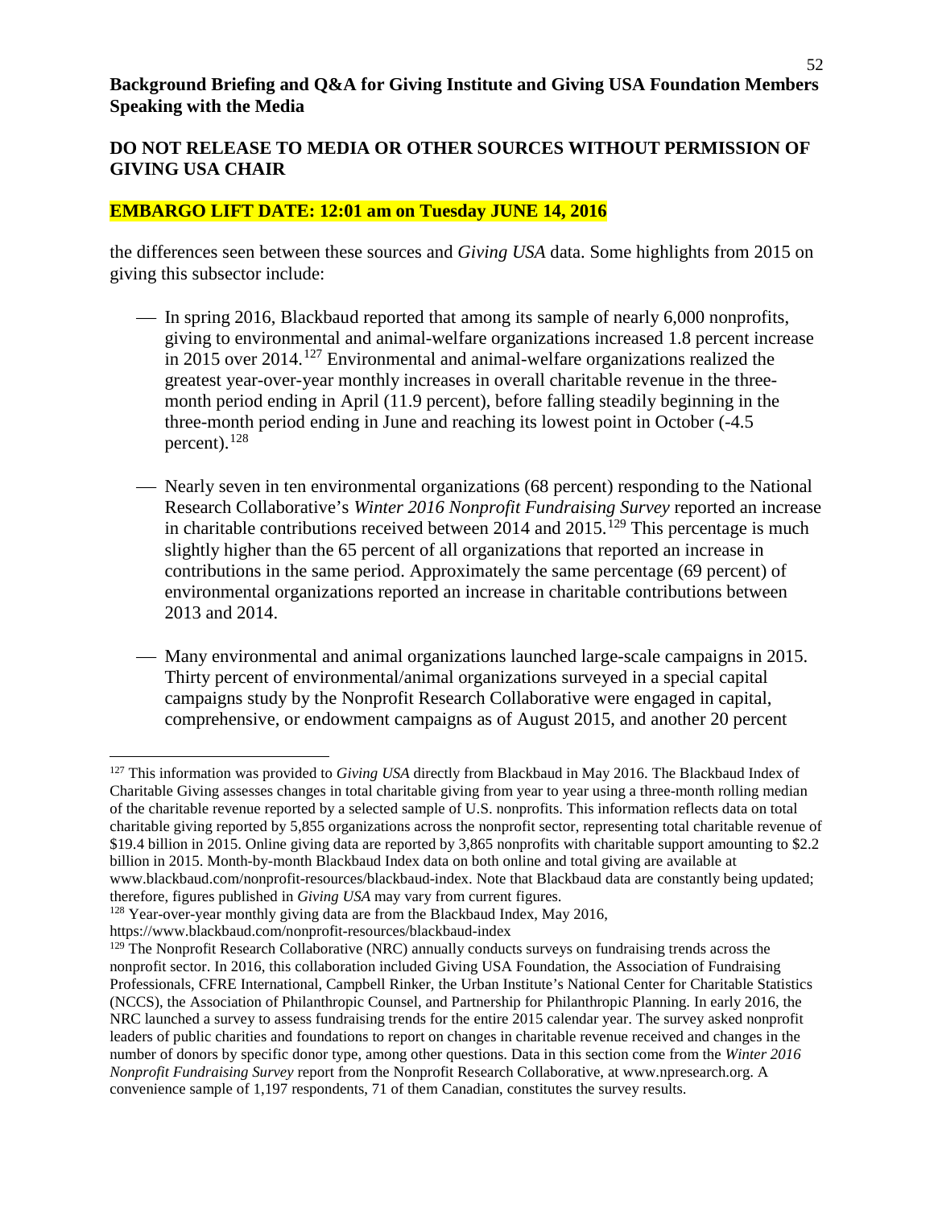**Background Briefing and Q&A for Giving Institute and Giving USA Foundation Members Speaking with the Media**

**DO NOT RELEASE TO MEDIA OR OTHER SOURCES WITHOUT PERMISSION OF GIVING USA CHAIR**

**EMBARGO LIFT DATE: 12:01 am on Tuesday JUNE 14, 2016**

the differences seen between these sources and *Giving USA* data. Some highlights from 2015 on giving this subsector include:

- In spring 2016, Blackbaud reported that among its sample of nearly 6,000 nonprofits, giving to environmental and animal-welfare organizations increased 1.8 percent increase in 2015 over 2014.[127] Environmental and animal-welfare organizations realized the greatest year-over-year monthly increases in overall charitable revenue in the three-month period ending in April (11.9 percent), before falling steadily beginning in the three-month period ending in June and reaching its lowest point in October (-4.5 percent).[128]

- Nearly seven in ten environmental organizations (68 percent) responding to the National Research Collaborative's *Winter 2016 Nonprofit Fundraising Survey* reported an increase in charitable contributions received between 2014 and 2015.[129] This percentage is much slightly higher than the 65 percent of all organizations that reported an increase in contributions in the same period. Approximately the same percentage (69 percent) of environmental organizations reported an increase in charitable contributions between 2013 and 2014.

- Many environmental and animal organizations launched large-scale campaigns in 2015. Thirty percent of environmental/animal organizations surveyed in a special capital campaigns study by the Nonprofit Research Collaborative were engaged in capital, comprehensive, or endowment campaigns as of August 2015, and another 20 percent

---

[127] This information was provided to *Giving USA* directly from Blackbaud in May 2016. The Blackbaud Index of Charitable Giving assesses changes in total charitable giving from year to year using a three-month rolling median of the charitable revenue reported by a selected sample of U.S. nonprofits. This information reflects data on total charitable giving reported by 5,855 organizations across the nonprofit sector, representing total charitable revenue of \$19.4 billion in 2015. Online giving data are reported by 3,865 nonprofits with charitable support amounting to \$2.2 billion in 2015. Month-by-month Blackbaud Index data on both online and total giving are available at www.blackbaud.com/nonprofit-resources/blackbaud-index. Note that Blackbaud data are constantly being updated; therefore, figures published in *Giving USA* may vary from current figures.

[128] Year-over-year monthly giving data are from the Blackbaud Index, May 2016, https://www.blackbaud.com/nonprofit-resources/blackbaud-index

[129] The Nonprofit Research Collaborative (NRC) annually conducts surveys on fundraising trends across the nonprofit sector. In 2016, this collaboration included Giving USA Foundation, the Association of Fundraising Professionals, CFRE International, Campbell Rinker, the Urban Institute's National Center for Charitable Statistics (NCCS), the Association of Philanthropic Counsel, and Partnership for Philanthropic Planning. In early 2016, the NRC launched a survey to assess fundraising trends for the entire 2015 calendar year. The survey asked nonprofit leaders of public charities and foundations to report on changes in charitable revenue received and changes in the number of donors by specific donor type, among other questions. Data in this section come from the *Winter 2016 Nonprofit Fundraising Survey* report from the Nonprofit Research Collaborative, at www.npresearch.org. A convenience sample of 1,197 respondents, 71 of them Canadian, constitutes the survey results.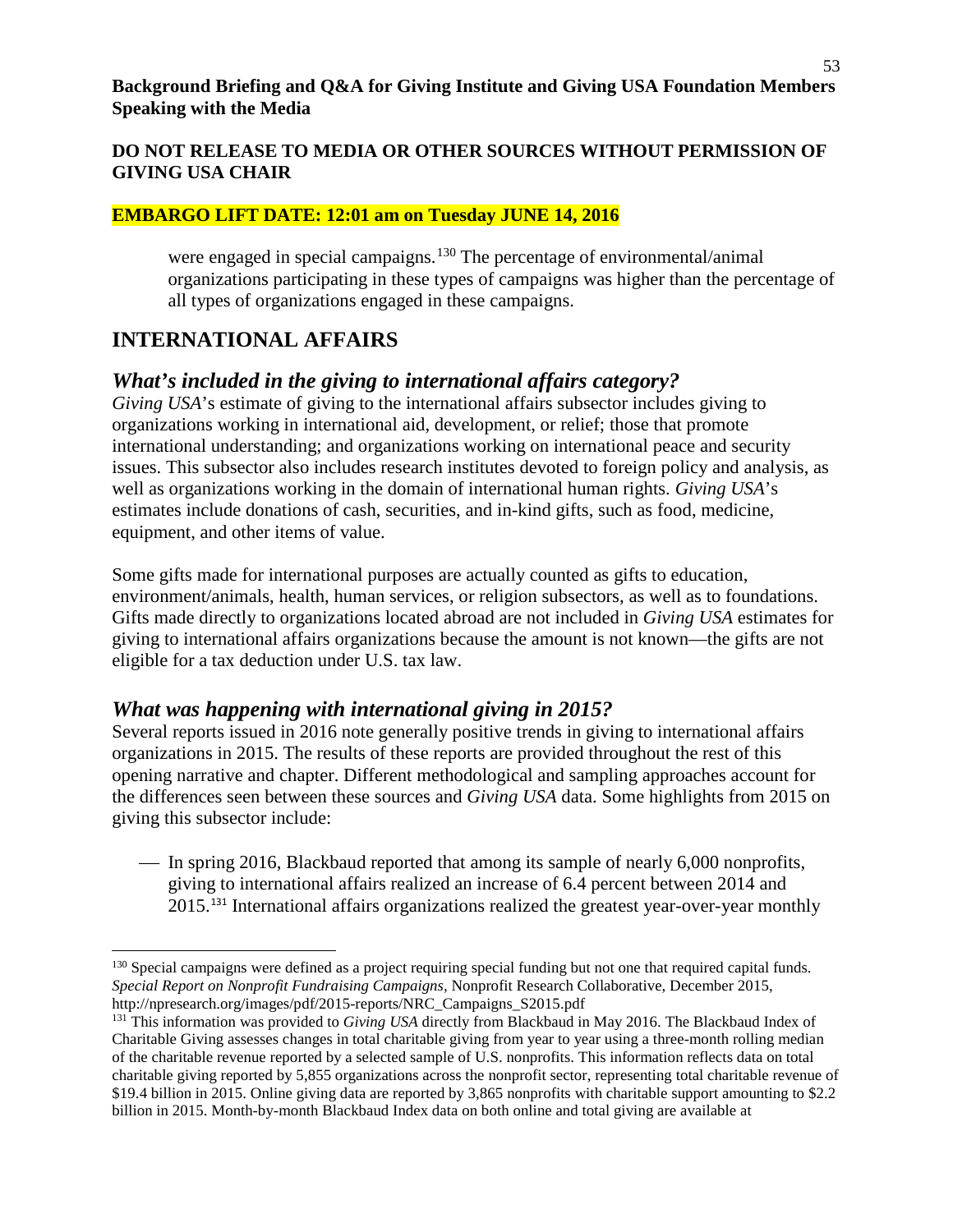were engaged in special campaigns.[130] The percentage of environmental/animal organizations participating in these types of campaigns was higher than the percentage of all types of organizations engaged in these campaigns.

## INTERNATIONAL AFFAIRS

### *What's included in the giving to international affairs category?*

*Giving USA*'s estimate of giving to the international affairs subsector includes giving to organizations working in international aid, development, or relief; those that promote international understanding; and organizations working on international peace and security issues. This subsector also includes research institutes devoted to foreign policy and analysis, as well as organizations working in the domain of international human rights. *Giving USA*'s estimates include donations of cash, securities, and in-kind gifts, such as food, medicine, equipment, and other items of value.

Some gifts made for international purposes are actually counted as gifts to education, environment/animals, health, human services, or religion subsectors, as well as to foundations. Gifts made directly to organizations located abroad are not included in *Giving USA* estimates for giving to international affairs organizations because the amount is not known—the gifts are not eligible for a tax deduction under U.S. tax law.

### *What was happening with international giving in 2015?*

Several reports issued in 2016 note generally positive trends in giving to international affairs organizations in 2015. The results of these reports are provided throughout the rest of this opening narrative and chapter. Different methodological and sampling approaches account for the differences seen between these sources and *Giving USA* data. Some highlights from 2015 on giving this subsector include:

- In spring 2016, Blackbaud reported that among its sample of nearly 6,000 nonprofits, giving to international affairs realized an increase of 6.4 percent between 2014 and 2015.[131] International affairs organizations realized the greatest year-over-year monthly

---

[130] Special campaigns were defined as a project requiring special funding but not one that required capital funds. *Special Report on Nonprofit Fundraising Campaigns*, Nonprofit Research Collaborative, December 2015, http://npresearch.org/images/pdf/2015-reports/NRC_Campaigns_S2015.pdf

[131] This information was provided to *Giving USA* directly from Blackbaud in May 2016. The Blackbaud Index of Charitable Giving assesses changes in total charitable giving from year to year using a three-month rolling median of the charitable revenue reported by a selected sample of U.S. nonprofits. This information reflects data on total charitable giving reported by 5,855 organizations across the nonprofit sector, representing total charitable revenue of $19.4 billion in 2015. Online giving data are reported by 3,865 nonprofits with charitable support amounting to $2.2 billion in 2015. Month-by-month Blackbaud Index data on both online and total giving are available at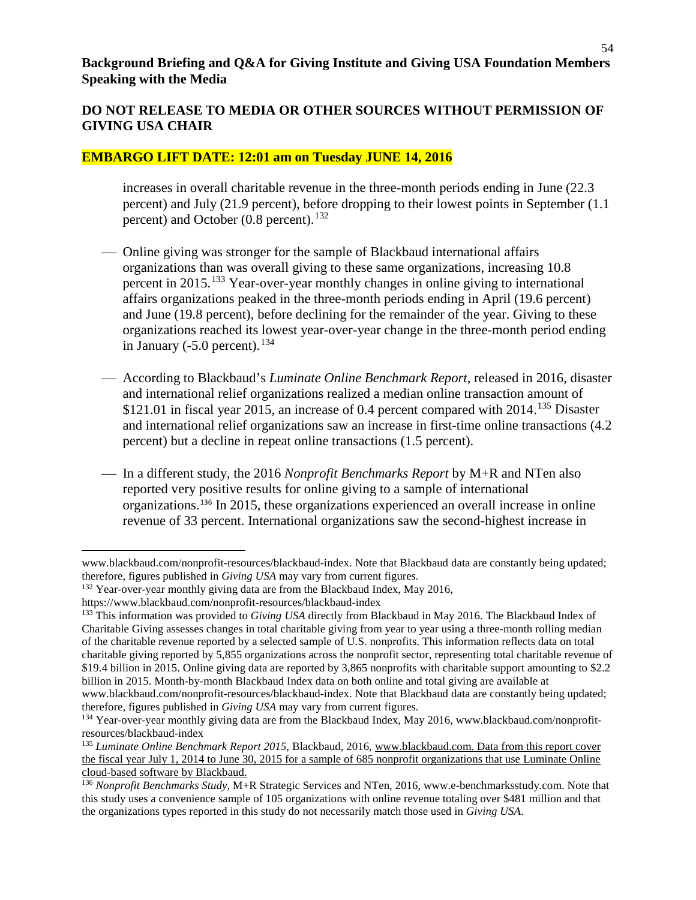**Background Briefing and Q&A for Giving Institute and Giving USA Foundation Members Speaking with the Media**

**DO NOT RELEASE TO MEDIA OR OTHER SOURCES WITHOUT PERMISSION OF GIVING USA CHAIR**

**EMBARGO LIFT DATE: 12:01 am on Tuesday JUNE 14, 2016**

increases in overall charitable revenue in the three-month periods ending in June (22.3 percent) and July (21.9 percent), before dropping to their lowest points in September (1.1 percent) and October (0.8 percent).[132]

- Online giving was stronger for the sample of Blackbaud international affairs organizations than was overall giving to these same organizations, increasing 10.8 percent in 2015.[133] Year-over-year monthly changes in online giving to international affairs organizations peaked in the three-month periods ending in April (19.6 percent) and June (19.8 percent), before declining for the remainder of the year. Giving to these organizations reached its lowest year-over-year change in the three-month period ending in January (-5.0 percent).[134]

- According to Blackbaud's *Luminate Online Benchmark Report*, released in 2016, disaster and international relief organizations realized a median online transaction amount of $121.01 in fiscal year 2015, an increase of 0.4 percent compared with 2014.[135] Disaster and international relief organizations saw an increase in first-time online transactions (4.2 percent) but a decline in repeat online transactions (1.5 percent).

- In a different study, the 2016 *Nonprofit Benchmarks Report* by M+R and NTen also reported very positive results for online giving to a sample of international organizations.[136] In 2015, these organizations experienced an overall increase in online revenue of 33 percent. International organizations saw the second-highest increase in

---

www.blackbaud.com/nonprofit-resources/blackbaud-index. Note that Blackbaud data are constantly being updated; therefore, figures published in *Giving USA* may vary from current figures.

[132] Year-over-year monthly giving data are from the Blackbaud Index, May 2016, https://www.blackbaud.com/nonprofit-resources/blackbaud-index

[133] This information was provided to *Giving USA* directly from Blackbaud in May 2016. The Blackbaud Index of Charitable Giving assesses changes in total charitable giving from year to year using a three-month rolling median of the charitable revenue reported by a selected sample of U.S. nonprofits. This information reflects data on total charitable giving reported by 5,855 organizations across the nonprofit sector, representing total charitable revenue of $19.4 billion in 2015. Online giving data are reported by 3,865 nonprofits with charitable support amounting to $2.2 billion in 2015. Month-by-month Blackbaud Index data on both online and total giving are available at www.blackbaud.com/nonprofit-resources/blackbaud-index. Note that Blackbaud data are constantly being updated; therefore, figures published in *Giving USA* may vary from current figures.

[134] Year-over-year monthly giving data are from the Blackbaud Index, May 2016, www.blackbaud.com/nonprofit-resources/blackbaud-index

[135] *Luminate Online Benchmark Report 2015*, Blackbaud, 2016, www.blackbaud.com. Data from this report cover the fiscal year July 1, 2014 to June 30, 2015 for a sample of 685 nonprofit organizations that use Luminate Online cloud-based software by Blackbaud.

[136] *Nonprofit Benchmarks Study*, M+R Strategic Services and NTen, 2016, www.e-benchmarksstudy.com. Note that this study uses a convenience sample of 105 organizations with online revenue totaling over $481 million and that the organizations types reported in this study do not necessarily match those used in *Giving USA*.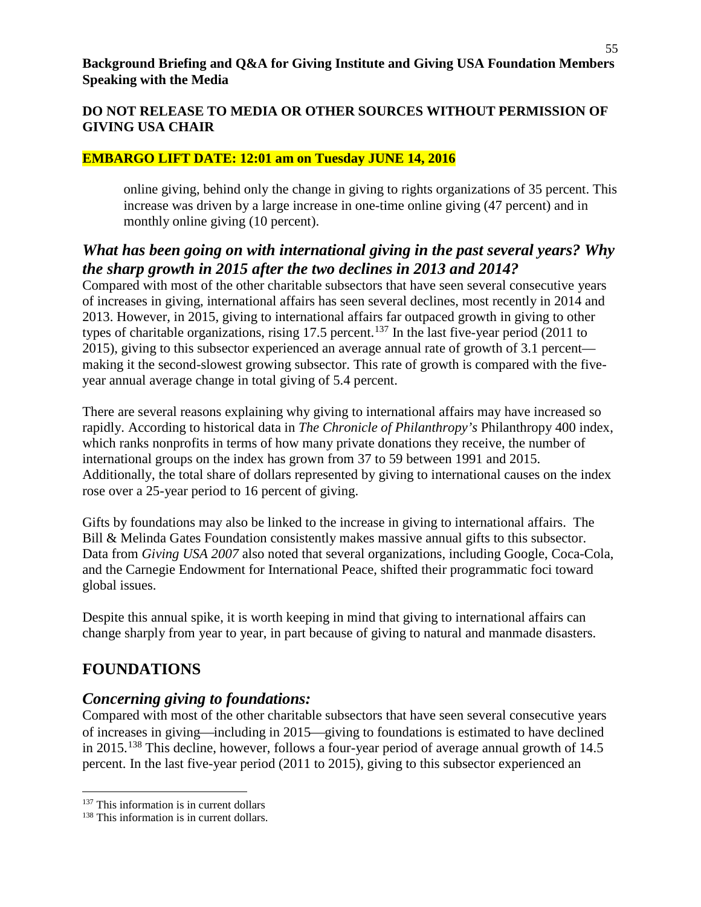**Background Briefing and Q&A for Giving Institute and Giving USA Foundation Members Speaking with the Media**

**DO NOT RELEASE TO MEDIA OR OTHER SOURCES WITHOUT PERMISSION OF GIVING USA CHAIR**

**EMBARGO LIFT DATE: 12:01 am on Tuesday JUNE 14, 2016**

> online giving, behind only the change in giving to rights organizations of 35 percent. This increase was driven by a large increase in one-time online giving (47 percent) and in monthly online giving (10 percent).

## *What has been going on with international giving in the past several years? Why the sharp growth in 2015 after the two declines in 2013 and 2014?*

Compared with most of the other charitable subsectors that have seen several consecutive years of increases in giving, international affairs has seen several declines, most recently in 2014 and 2013. However, in 2015, giving to international affairs far outpaced growth in giving to other types of charitable organizations, rising 17.5 percent.[137] In the last five-year period (2011 to 2015), giving to this subsector experienced an average annual rate of growth of 3.1 percent—making it the second-slowest growing subsector. This rate of growth is compared with the five-year annual average change in total giving of 5.4 percent.

There are several reasons explaining why giving to international affairs may have increased so rapidly. According to historical data in *The Chronicle of Philanthropy's* Philanthropy 400 index, which ranks nonprofits in terms of how many private donations they receive, the number of international groups on the index has grown from 37 to 59 between 1991 and 2015. Additionally, the total share of dollars represented by giving to international causes on the index rose over a 25-year period to 16 percent of giving.

Gifts by foundations may also be linked to the increase in giving to international affairs. The Bill & Melinda Gates Foundation consistently makes massive annual gifts to this subsector. Data from *Giving USA 2007* also noted that several organizations, including Google, Coca-Cola, and the Carnegie Endowment for International Peace, shifted their programmatic foci toward global issues.

Despite this annual spike, it is worth keeping in mind that giving to international affairs can change sharply from year to year, in part because of giving to natural and manmade disasters.

# FOUNDATIONS

## *Concerning giving to foundations:*

Compared with most of the other charitable subsectors that have seen several consecutive years of increases in giving—including in 2015—giving to foundations is estimated to have declined in 2015.[138] This decline, however, follows a four-year period of average annual growth of 14.5 percent. In the last five-year period (2011 to 2015), giving to this subsector experienced an

---

[137] This information is in current dollars

[138] This information is in current dollars.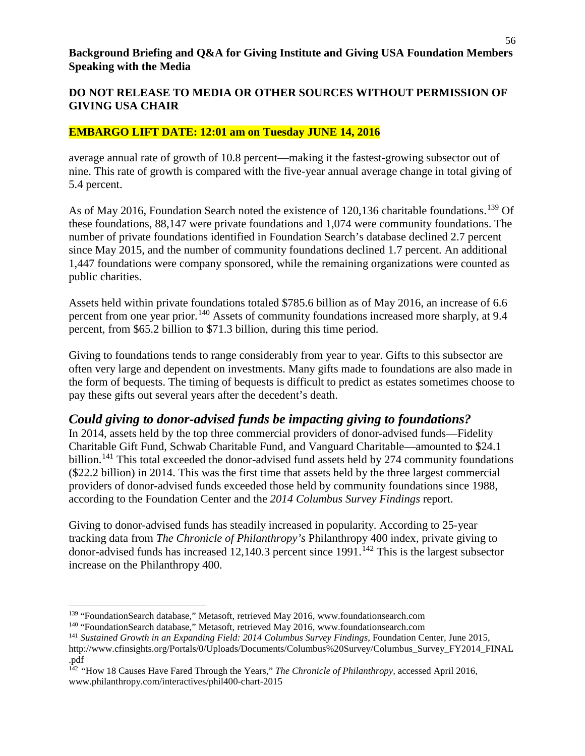average annual rate of growth of 10.8 percent—making it the fastest-growing subsector out of nine. This rate of growth is compared with the five-year annual average change in total giving of 5.4 percent.

As of May 2016, Foundation Search noted the existence of 120,136 charitable foundations.[139] Of these foundations, 88,147 were private foundations and 1,074 were community foundations. The number of private foundations identified in Foundation Search's database declined 2.7 percent since May 2015, and the number of community foundations declined 1.7 percent. An additional 1,447 foundations were company sponsored, while the remaining organizations were counted as public charities.

Assets held within private foundations totaled $785.6 billion as of May 2016, an increase of 6.6 percent from one year prior.[140] Assets of community foundations increased more sharply, at 9.4 percent, from $65.2 billion to $71.3 billion, during this time period.

Giving to foundations tends to range considerably from year to year. Gifts to this subsector are often very large and dependent on investments. Many gifts made to foundations are also made in the form of bequests. The timing of bequests is difficult to predict as estates sometimes choose to pay these gifts out several years after the decedent's death.

## *Could giving to donor-advised funds be impacting giving to foundations?*

In 2014, assets held by the top three commercial providers of donor-advised funds—Fidelity Charitable Gift Fund, Schwab Charitable Fund, and Vanguard Charitable—amounted to $24.1 billion.[141] This total exceeded the donor-advised fund assets held by 274 community foundations ($22.2 billion) in 2014. This was the first time that assets held by the three largest commercial providers of donor-advised funds exceeded those held by community foundations since 1988, according to the Foundation Center and the *2014 Columbus Survey Findings* report.

Giving to donor-advised funds has steadily increased in popularity. According to 25-year tracking data from *The Chronicle of Philanthropy's* Philanthropy 400 index, private giving to donor-advised funds has increased 12,140.3 percent since 1991.[142] This is the largest subsector increase on the Philanthropy 400.

---

[139] "FoundationSearch database," Metasoft, retrieved May 2016, www.foundationsearch.com

[140] "FoundationSearch database," Metasoft, retrieved May 2016, www.foundationsearch.com

[141] *Sustained Growth in an Expanding Field: 2014 Columbus Survey Findings*, Foundation Center, June 2015, http://www.cfinsights.org/Portals/0/Uploads/Documents/Columbus%20Survey/Columbus_Survey_FY2014_FINAL.pdf

[142] "How 18 Causes Have Fared Through the Years," *The Chronicle of Philanthropy*, accessed April 2016, www.philanthropy.com/interactives/phil400-chart-2015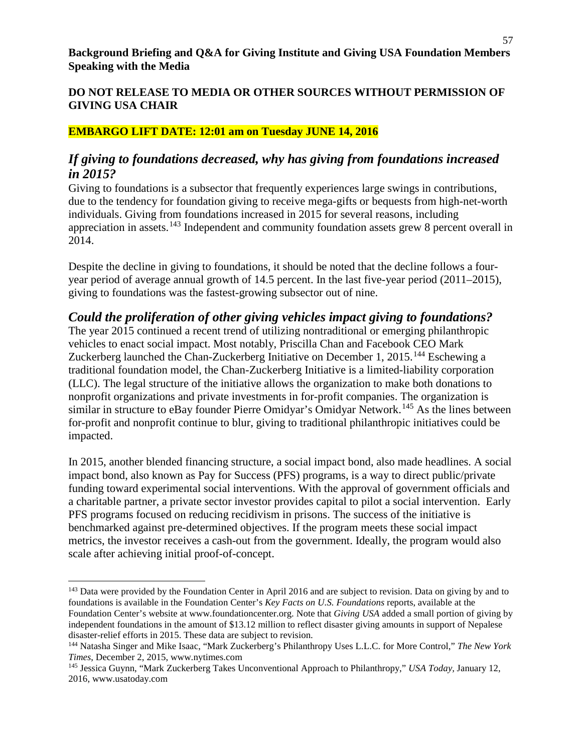**Background Briefing and Q&A for Giving Institute and Giving USA Foundation Members Speaking with the Media**

**DO NOT RELEASE TO MEDIA OR OTHER SOURCES WITHOUT PERMISSION OF GIVING USA CHAIR**

**EMBARGO LIFT DATE: 12:01 am on Tuesday JUNE 14, 2016**

## *If giving to foundations decreased, why has giving from foundations increased in 2015?*

Giving to foundations is a subsector that frequently experiences large swings in contributions, due to the tendency for foundation giving to receive mega-gifts or bequests from high-net-worth individuals. Giving from foundations increased in 2015 for several reasons, including appreciation in assets.[143] Independent and community foundation assets grew 8 percent overall in 2014.

Despite the decline in giving to foundations, it should be noted that the decline follows a four-year period of average annual growth of 14.5 percent. In the last five-year period (2011–2015), giving to foundations was the fastest-growing subsector out of nine.

## *Could the proliferation of other giving vehicles impact giving to foundations?*

The year 2015 continued a recent trend of utilizing nontraditional or emerging philanthropic vehicles to enact social impact. Most notably, Priscilla Chan and Facebook CEO Mark Zuckerberg launched the Chan-Zuckerberg Initiative on December 1, 2015.[144] Eschewing a traditional foundation model, the Chan-Zuckerberg Initiative is a limited-liability corporation (LLC). The legal structure of the initiative allows the organization to make both donations to nonprofit organizations and private investments in for-profit companies. The organization is similar in structure to eBay founder Pierre Omidyar's Omidyar Network.[145] As the lines between for-profit and nonprofit continue to blur, giving to traditional philanthropic initiatives could be impacted.

In 2015, another blended financing structure, a social impact bond, also made headlines. A social impact bond, also known as Pay for Success (PFS) programs, is a way to direct public/private funding toward experimental social interventions. With the approval of government officials and a charitable partner, a private sector investor provides capital to pilot a social intervention. Early PFS programs focused on reducing recidivism in prisons. The success of the initiative is benchmarked against pre-determined objectives. If the program meets these social impact metrics, the investor receives a cash-out from the government. Ideally, the program would also scale after achieving initial proof-of-concept.

---

[143] Data were provided by the Foundation Center in April 2016 and are subject to revision. Data on giving by and to foundations is available in the Foundation Center's *Key Facts on U.S. Foundations* reports, available at the Foundation Center's website at www.foundationcenter.org. Note that *Giving USA* added a small portion of giving by independent foundations in the amount of $13.12 million to reflect disaster giving amounts in support of Nepalese disaster-relief efforts in 2015. These data are subject to revision.

[144] Natasha Singer and Mike Isaac, "Mark Zuckerberg's Philanthropy Uses L.L.C. for More Control," *The New York Times*, December 2, 2015, www.nytimes.com

[145] Jessica Guynn, "Mark Zuckerberg Takes Unconventional Approach to Philanthropy," *USA Today,* January 12, 2016, www.usatoday.com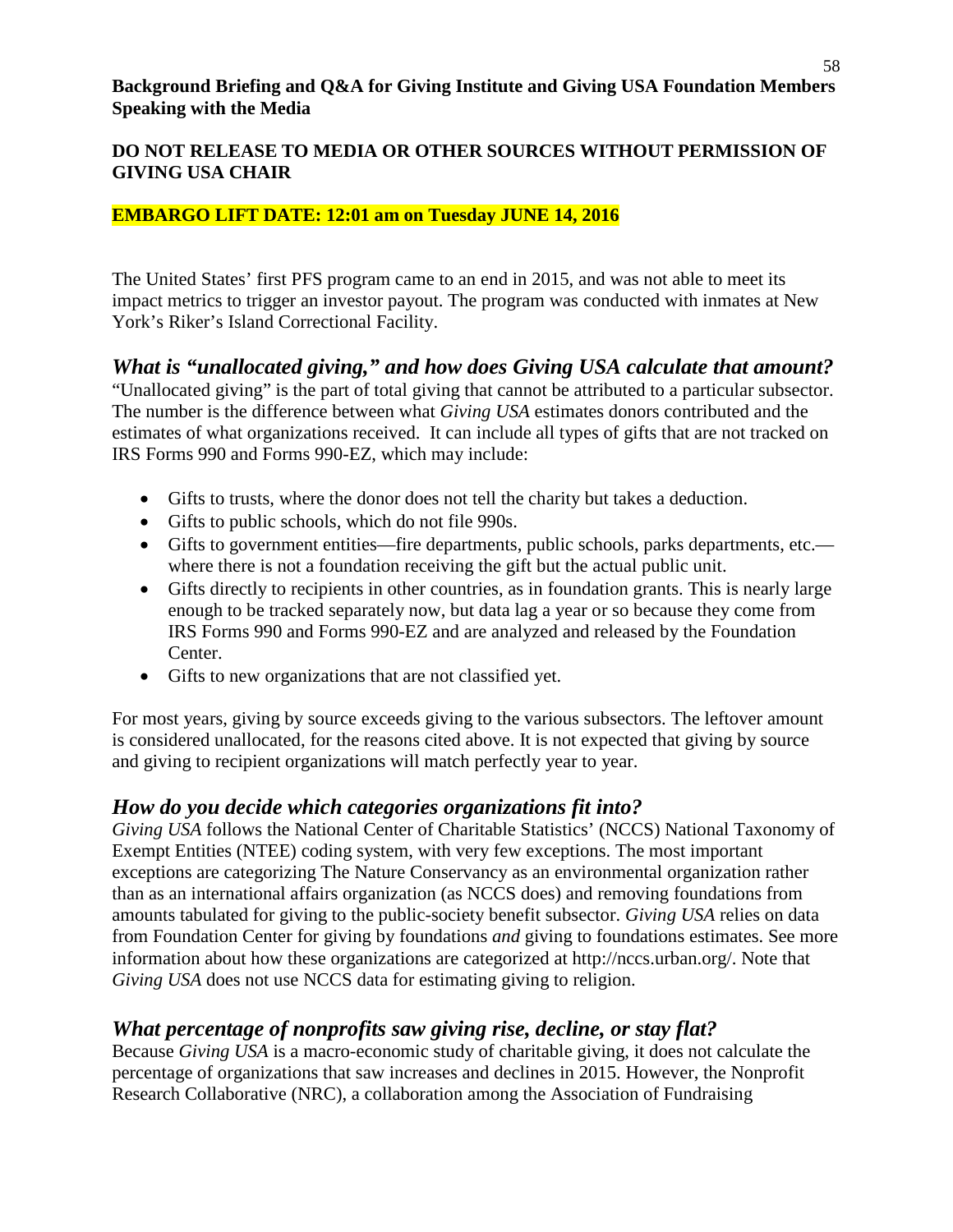**Background Briefing and Q&A for Giving Institute and Giving USA Foundation Members Speaking with the Media**

**DO NOT RELEASE TO MEDIA OR OTHER SOURCES WITHOUT PERMISSION OF GIVING USA CHAIR**

**EMBARGO LIFT DATE: 12:01 am on Tuesday JUNE 14, 2016**

The United States' first PFS program came to an end in 2015, and was not able to meet its impact metrics to trigger an investor payout. The program was conducted with inmates at New York's Riker's Island Correctional Facility.

## *What is "unallocated giving," and how does Giving USA calculate that amount?*

"Unallocated giving" is the part of total giving that cannot be attributed to a particular subsector. The number is the difference between what *Giving USA* estimates donors contributed and the estimates of what organizations received. It can include all types of gifts that are not tracked on IRS Forms 990 and Forms 990-EZ, which may include:

- Gifts to trusts, where the donor does not tell the charity but takes a deduction.
- Gifts to public schools, which do not file 990s.
- Gifts to government entities—fire departments, public schools, parks departments, etc.—where there is not a foundation receiving the gift but the actual public unit.
- Gifts directly to recipients in other countries, as in foundation grants. This is nearly large enough to be tracked separately now, but data lag a year or so because they come from IRS Forms 990 and Forms 990-EZ and are analyzed and released by the Foundation Center.
- Gifts to new organizations that are not classified yet.

For most years, giving by source exceeds giving to the various subsectors. The leftover amount is considered unallocated, for the reasons cited above. It is not expected that giving by source and giving to recipient organizations will match perfectly year to year.

## *How do you decide which categories organizations fit into?*

*Giving USA* follows the National Center of Charitable Statistics' (NCCS) National Taxonomy of Exempt Entities (NTEE) coding system, with very few exceptions. The most important exceptions are categorizing The Nature Conservancy as an environmental organization rather than as an international affairs organization (as NCCS does) and removing foundations from amounts tabulated for giving to the public-society benefit subsector. *Giving USA* relies on data from Foundation Center for giving by foundations *and* giving to foundations estimates. See more information about how these organizations are categorized at http://nccs.urban.org/. Note that *Giving USA* does not use NCCS data for estimating giving to religion.

## *What percentage of nonprofits saw giving rise, decline, or stay flat?*

Because *Giving USA* is a macro-economic study of charitable giving, it does not calculate the percentage of organizations that saw increases and declines in 2015. However, the Nonprofit Research Collaborative (NRC), a collaboration among the Association of Fundraising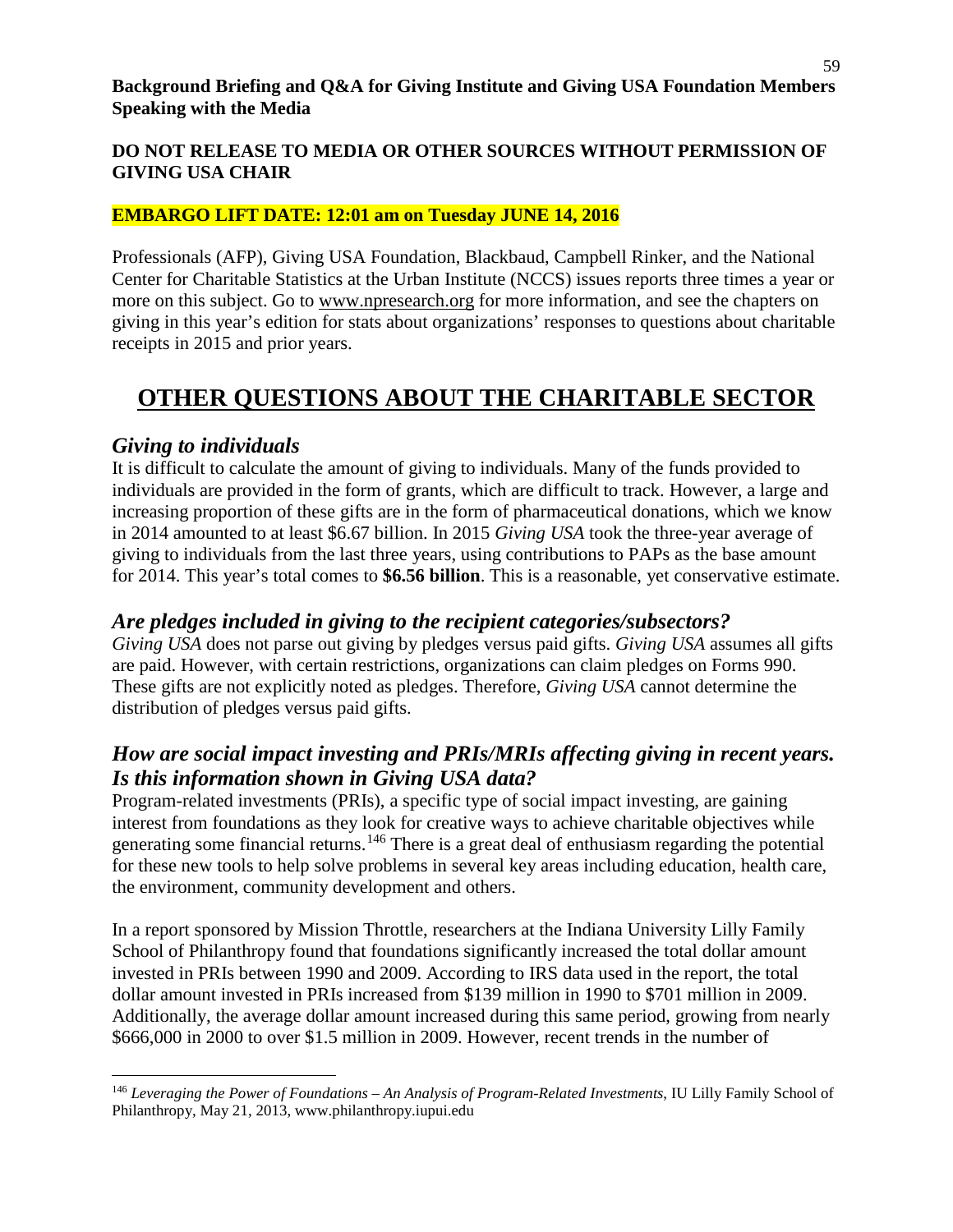Professionals (AFP), Giving USA Foundation, Blackbaud, Campbell Rinker, and the National Center for Charitable Statistics at the Urban Institute (NCCS) issues reports three times a year or more on this subject. Go to www.npresearch.org for more information, and see the chapters on giving in this year's edition for stats about organizations' responses to questions about charitable receipts in 2015 and prior years.

# OTHER QUESTIONS ABOUT THE CHARITABLE SECTOR

## *Giving to individuals*

It is difficult to calculate the amount of giving to individuals. Many of the funds provided to individuals are provided in the form of grants, which are difficult to track. However, a large and increasing proportion of these gifts are in the form of pharmaceutical donations, which we know in 2014 amounted to at least \$6.67 billion. In 2015 *Giving USA* took the three-year average of giving to individuals from the last three years, using contributions to PAPs as the base amount for 2014. This year's total comes to **\$6.56 billion**. This is a reasonable, yet conservative estimate.

## *Are pledges included in giving to the recipient categories/subsectors?*

*Giving USA* does not parse out giving by pledges versus paid gifts. *Giving USA* assumes all gifts are paid. However, with certain restrictions, organizations can claim pledges on Forms 990. These gifts are not explicitly noted as pledges. Therefore, *Giving USA* cannot determine the distribution of pledges versus paid gifts.

## *How are social impact investing and PRIs/MRIs affecting giving in recent years. Is this information shown in Giving USA data?*

Program-related investments (PRIs), a specific type of social impact investing, are gaining interest from foundations as they look for creative ways to achieve charitable objectives while generating some financial returns.[146] There is a great deal of enthusiasm regarding the potential for these new tools to help solve problems in several key areas including education, health care, the environment, community development and others.

In a report sponsored by Mission Throttle, researchers at the Indiana University Lilly Family School of Philanthropy found that foundations significantly increased the total dollar amount invested in PRIs between 1990 and 2009. According to IRS data used in the report, the total dollar amount invested in PRIs increased from \$139 million in 1990 to \$701 million in 2009. Additionally, the average dollar amount increased during this same period, growing from nearly \$666,000 in 2000 to over \$1.5 million in 2009. However, recent trends in the number of

---

[146] *Leveraging the Power of Foundations – An Analysis of Program-Related Investments*, IU Lilly Family School of Philanthropy, May 21, 2013, www.philanthropy.iupui.edu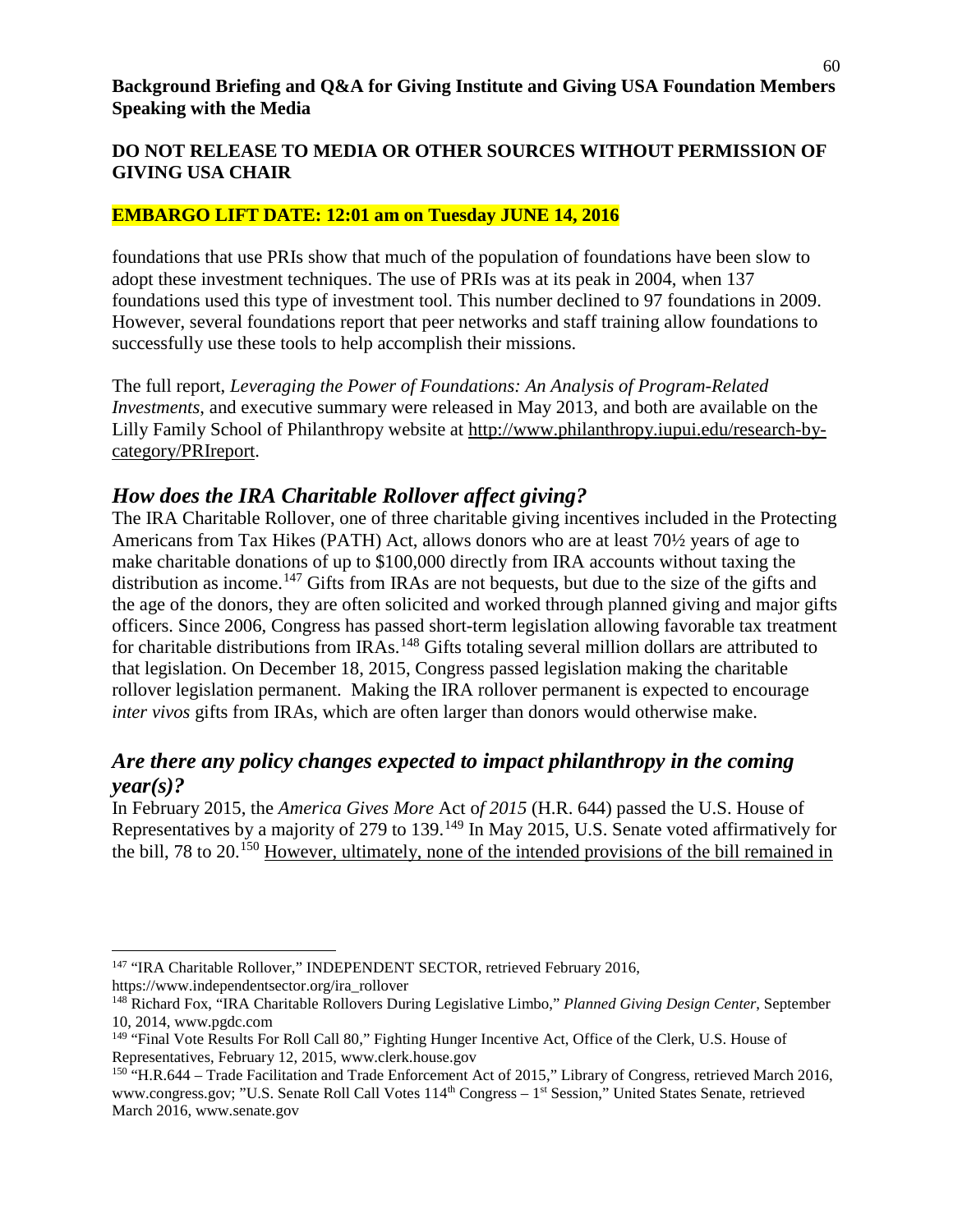**Background Briefing and Q&A for Giving Institute and Giving USA Foundation Members Speaking with the Media**

**DO NOT RELEASE TO MEDIA OR OTHER SOURCES WITHOUT PERMISSION OF GIVING USA CHAIR**

**EMBARGO LIFT DATE: 12:01 am on Tuesday JUNE 14, 2016**

foundations that use PRIs show that much of the population of foundations have been slow to adopt these investment techniques. The use of PRIs was at its peak in 2004, when 137 foundations used this type of investment tool. This number declined to 97 foundations in 2009. However, several foundations report that peer networks and staff training allow foundations to successfully use these tools to help accomplish their missions.

The full report, *Leveraging the Power of Foundations: An Analysis of Program-Related Investments*, and executive summary were released in May 2013, and both are available on the Lilly Family School of Philanthropy website at http://www.philanthropy.iupui.edu/research-by-category/PRIreport.

## *How does the IRA Charitable Rollover affect giving?*

The IRA Charitable Rollover, one of three charitable giving incentives included in the Protecting Americans from Tax Hikes (PATH) Act, allows donors who are at least 70½ years of age to make charitable donations of up to $100,000 directly from IRA accounts without taxing the distribution as income.[147] Gifts from IRAs are not bequests, but due to the size of the gifts and the age of the donors, they are often solicited and worked through planned giving and major gifts officers. Since 2006, Congress has passed short-term legislation allowing favorable tax treatment for charitable distributions from IRAs.[148] Gifts totaling several million dollars are attributed to that legislation. On December 18, 2015, Congress passed legislation making the charitable rollover legislation permanent. Making the IRA rollover permanent is expected to encourage *inter vivos* gifts from IRAs, which are often larger than donors would otherwise make.

## *Are there any policy changes expected to impact philanthropy in the coming year(s)?*

In February 2015, the *America Gives More* Act *of 2015* (H.R. 644) passed the U.S. House of Representatives by a majority of 279 to 139.[149] In May 2015, U.S. Senate voted affirmatively for the bill, 78 to 20.[150] <u>However, ultimately, none of the intended provisions of the bill remained in</u>

---

[147] "IRA Charitable Rollover," INDEPENDENT SECTOR, retrieved February 2016, https://www.independentsector.org/ira_rollover

[148] Richard Fox, "IRA Charitable Rollovers During Legislative Limbo," *Planned Giving Design Center*, September 10, 2014, www.pgdc.com

[149] "Final Vote Results For Roll Call 80," Fighting Hunger Incentive Act, Office of the Clerk, U.S. House of Representatives, February 12, 2015, www.clerk.house.gov

[150] "H.R.644 – Trade Facilitation and Trade Enforcement Act of 2015," Library of Congress, retrieved March 2016, www.congress.gov; "U.S. Senate Roll Call Votes 114th Congress – 1st Session," United States Senate, retrieved March 2016, www.senate.gov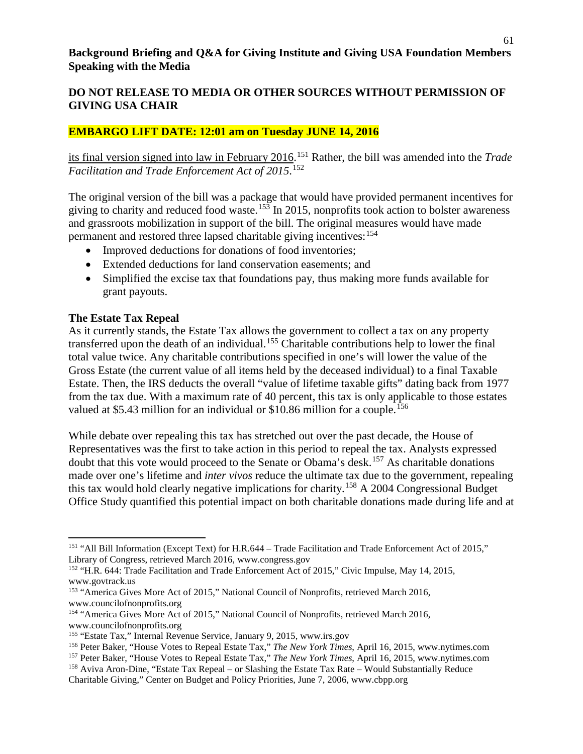**Background Briefing and Q&A for Giving Institute and Giving USA Foundation Members Speaking with the Media**

**DO NOT RELEASE TO MEDIA OR OTHER SOURCES WITHOUT PERMISSION OF GIVING USA CHAIR**

**EMBARGO LIFT DATE: 12:01 am on Tuesday JUNE 14, 2016**

its final version signed into law in February 2016.[151] Rather, the bill was amended into the *Trade Facilitation and Trade Enforcement Act of 2015*.[152]

The original version of the bill was a package that would have provided permanent incentives for giving to charity and reduced food waste.[153] In 2015, nonprofits took action to bolster awareness and grassroots mobilization in support of the bill. The original measures would have made permanent and restored three lapsed charitable giving incentives:[154]

- Improved deductions for donations of food inventories;
- Extended deductions for land conservation easements; and
- Simplified the excise tax that foundations pay, thus making more funds available for grant payouts.

**The Estate Tax Repeal**

As it currently stands, the Estate Tax allows the government to collect a tax on any property transferred upon the death of an individual.[155] Charitable contributions help to lower the final total value twice. Any charitable contributions specified in one's will lower the value of the Gross Estate (the current value of all items held by the deceased individual) to a final Taxable Estate. Then, the IRS deducts the overall "value of lifetime taxable gifts" dating back from 1977 from the tax due. With a maximum rate of 40 percent, this tax is only applicable to those estates valued at $5.43 million for an individual or $10.86 million for a couple.[156]

While debate over repealing this tax has stretched out over the past decade, the House of Representatives was the first to take action in this period to repeal the tax. Analysts expressed doubt that this vote would proceed to the Senate or Obama's desk.[157] As charitable donations made over one's lifetime and *inter vivos* reduce the ultimate tax due to the government, repealing this tax would hold clearly negative implications for charity.[158] A 2004 Congressional Budget Office Study quantified this potential impact on both charitable donations made during life and at

---

[151] "All Bill Information (Except Text) for H.R.644 – Trade Facilitation and Trade Enforcement Act of 2015," Library of Congress, retrieved March 2016, www.congress.gov

[152] "H.R. 644: Trade Facilitation and Trade Enforcement Act of 2015," Civic Impulse, May 14, 2015, www.govtrack.us

[153] "America Gives More Act of 2015," National Council of Nonprofits, retrieved March 2016, www.councilofnonprofits.org

[154] "America Gives More Act of 2015," National Council of Nonprofits, retrieved March 2016, www.councilofnonprofits.org

[155] "Estate Tax," Internal Revenue Service, January 9, 2015, www.irs.gov

[156] Peter Baker, "House Votes to Repeal Estate Tax," *The New York Times*, April 16, 2015, www.nytimes.com

[157] Peter Baker, "House Votes to Repeal Estate Tax," *The New York Times*, April 16, 2015, www.nytimes.com

[158] Aviva Aron-Dine, "Estate Tax Repeal – or Slashing the Estate Tax Rate – Would Substantially Reduce Charitable Giving," Center on Budget and Policy Priorities, June 7, 2006, www.cbpp.org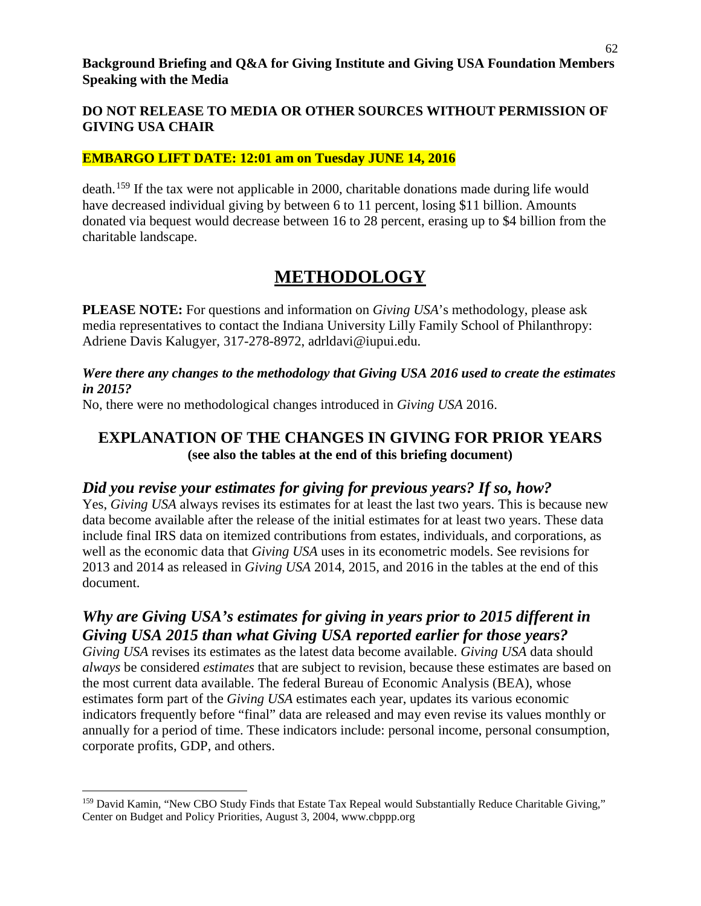**Background Briefing and Q&A for Giving Institute and Giving USA Foundation Members Speaking with the Media**

**DO NOT RELEASE TO MEDIA OR OTHER SOURCES WITHOUT PERMISSION OF GIVING USA CHAIR**

**EMBARGO LIFT DATE: 12:01 am on Tuesday JUNE 14, 2016**

death.[159] If the tax were not applicable in 2000, charitable donations made during life would have decreased individual giving by between 6 to 11 percent, losing \$11 billion. Amounts donated via bequest would decrease between 16 to 28 percent, erasing up to \$4 billion from the charitable landscape.

# METHODOLOGY

**PLEASE NOTE:** For questions and information on *Giving USA*'s methodology, please ask media representatives to contact the Indiana University Lilly Family School of Philanthropy: Adriene Davis Kalugyer, 317-278-8972, adrldavi@iupui.edu.

***Were there any changes to the methodology that Giving USA 2016 used to create the estimates in 2015?***

No, there were no methodological changes introduced in *Giving USA* 2016.

## EXPLANATION OF THE CHANGES IN GIVING FOR PRIOR YEARS

**(see also the tables at the end of this briefing document)**

### *Did you revise your estimates for giving for previous years? If so, how?*

Yes, *Giving USA* always revises its estimates for at least the last two years. This is because new data become available after the release of the initial estimates for at least two years. These data include final IRS data on itemized contributions from estates, individuals, and corporations, as well as the economic data that *Giving USA* uses in its econometric models. See revisions for 2013 and 2014 as released in *Giving USA* 2014, 2015, and 2016 in the tables at the end of this document.

### *Why are Giving USA's estimates for giving in years prior to 2015 different in Giving USA 2015 than what Giving USA reported earlier for those years?*

*Giving USA* revises its estimates as the latest data become available. *Giving USA* data should *always* be considered *estimates* that are subject to revision, because these estimates are based on the most current data available. The federal Bureau of Economic Analysis (BEA), whose estimates form part of the *Giving USA* estimates each year, updates its various economic indicators frequently before "final" data are released and may even revise its values monthly or annually for a period of time. These indicators include: personal income, personal consumption, corporate profits, GDP, and others.

[159] David Kamin, "New CBO Study Finds that Estate Tax Repeal would Substantially Reduce Charitable Giving," Center on Budget and Policy Priorities, August 3, 2004, www.cbppp.org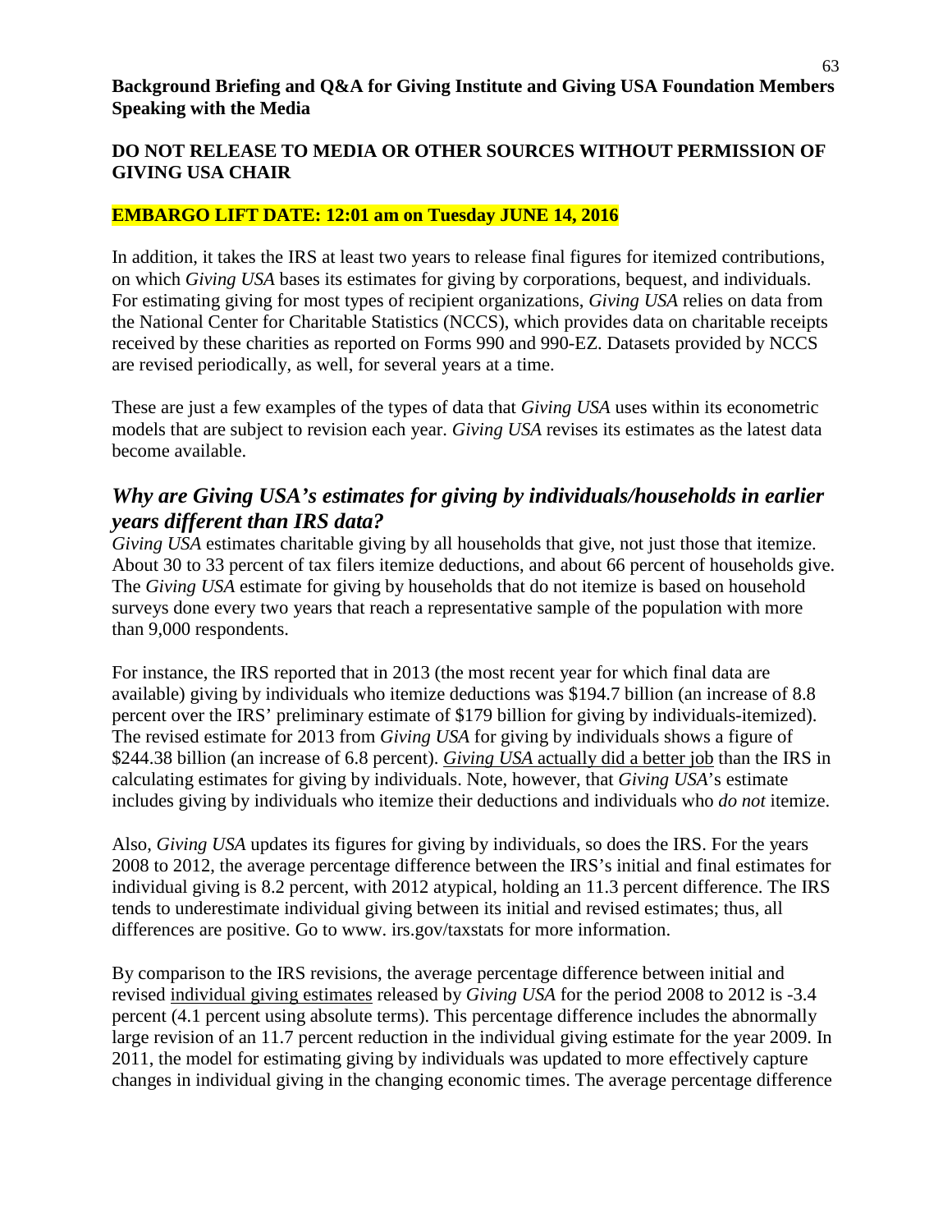**Background Briefing and Q&A for Giving Institute and Giving USA Foundation Members Speaking with the Media**

**DO NOT RELEASE TO MEDIA OR OTHER SOURCES WITHOUT PERMISSION OF GIVING USA CHAIR**

**EMBARGO LIFT DATE: 12:01 am on Tuesday JUNE 14, 2016**

In addition, it takes the IRS at least two years to release final figures for itemized contributions, on which *Giving USA* bases its estimates for giving by corporations, bequest, and individuals. For estimating giving for most types of recipient organizations, *Giving USA* relies on data from the National Center for Charitable Statistics (NCCS), which provides data on charitable receipts received by these charities as reported on Forms 990 and 990-EZ. Datasets provided by NCCS are revised periodically, as well, for several years at a time.

These are just a few examples of the types of data that *Giving USA* uses within its econometric models that are subject to revision each year. *Giving USA* revises its estimates as the latest data become available.

## *Why are Giving USA's estimates for giving by individuals/households in earlier years different than IRS data?*

*Giving USA* estimates charitable giving by all households that give, not just those that itemize. About 30 to 33 percent of tax filers itemize deductions, and about 66 percent of households give. The *Giving USA* estimate for giving by households that do not itemize is based on household surveys done every two years that reach a representative sample of the population with more than 9,000 respondents.

For instance, the IRS reported that in 2013 (the most recent year for which final data are available) giving by individuals who itemize deductions was $194.7 billion (an increase of 8.8 percent over the IRS' preliminary estimate of $179 billion for giving by individuals-itemized). The revised estimate for 2013 from *Giving USA* for giving by individuals shows a figure of $244.38 billion (an increase of 6.8 percent). *Giving USA* actually did a better job than the IRS in calculating estimates for giving by individuals. Note, however, that *Giving USA*'s estimate includes giving by individuals who itemize their deductions and individuals who *do not* itemize.

Also, *Giving USA* updates its figures for giving by individuals, so does the IRS. For the years 2008 to 2012, the average percentage difference between the IRS's initial and final estimates for individual giving is 8.2 percent, with 2012 atypical, holding an 11.3 percent difference. The IRS tends to underestimate individual giving between its initial and revised estimates; thus, all differences are positive. Go to www. irs.gov/taxstats for more information.

By comparison to the IRS revisions, the average percentage difference between initial and revised individual giving estimates released by *Giving USA* for the period 2008 to 2012 is -3.4 percent (4.1 percent using absolute terms). This percentage difference includes the abnormally large revision of an 11.7 percent reduction in the individual giving estimate for the year 2009. In 2011, the model for estimating giving by individuals was updated to more effectively capture changes in individual giving in the changing economic times. The average percentage difference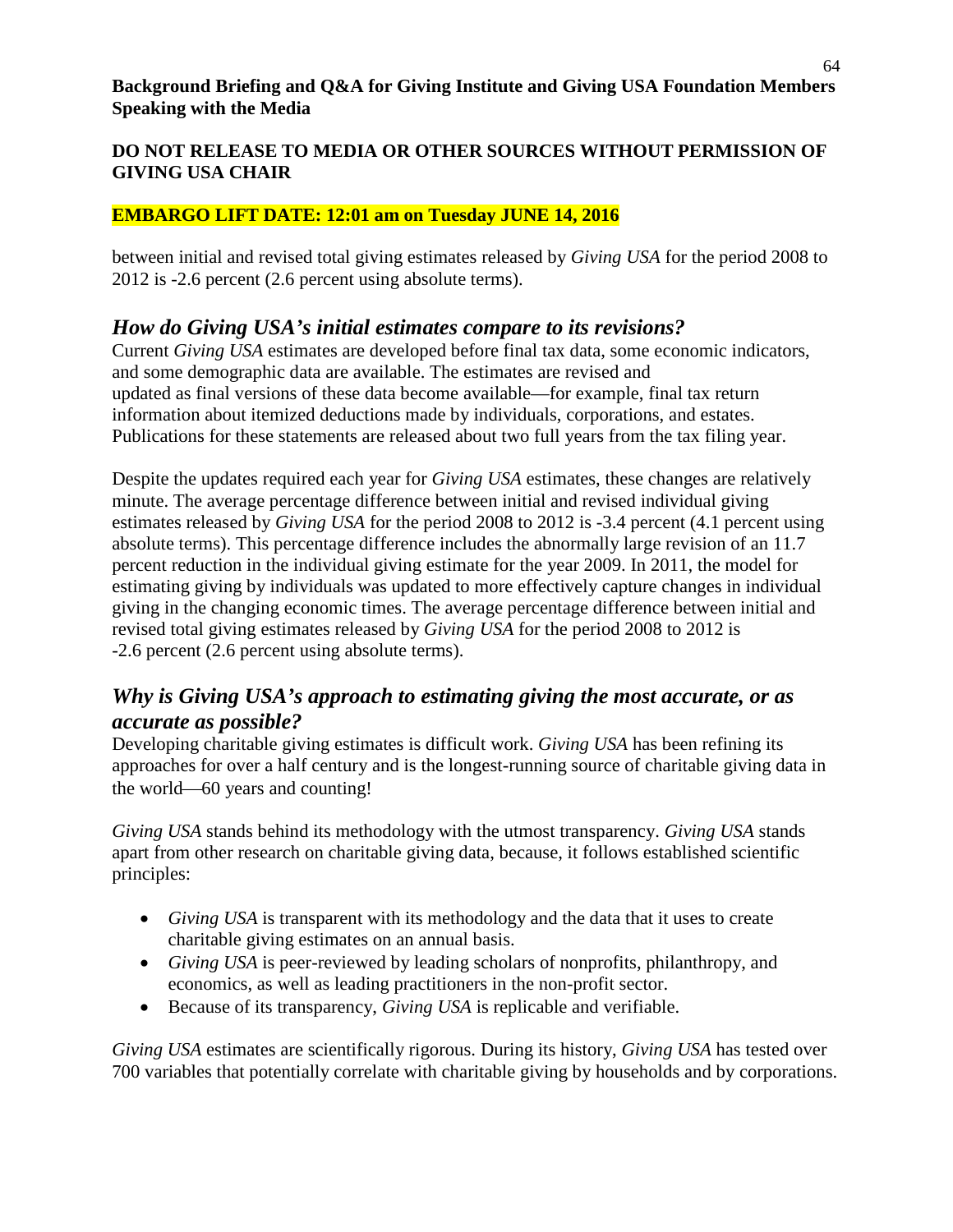**Background Briefing and Q&A for Giving Institute and Giving USA Foundation Members Speaking with the Media**

**DO NOT RELEASE TO MEDIA OR OTHER SOURCES WITHOUT PERMISSION OF GIVING USA CHAIR**

**EMBARGO LIFT DATE: 12:01 am on Tuesday JUNE 14, 2016**

between initial and revised total giving estimates released by *Giving USA* for the period 2008 to 2012 is -2.6 percent (2.6 percent using absolute terms).

## *How do Giving USA's initial estimates compare to its revisions?*

Current *Giving USA* estimates are developed before final tax data, some economic indicators, and some demographic data are available. The estimates are revised and updated as final versions of these data become available—for example, final tax return information about itemized deductions made by individuals, corporations, and estates. Publications for these statements are released about two full years from the tax filing year.

Despite the updates required each year for *Giving USA* estimates, these changes are relatively minute. The average percentage difference between initial and revised individual giving estimates released by *Giving USA* for the period 2008 to 2012 is -3.4 percent (4.1 percent using absolute terms). This percentage difference includes the abnormally large revision of an 11.7 percent reduction in the individual giving estimate for the year 2009. In 2011, the model for estimating giving by individuals was updated to more effectively capture changes in individual giving in the changing economic times. The average percentage difference between initial and revised total giving estimates released by *Giving USA* for the period 2008 to 2012 is -2.6 percent (2.6 percent using absolute terms).

## *Why is Giving USA's approach to estimating giving the most accurate, or as accurate as possible?*

Developing charitable giving estimates is difficult work. *Giving USA* has been refining its approaches for over a half century and is the longest-running source of charitable giving data in the world—60 years and counting!

*Giving USA* stands behind its methodology with the utmost transparency. *Giving USA* stands apart from other research on charitable giving data, because, it follows established scientific principles:

- *Giving USA* is transparent with its methodology and the data that it uses to create charitable giving estimates on an annual basis.
- *Giving USA* is peer-reviewed by leading scholars of nonprofits, philanthropy, and economics, as well as leading practitioners in the non-profit sector.
- Because of its transparency, *Giving USA* is replicable and verifiable.

*Giving USA* estimates are scientifically rigorous. During its history, *Giving USA* has tested over 700 variables that potentially correlate with charitable giving by households and by corporations.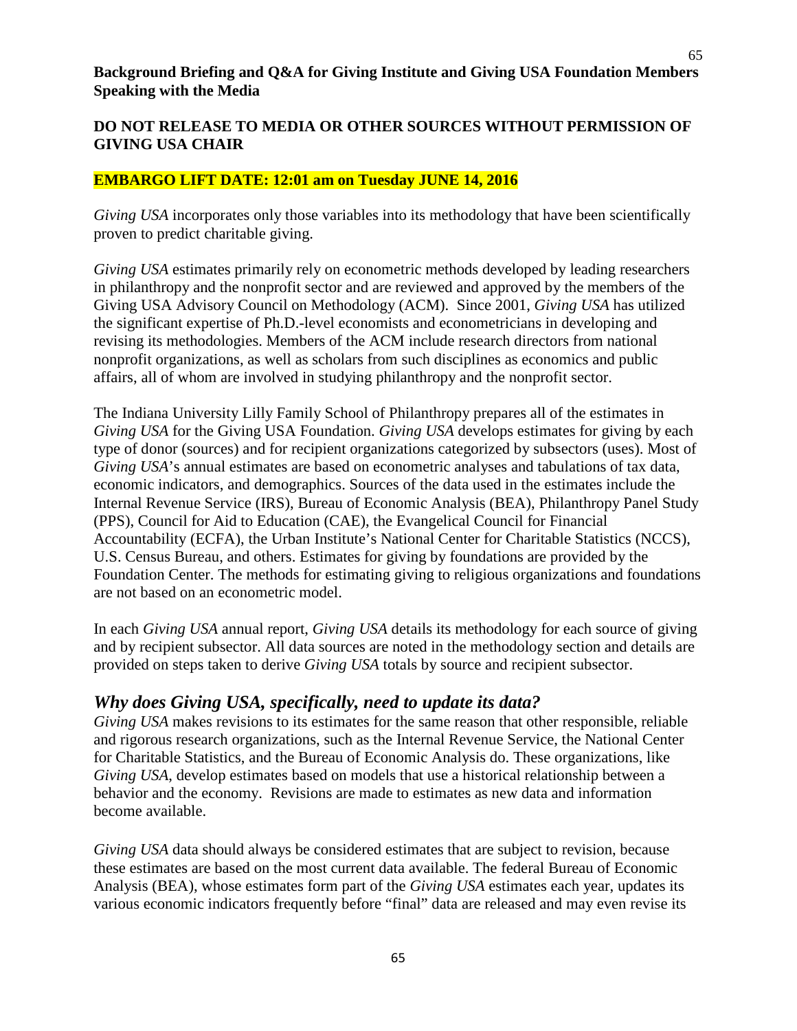**Background Briefing and Q&A for Giving Institute and Giving USA Foundation Members Speaking with the Media**

**DO NOT RELEASE TO MEDIA OR OTHER SOURCES WITHOUT PERMISSION OF GIVING USA CHAIR**

**EMBARGO LIFT DATE: 12:01 am on Tuesday JUNE 14, 2016**

*Giving USA* incorporates only those variables into its methodology that have been scientifically proven to predict charitable giving.

*Giving USA* estimates primarily rely on econometric methods developed by leading researchers in philanthropy and the nonprofit sector and are reviewed and approved by the members of the Giving USA Advisory Council on Methodology (ACM). Since 2001, *Giving USA* has utilized the significant expertise of Ph.D.-level economists and econometricians in developing and revising its methodologies. Members of the ACM include research directors from national nonprofit organizations, as well as scholars from such disciplines as economics and public affairs, all of whom are involved in studying philanthropy and the nonprofit sector.

The Indiana University Lilly Family School of Philanthropy prepares all of the estimates in *Giving USA* for the Giving USA Foundation. *Giving USA* develops estimates for giving by each type of donor (sources) and for recipient organizations categorized by subsectors (uses). Most of *Giving USA*'s annual estimates are based on econometric analyses and tabulations of tax data, economic indicators, and demographics. Sources of the data used in the estimates include the Internal Revenue Service (IRS), Bureau of Economic Analysis (BEA), Philanthropy Panel Study (PPS), Council for Aid to Education (CAE), the Evangelical Council for Financial Accountability (ECFA), the Urban Institute's National Center for Charitable Statistics (NCCS), U.S. Census Bureau, and others. Estimates for giving by foundations are provided by the Foundation Center. The methods for estimating giving to religious organizations and foundations are not based on an econometric model.

In each *Giving USA* annual report, *Giving USA* details its methodology for each source of giving and by recipient subsector. All data sources are noted in the methodology section and details are provided on steps taken to derive *Giving USA* totals by source and recipient subsector.

## *Why does Giving USA, specifically, need to update its data?*

*Giving USA* makes revisions to its estimates for the same reason that other responsible, reliable and rigorous research organizations, such as the Internal Revenue Service, the National Center for Charitable Statistics, and the Bureau of Economic Analysis do. These organizations, like *Giving USA*, develop estimates based on models that use a historical relationship between a behavior and the economy. Revisions are made to estimates as new data and information become available.

*Giving USA* data should always be considered estimates that are subject to revision, because these estimates are based on the most current data available. The federal Bureau of Economic Analysis (BEA), whose estimates form part of the *Giving USA* estimates each year, updates its various economic indicators frequently before "final" data are released and may even revise its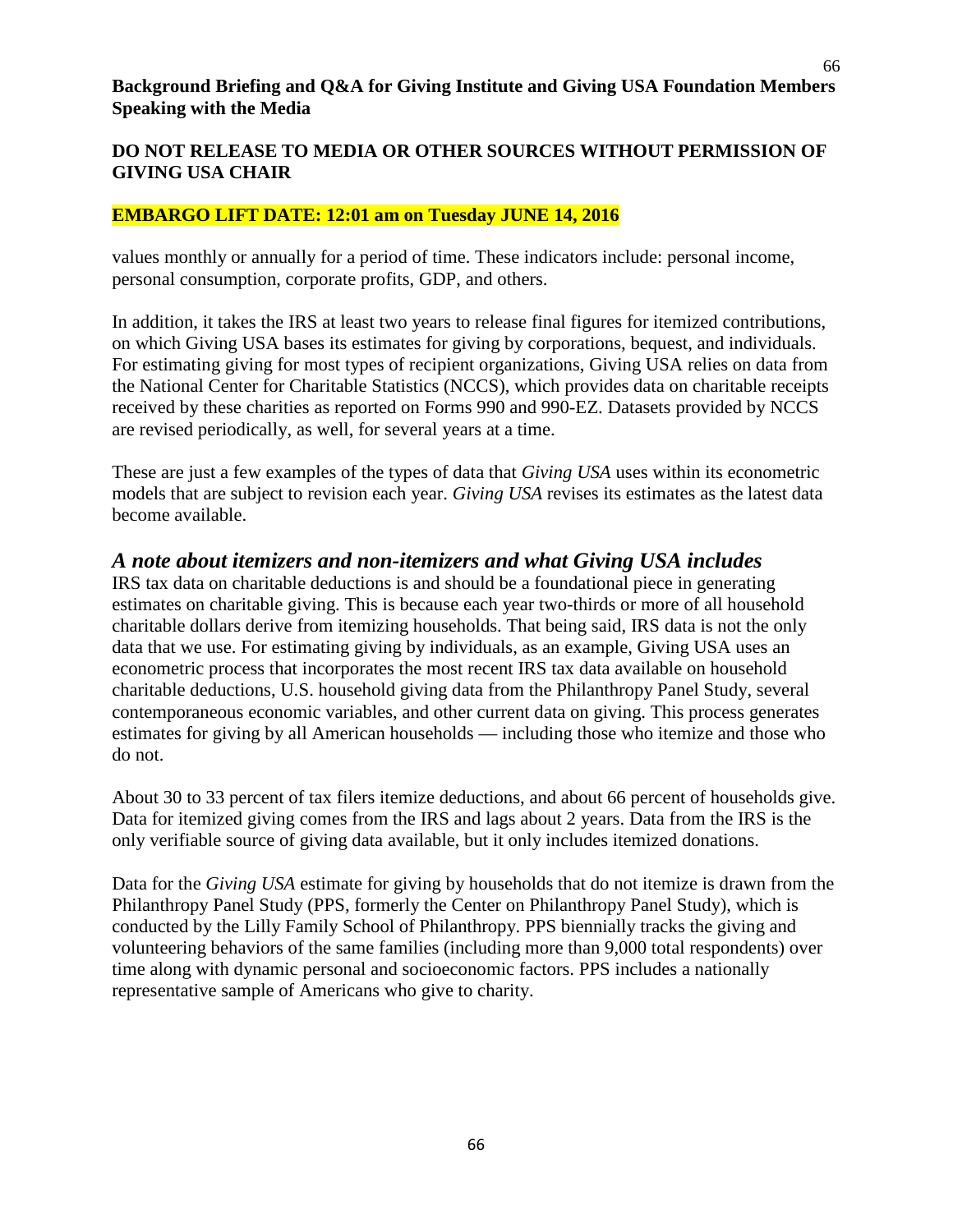values monthly or annually for a period of time. These indicators include: personal income, personal consumption, corporate profits, GDP, and others.

In addition, it takes the IRS at least two years to release final figures for itemized contributions, on which Giving USA bases its estimates for giving by corporations, bequest, and individuals. For estimating giving for most types of recipient organizations, Giving USA relies on data from the National Center for Charitable Statistics (NCCS), which provides data on charitable receipts received by these charities as reported on Forms 990 and 990-EZ. Datasets provided by NCCS are revised periodically, as well, for several years at a time.

These are just a few examples of the types of data that *Giving USA* uses within its econometric models that are subject to revision each year. *Giving USA* revises its estimates as the latest data become available.

## *A note about itemizers and non-itemizers and what Giving USA includes*

IRS tax data on charitable deductions is and should be a foundational piece in generating estimates on charitable giving. This is because each year two-thirds or more of all household charitable dollars derive from itemizing households. That being said, IRS data is not the only data that we use. For estimating giving by individuals, as an example, Giving USA uses an econometric process that incorporates the most recent IRS tax data available on household charitable deductions, U.S. household giving data from the Philanthropy Panel Study, several contemporaneous economic variables, and other current data on giving. This process generates estimates for giving by all American households — including those who itemize and those who do not.

About 30 to 33 percent of tax filers itemize deductions, and about 66 percent of households give. Data for itemized giving comes from the IRS and lags about 2 years. Data from the IRS is the only verifiable source of giving data available, but it only includes itemized donations.

Data for the *Giving USA* estimate for giving by households that do not itemize is drawn from the Philanthropy Panel Study (PPS, formerly the Center on Philanthropy Panel Study), which is conducted by the Lilly Family School of Philanthropy. PPS biennially tracks the giving and volunteering behaviors of the same families (including more than 9,000 total respondents) over time along with dynamic personal and socioeconomic factors. PPS includes a nationally representative sample of Americans who give to charity.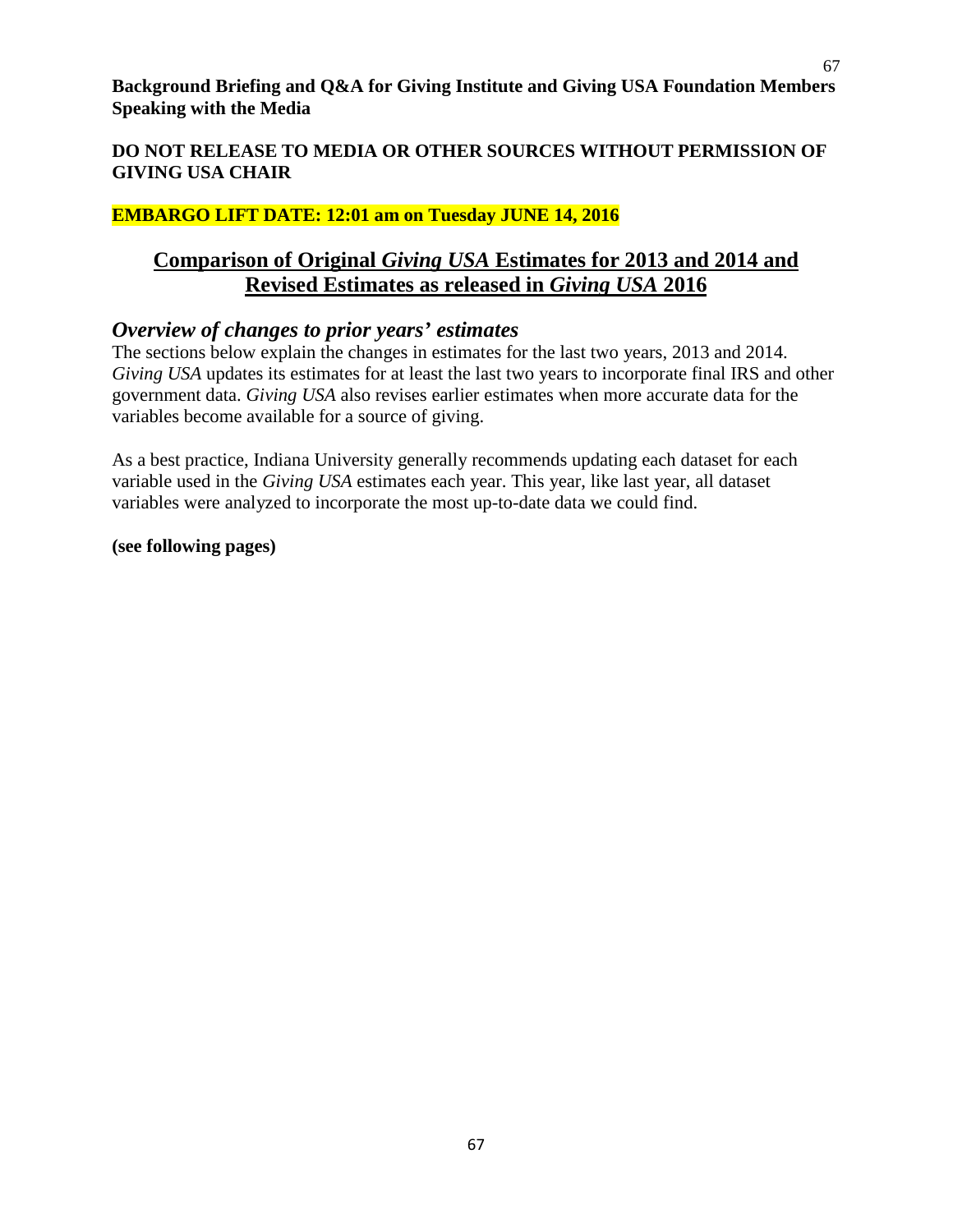**Background Briefing and Q&A for Giving Institute and Giving USA Foundation Members Speaking with the Media**

**DO NOT RELEASE TO MEDIA OR OTHER SOURCES WITHOUT PERMISSION OF GIVING USA CHAIR**

**EMBARGO LIFT DATE: 12:01 am on Tuesday JUNE 14, 2016**

## Comparison of Original *Giving USA* Estimates for 2013 and 2014 and Revised Estimates as released in *Giving USA* 2016

### *Overview of changes to prior years' estimates*

The sections below explain the changes in estimates for the last two years, 2013 and 2014. *Giving USA* updates its estimates for at least the last two years to incorporate final IRS and other government data. *Giving USA* also revises earlier estimates when more accurate data for the variables become available for a source of giving.

As a best practice, Indiana University generally recommends updating each dataset for each variable used in the *Giving USA* estimates each year. This year, like last year, all dataset variables were analyzed to incorporate the most up-to-date data we could find.

**(see following pages)**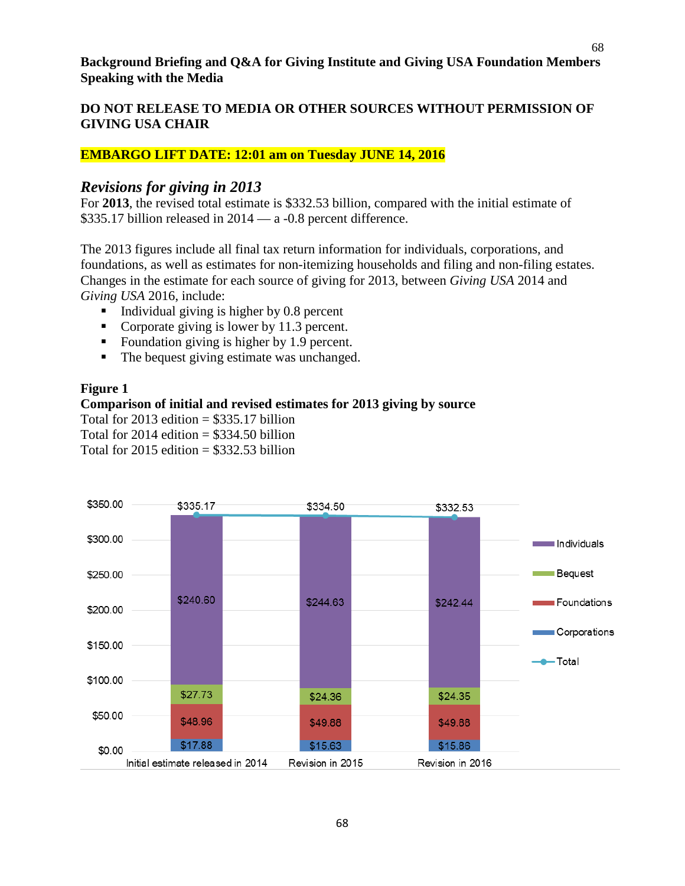**Background Briefing and Q&A for Giving Institute and Giving USA Foundation Members Speaking with the Media**

**DO NOT RELEASE TO MEDIA OR OTHER SOURCES WITHOUT PERMISSION OF GIVING USA CHAIR**

**EMBARGO LIFT DATE: 12:01 am on Tuesday JUNE 14, 2016**

## *Revisions for giving in 2013*

For **2013**, the revised total estimate is $332.53 billion, compared with the initial estimate of $335.17 billion released in 2014 — a -0.8 percent difference.

The 2013 figures include all final tax return information for individuals, corporations, and foundations, as well as estimates for non-itemizing households and filing and non-filing estates. Changes in the estimate for each source of giving for 2013, between *Giving USA* 2014 and *Giving USA* 2016, include:

- Individual giving is higher by 0.8 percent
- Corporate giving is lower by 11.3 percent.
- Foundation giving is higher by 1.9 percent.
- The bequest giving estimate was unchanged.

**Figure 1**

**Comparison of initial and revised estimates for 2013 giving by source**

Total for 2013 edition = $335.17 billion
Total for 2014 edition = $334.50 billion
Total for 2015 edition = $332.53 billion

| | Initial estimate released in 2014 | Revision in 2015 | Revision in 2016 |
|---|---|---|---|
| Individuals | $240.60 | $244.63 | $242.44 |
| Bequest | $27.73 | $24.36 | $24.35 |
| Foundations | $48.96 | $49.88 | $49.88 |
| Corporations | $17.88 | $15.63 | $15.86 |
| Total | $335.17 | $334.50 | $332.53 |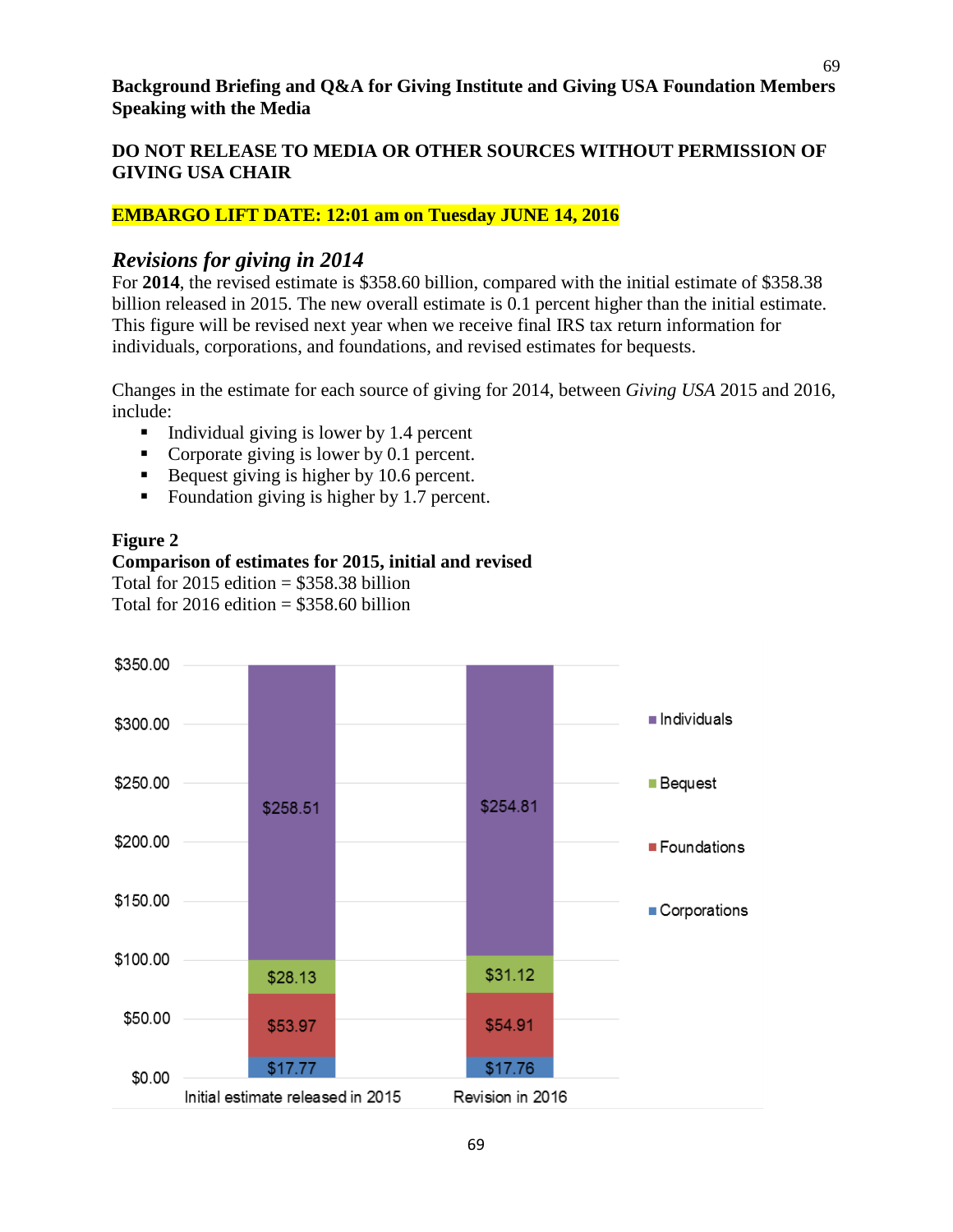**Background Briefing and Q&A for Giving Institute and Giving USA Foundation Members Speaking with the Media**

**DO NOT RELEASE TO MEDIA OR OTHER SOURCES WITHOUT PERMISSION OF GIVING USA CHAIR**

**EMBARGO LIFT DATE: 12:01 am on Tuesday JUNE 14, 2016**

## *Revisions for giving in 2014*

For **2014**, the revised estimate is $358.60 billion, compared with the initial estimate of $358.38 billion released in 2015. The new overall estimate is 0.1 percent higher than the initial estimate. This figure will be revised next year when we receive final IRS tax return information for individuals, corporations, and foundations, and revised estimates for bequests.

Changes in the estimate for each source of giving for 2014, between *Giving USA* 2015 and 2016, include:

- Individual giving is lower by 1.4 percent
- Corporate giving is lower by 0.1 percent.
- Bequest giving is higher by 10.6 percent.
- Foundation giving is higher by 1.7 percent.

**Figure 2**
**Comparison of estimates for 2015, initial and revised**
Total for 2015 edition = $358.38 billion
Total for 2016 edition = $358.60 billion

| | Initial estimate released in 2015 | Revision in 2016 |
|---|---|---|
| Individuals | $258.51 | $254.81 |
| Bequest | $28.13 | $31.12 |
| Foundations | $53.97 | $54.91 |
| Corporations | $17.77 | $17.76 |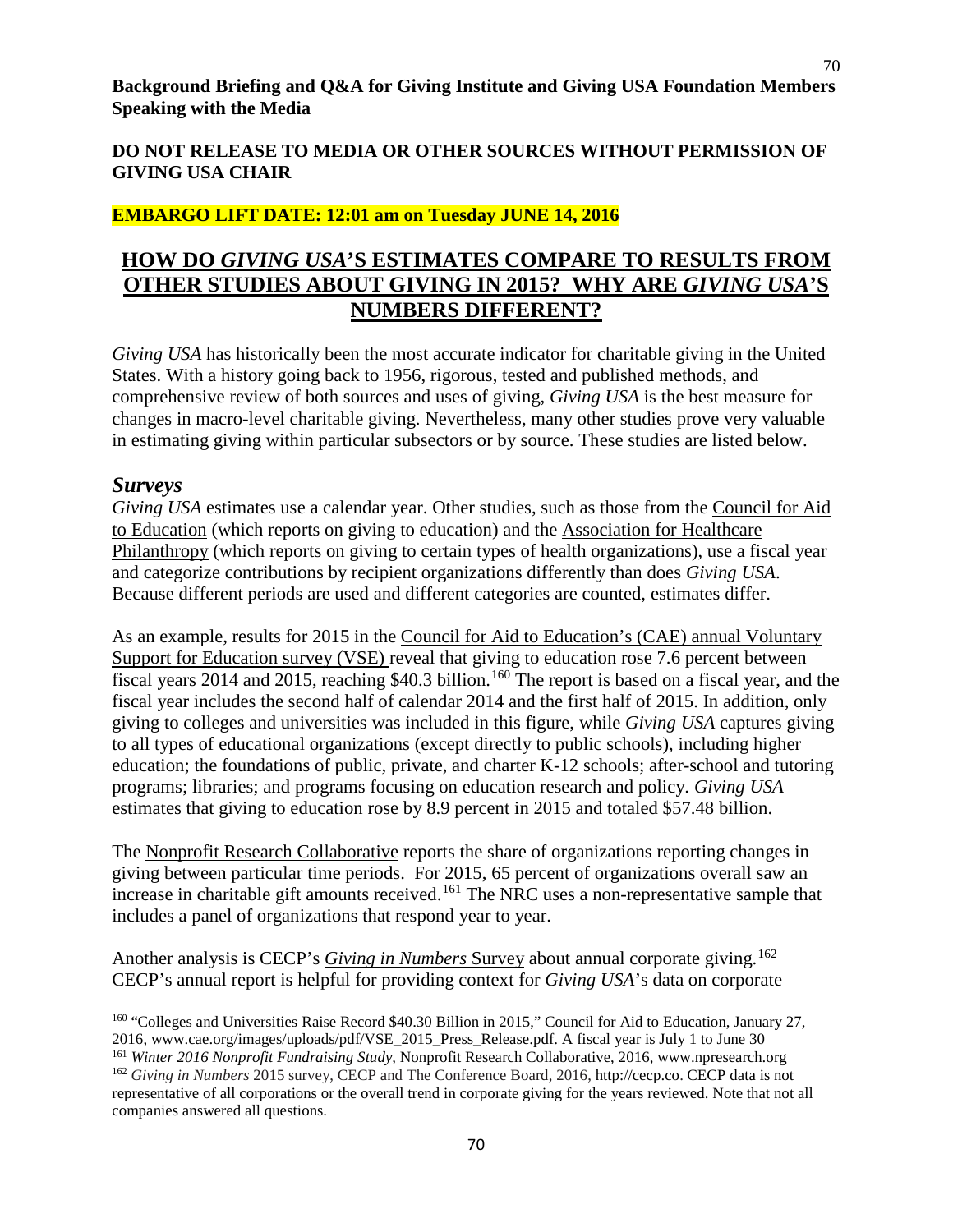**Background Briefing and Q&A for Giving Institute and Giving USA Foundation Members Speaking with the Media**

**DO NOT RELEASE TO MEDIA OR OTHER SOURCES WITHOUT PERMISSION OF GIVING USA CHAIR**

**EMBARGO LIFT DATE: 12:01 am on Tuesday JUNE 14, 2016**

# HOW DO *GIVING USA*'S ESTIMATES COMPARE TO RESULTS FROM OTHER STUDIES ABOUT GIVING IN 2015? WHY ARE *GIVING USA*'S NUMBERS DIFFERENT?

*Giving USA* has historically been the most accurate indicator for charitable giving in the United States. With a history going back to 1956, rigorous, tested and published methods, and comprehensive review of both sources and uses of giving, *Giving USA* is the best measure for changes in macro-level charitable giving. Nevertheless, many other studies prove very valuable in estimating giving within particular subsectors or by source. These studies are listed below.

## *Surveys*

*Giving USA* estimates use a calendar year. Other studies, such as those from the Council for Aid to Education (which reports on giving to education) and the Association for Healthcare Philanthropy (which reports on giving to certain types of health organizations), use a fiscal year and categorize contributions by recipient organizations differently than does *Giving USA*. Because different periods are used and different categories are counted, estimates differ.

As an example, results for 2015 in the Council for Aid to Education's (CAE) annual Voluntary Support for Education survey (VSE) reveal that giving to education rose 7.6 percent between fiscal years 2014 and 2015, reaching \$40.3 billion.[160] The report is based on a fiscal year, and the fiscal year includes the second half of calendar 2014 and the first half of 2015. In addition, only giving to colleges and universities was included in this figure, while *Giving USA* captures giving to all types of educational organizations (except directly to public schools), including higher education; the foundations of public, private, and charter K-12 schools; after-school and tutoring programs; libraries; and programs focusing on education research and policy. *Giving USA* estimates that giving to education rose by 8.9 percent in 2015 and totaled \$57.48 billion.

The Nonprofit Research Collaborative reports the share of organizations reporting changes in giving between particular time periods. For 2015, 65 percent of organizations overall saw an increase in charitable gift amounts received.[161] The NRC uses a non-representative sample that includes a panel of organizations that respond year to year.

Another analysis is CECP's *Giving in Numbers* Survey about annual corporate giving.[162] CECP's annual report is helpful for providing context for *Giving USA*'s data on corporate

---

[160] "Colleges and Universities Raise Record \$40.30 Billion in 2015," Council for Aid to Education, January 27, 2016, www.cae.org/images/uploads/pdf/VSE_2015_Press_Release.pdf. A fiscal year is July 1 to June 30

[161] *Winter 2016 Nonprofit Fundraising Study*, Nonprofit Research Collaborative, 2016, www.npresearch.org

[162] *Giving in Numbers* 2015 survey, CECP and The Conference Board, 2016, http://cecp.co. CECP data is not representative of all corporations or the overall trend in corporate giving for the years reviewed. Note that not all companies answered all questions.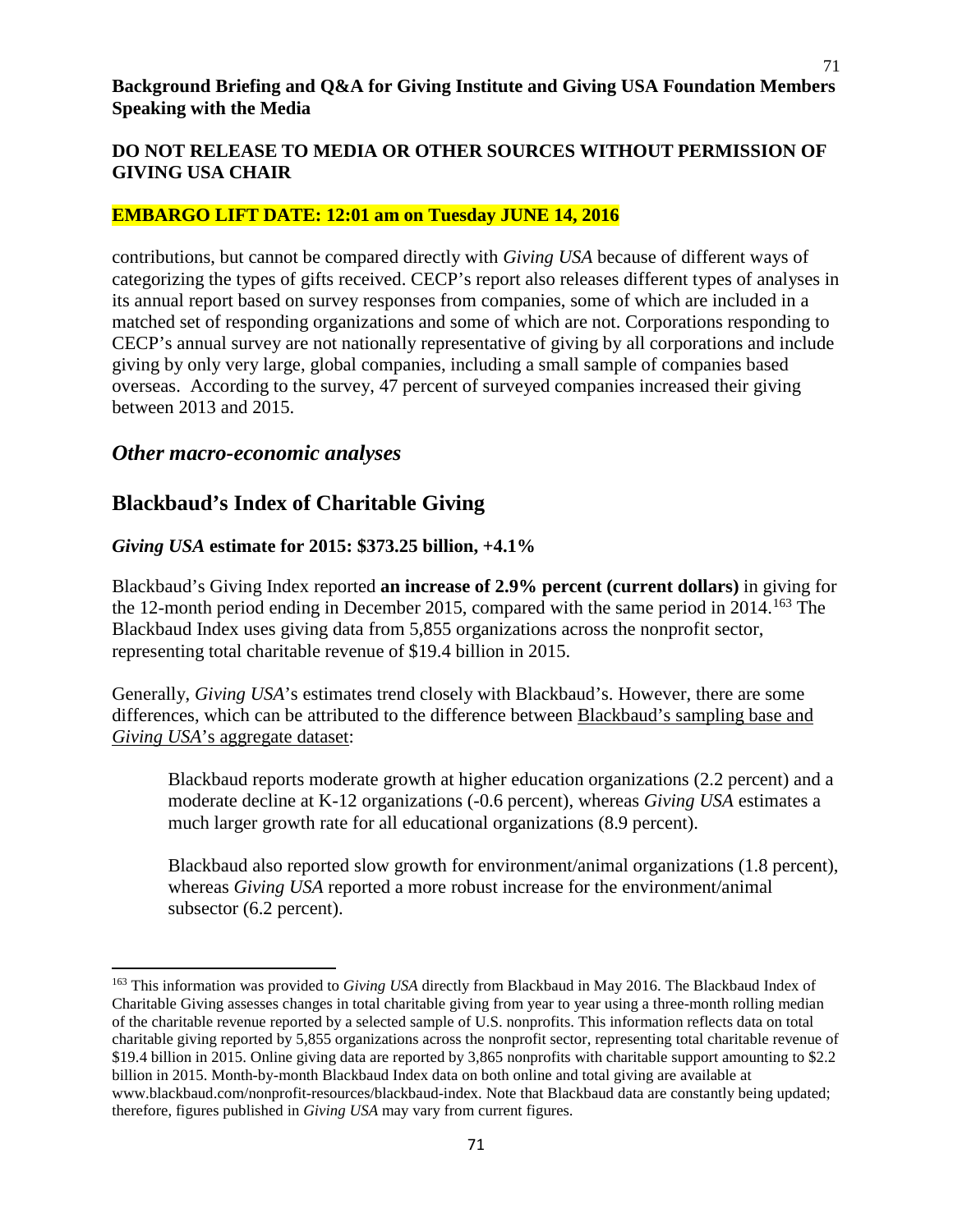contributions, but cannot be compared directly with *Giving USA* because of different ways of categorizing the types of gifts received. CECP's report also releases different types of analyses in its annual report based on survey responses from companies, some of which are included in a matched set of responding organizations and some of which are not. Corporations responding to CECP's annual survey are not nationally representative of giving by all corporations and include giving by only very large, global companies, including a small sample of companies based overseas. According to the survey, 47 percent of surveyed companies increased their giving between 2013 and 2015.

## *Other macro-economic analyses*

## Blackbaud's Index of Charitable Giving

***Giving USA* estimate for 2015: $373.25 billion, +4.1%**

Blackbaud's Giving Index reported **an increase of 2.9% percent (current dollars)** in giving for the 12-month period ending in December 2015, compared with the same period in 2014.[163] The Blackbaud Index uses giving data from 5,855 organizations across the nonprofit sector, representing total charitable revenue of $19.4 billion in 2015.

Generally, *Giving USA*'s estimates trend closely with Blackbaud's. However, there are some differences, which can be attributed to the difference between Blackbaud's sampling base and *Giving USA*'s aggregate dataset:

> Blackbaud reports moderate growth at higher education organizations (2.2 percent) and a moderate decline at K-12 organizations (-0.6 percent), whereas *Giving USA* estimates a much larger growth rate for all educational organizations (8.9 percent).
>
> Blackbaud also reported slow growth for environment/animal organizations (1.8 percent), whereas *Giving USA* reported a more robust increase for the environment/animal subsector (6.2 percent).

---

[163] This information was provided to *Giving USA* directly from Blackbaud in May 2016. The Blackbaud Index of Charitable Giving assesses changes in total charitable giving from year to year using a three-month rolling median of the charitable revenue reported by a selected sample of U.S. nonprofits. This information reflects data on total charitable giving reported by 5,855 organizations across the nonprofit sector, representing total charitable revenue of $19.4 billion in 2015. Online giving data are reported by 3,865 nonprofits with charitable support amounting to $2.2 billion in 2015. Month-by-month Blackbaud Index data on both online and total giving are available at www.blackbaud.com/nonprofit-resources/blackbaud-index. Note that Blackbaud data are constantly being updated; therefore, figures published in *Giving USA* may vary from current figures.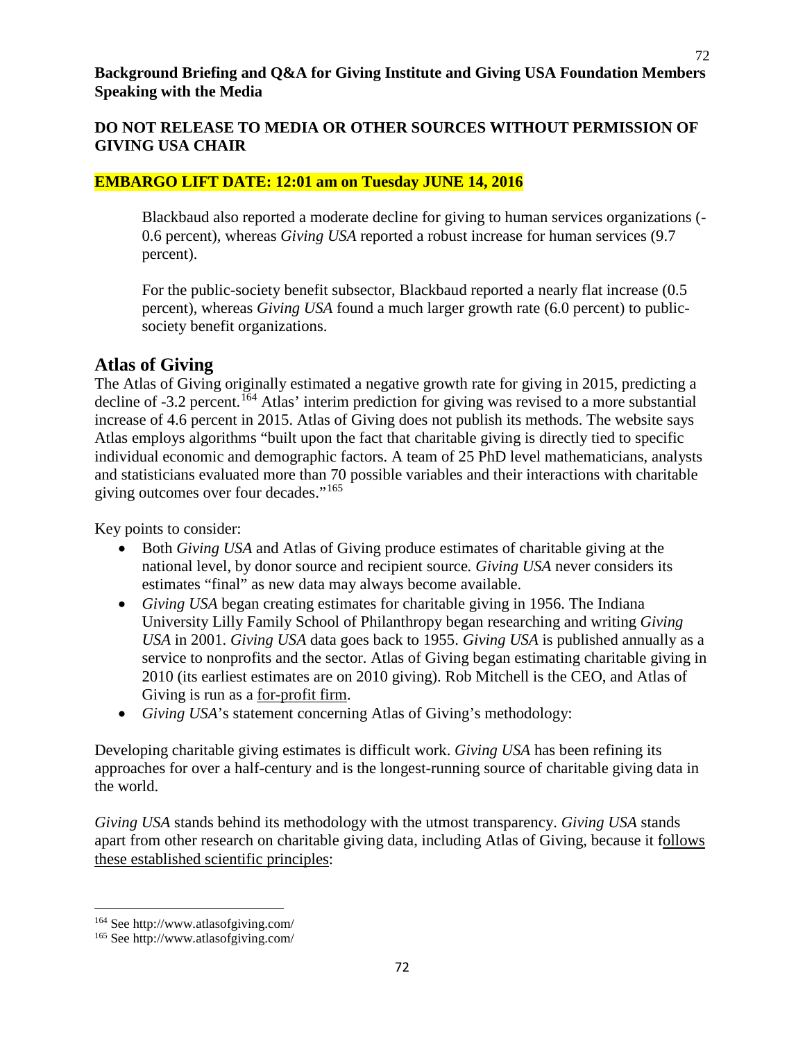**Background Briefing and Q&A for Giving Institute and Giving USA Foundation Members Speaking with the Media**

**DO NOT RELEASE TO MEDIA OR OTHER SOURCES WITHOUT PERMISSION OF GIVING USA CHAIR**

**EMBARGO LIFT DATE: 12:01 am on Tuesday JUNE 14, 2016**

> Blackbaud also reported a moderate decline for giving to human services organizations (-0.6 percent), whereas *Giving USA* reported a robust increase for human services (9.7 percent).
>
> For the public-society benefit subsector, Blackbaud reported a nearly flat increase (0.5 percent), whereas *Giving USA* found a much larger growth rate (6.0 percent) to public-society benefit organizations.

## Atlas of Giving

The Atlas of Giving originally estimated a negative growth rate for giving in 2015, predicting a decline of -3.2 percent.[164] Atlas' interim prediction for giving was revised to a more substantial increase of 4.6 percent in 2015. Atlas of Giving does not publish its methods. The website says Atlas employs algorithms "built upon the fact that charitable giving is directly tied to specific individual economic and demographic factors. A team of 25 PhD level mathematicians, analysts and statisticians evaluated more than 70 possible variables and their interactions with charitable giving outcomes over four decades."[165]

Key points to consider:

- Both *Giving USA* and Atlas of Giving produce estimates of charitable giving at the national level, by donor source and recipient source. *Giving USA* never considers its estimates "final" as new data may always become available.
- *Giving USA* began creating estimates for charitable giving in 1956. The Indiana University Lilly Family School of Philanthropy began researching and writing *Giving USA* in 2001. *Giving USA* data goes back to 1955. *Giving USA* is published annually as a service to nonprofits and the sector. Atlas of Giving began estimating charitable giving in 2010 (its earliest estimates are on 2010 giving). Rob Mitchell is the CEO, and Atlas of Giving is run as a for-profit firm.
- *Giving USA*'s statement concerning Atlas of Giving's methodology:

Developing charitable giving estimates is difficult work. *Giving USA* has been refining its approaches for over a half-century and is the longest-running source of charitable giving data in the world.

*Giving USA* stands behind its methodology with the utmost transparency. *Giving USA* stands apart from other research on charitable giving data, including Atlas of Giving, because it follows these established scientific principles:

---

[164] See http://www.atlasofgiving.com/

[165] See http://www.atlasofgiving.com/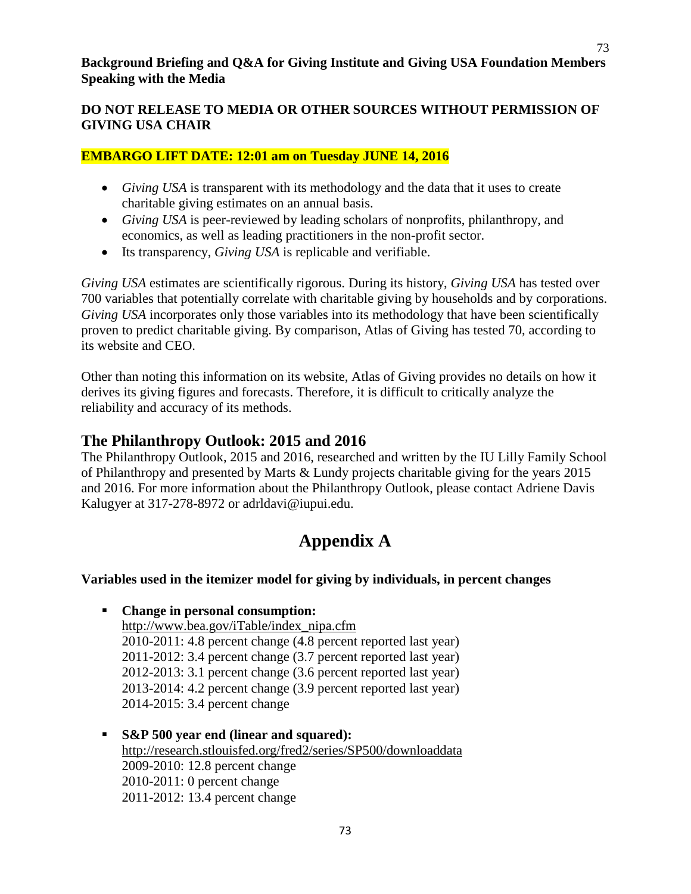**Background Briefing and Q&A for Giving Institute and Giving USA Foundation Members Speaking with the Media**

**DO NOT RELEASE TO MEDIA OR OTHER SOURCES WITHOUT PERMISSION OF GIVING USA CHAIR**

**EMBARGO LIFT DATE: 12:01 am on Tuesday JUNE 14, 2016**

- *Giving USA* is transparent with its methodology and the data that it uses to create charitable giving estimates on an annual basis.
- *Giving USA* is peer-reviewed by leading scholars of nonprofits, philanthropy, and economics, as well as leading practitioners in the non-profit sector.
- Its transparency, *Giving USA* is replicable and verifiable.

*Giving USA* estimates are scientifically rigorous. During its history, *Giving USA* has tested over 700 variables that potentially correlate with charitable giving by households and by corporations. *Giving USA* incorporates only those variables into its methodology that have been scientifically proven to predict charitable giving. By comparison, Atlas of Giving has tested 70, according to its website and CEO.

Other than noting this information on its website, Atlas of Giving provides no details on how it derives its giving figures and forecasts. Therefore, it is difficult to critically analyze the reliability and accuracy of its methods.

## The Philanthropy Outlook: 2015 and 2016

The Philanthropy Outlook, 2015 and 2016, researched and written by the IU Lilly Family School of Philanthropy and presented by Marts & Lundy projects charitable giving for the years 2015 and 2016. For more information about the Philanthropy Outlook, please contact Adriene Davis Kalugyer at 317-278-8972 or adrldavi@iupui.edu.

# Appendix A

**Variables used in the itemizer model for giving by individuals, in percent changes**

- **Change in personal consumption:**
  http://www.bea.gov/iTable/index_nipa.cfm
  2010-2011: 4.8 percent change (4.8 percent reported last year)
  2011-2012: 3.4 percent change (3.7 percent reported last year)
  2012-2013: 3.1 percent change (3.6 percent reported last year)
  2013-2014: 4.2 percent change (3.9 percent reported last year)
  2014-2015: 3.4 percent change

- **S&P 500 year end (linear and squared):**
  http://research.stlouisfed.org/fred2/series/SP500/downloaddata
  2009-2010: 12.8 percent change
  2010-2011: 0 percent change
  2011-2012: 13.4 percent change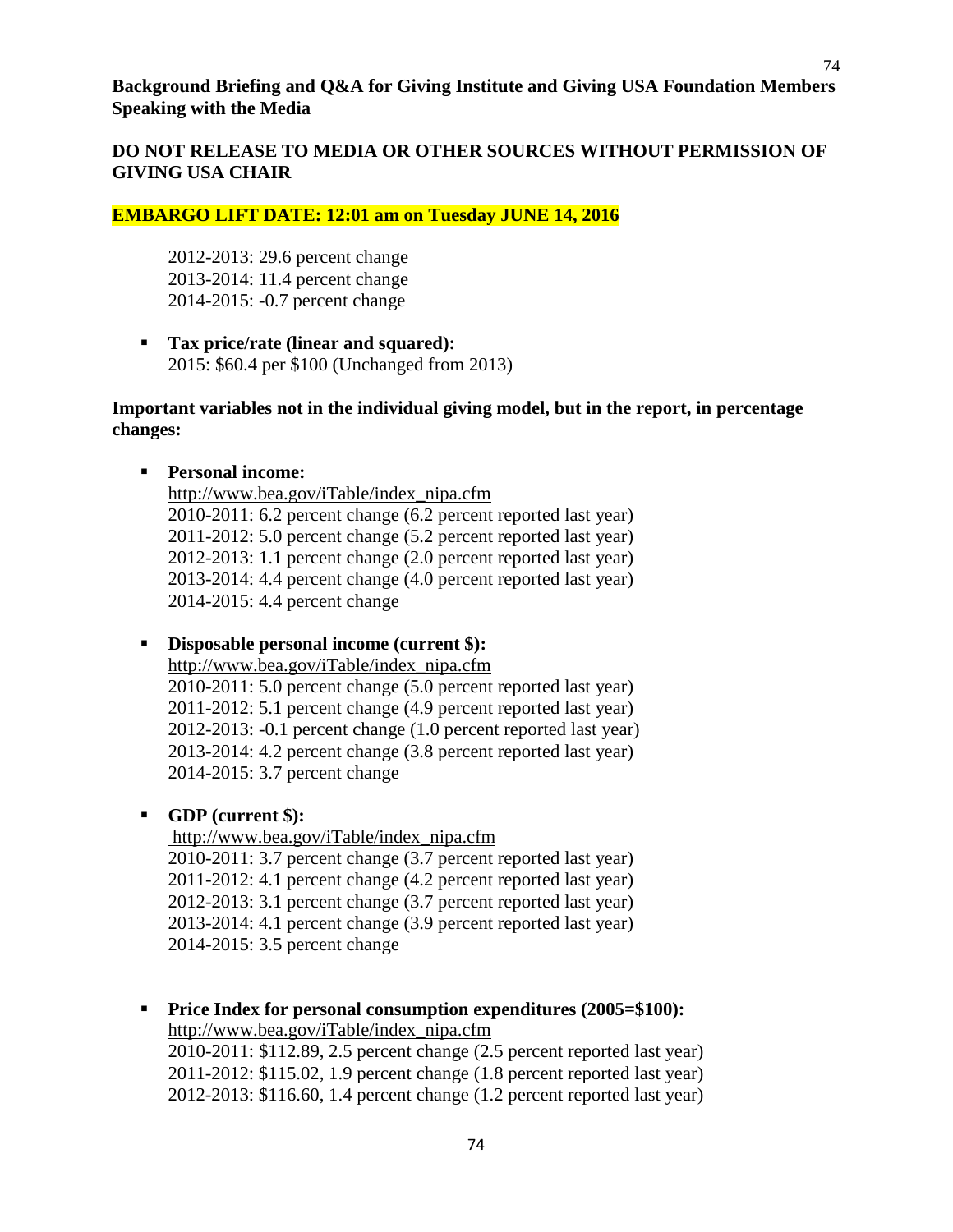**Background Briefing and Q&A for Giving Institute and Giving USA Foundation Members Speaking with the Media**

**DO NOT RELEASE TO MEDIA OR OTHER SOURCES WITHOUT PERMISSION OF GIVING USA CHAIR**

**EMBARGO LIFT DATE: 12:01 am on Tuesday JUNE 14, 2016**

2012-2013: 29.6 percent change
2013-2014: 11.4 percent change
2014-2015: -0.7 percent change

- **Tax price/rate (linear and squared):**
  2015: $60.4 per $100 (Unchanged from 2013)

**Important variables not in the individual giving model, but in the report, in percentage changes:**

- **Personal income:**
  http://www.bea.gov/iTable/index_nipa.cfm
  2010-2011: 6.2 percent change (6.2 percent reported last year)
  2011-2012: 5.0 percent change (5.2 percent reported last year)
  2012-2013: 1.1 percent change (2.0 percent reported last year)
  2013-2014: 4.4 percent change (4.0 percent reported last year)
  2014-2015: 4.4 percent change

- **Disposable personal income (current $):**
  http://www.bea.gov/iTable/index_nipa.cfm
  2010-2011: 5.0 percent change (5.0 percent reported last year)
  2011-2012: 5.1 percent change (4.9 percent reported last year)
  2012-2013: -0.1 percent change (1.0 percent reported last year)
  2013-2014: 4.2 percent change (3.8 percent reported last year)
  2014-2015: 3.7 percent change

- **GDP (current $):**
  http://www.bea.gov/iTable/index_nipa.cfm
  2010-2011: 3.7 percent change (3.7 percent reported last year)
  2011-2012: 4.1 percent change (4.2 percent reported last year)
  2012-2013: 3.1 percent change (3.7 percent reported last year)
  2013-2014: 4.1 percent change (3.9 percent reported last year)
  2014-2015: 3.5 percent change

- **Price Index for personal consumption expenditures (2005=$100):**
  http://www.bea.gov/iTable/index_nipa.cfm
  2010-2011: $112.89, 2.5 percent change (2.5 percent reported last year)
  2011-2012: $115.02, 1.9 percent change (1.8 percent reported last year)
  2012-2013: $116.60, 1.4 percent change (1.2 percent reported last year)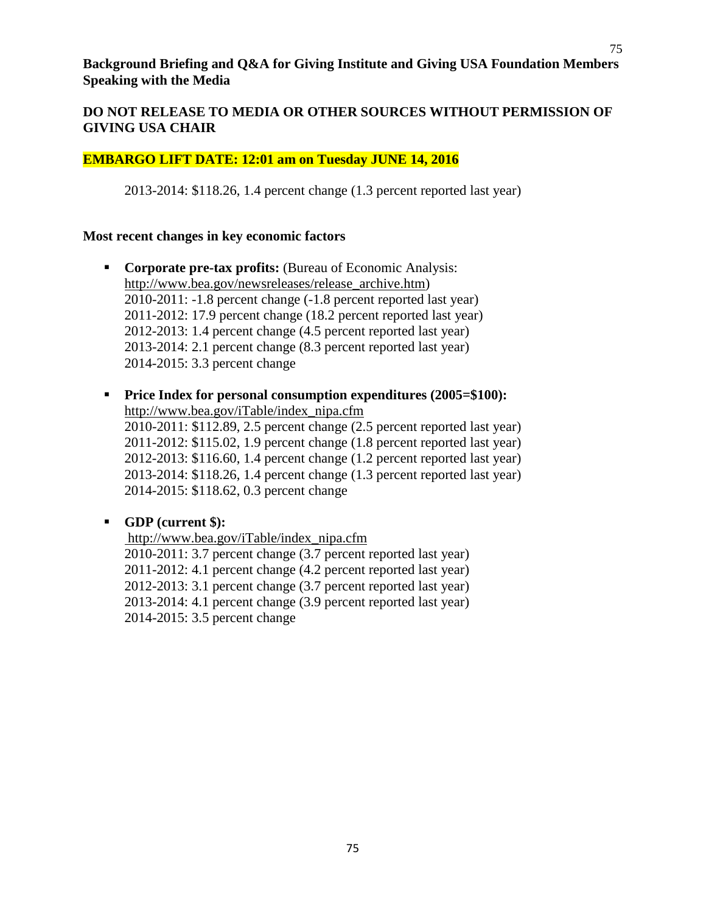**Background Briefing and Q&A for Giving Institute and Giving USA Foundation Members Speaking with the Media**

**DO NOT RELEASE TO MEDIA OR OTHER SOURCES WITHOUT PERMISSION OF GIVING USA CHAIR**

**EMBARGO LIFT DATE: 12:01 am on Tuesday JUNE 14, 2016**

2013-2014: $118.26, 1.4 percent change (1.3 percent reported last year)

**Most recent changes in key economic factors**

- **Corporate pre-tax profits:** (Bureau of Economic Analysis: http://www.bea.gov/newsreleases/release_archive.htm)
  2010-2011: -1.8 percent change (-1.8 percent reported last year)
  2011-2012: 17.9 percent change (18.2 percent reported last year)
  2012-2013: 1.4 percent change (4.5 percent reported last year)
  2013-2014: 2.1 percent change (8.3 percent reported last year)
  2014-2015: 3.3 percent change

- **Price Index for personal consumption expenditures (2005=$100):** http://www.bea.gov/iTable/index_nipa.cfm
  2010-2011: $112.89, 2.5 percent change (2.5 percent reported last year)
  2011-2012: $115.02, 1.9 percent change (1.8 percent reported last year)
  2012-2013: $116.60, 1.4 percent change (1.2 percent reported last year)
  2013-2014: $118.26, 1.4 percent change (1.3 percent reported last year)
  2014-2015: $118.62, 0.3 percent change

- **GDP (current $):**
  http://www.bea.gov/iTable/index_nipa.cfm
  2010-2011: 3.7 percent change (3.7 percent reported last year)
  2011-2012: 4.1 percent change (4.2 percent reported last year)
  2012-2013: 3.1 percent change (3.7 percent reported last year)
  2013-2014: 4.1 percent change (3.9 percent reported last year)
  2014-2015: 3.5 percent change